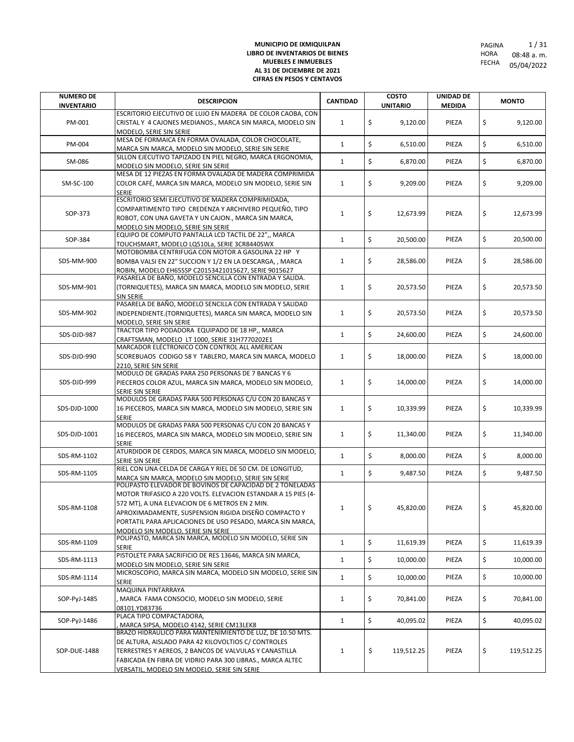**MUNICIPIO DE IXMIQUILPAN**
**LIBRO DE INVENTARIOS DE BIENES MUEBLES E INMUEBLES**
**AL 31 DE DICIEMBRE DE 2021**
**CIFRAS EN PESOS Y CENTAVOS**

HORA 08:48 a. m.
FECHA 05/04/2022

| NUMERO DE INVENTARIO | DESCRIPCION | CANTIDAD | COSTO UNITARIO | UNIDAD DE MEDIDA | MONTO |
|---|---|---|---|---|---|
| PM-001 | ESCRITORIO EJECUTIVO DE LUJO EN MADERA DE COLOR CAOBA, CON CRISTAL Y 4 CAJONES MEDIANOS., MARCA SIN MARCA, MODELO SIN MODELO, SERIE SIN SERIE | 1 | $ 9,120.00 | PIEZA | $ 9,120.00 |
| PM-004 | MESA DE FORMAICA EN FORMA OVALADA, COLOR CHOCOLATE, MARCA SIN MARCA, MODELO SIN MODELO, SERIE SIN SERIE | 1 | $ 6,510.00 | PIEZA | $ 6,510.00 |
| SM-086 | SILLON EJECUTIVO TAPIZADO EN PIEL NEGRO, MARCA ERGONOMIA, MODELO SIN MODELO, SERIE SIN SERIE | 1 | $ 6,870.00 | PIEZA | $ 6,870.00 |
| SM-SC-100 | MESA DE 12 PIEZAS EN FORMA OVALADA DE MADERA COMPRIMIDA COLOR CAFÉ, MARCA SIN MARCA, MODELO SIN MODELO, SERIE SIN SERIE | 1 | $ 9,209.00 | PIEZA | $ 9,209.00 |
| SOP-373 | ESCRITORIO SEMI EJECUTIVO DE MADERA COMPRIMIDADA, COMPARTIMENTO TIPO CREDENZA Y ARCHIVERO PEQUEÑO, TIPO ROBOT, CON UNA GAVETA Y UN CAJON., MARCA SIN MARCA, MODELO SIN MODELO, SERIE SIN SERIE | 1 | $ 12,673.99 | PIEZA | $ 12,673.99 |
| SOP-384 | EQUIPO DE COMPUTO PANTALLA LCD TACTIL DE 22", MARCA TOUCHSMART, MODELO LQ510La, SERIE 3CR8440SWX | 1 | $ 20,500.00 | PIEZA | $ 20,500.00 |
| SDS-MM-900 | MOTOBOMBA CENTRIFUGA CON MOTOR A GASOLINA 22 HP Y BOMBA VALSI EN 22" SUCCION Y 1/2 EN LA DESCARGA, , MARCA ROBIN, MODELO EH65SSP C20153421015627, SERIE 9015627 | 1 | $ 28,586.00 | PIEZA | $ 28,586.00 |
| SDS-MM-901 | PASARELA DE BAÑO, MODELO SENCILLA CON ENTRADA Y SALIDA. (TORNIQUETES), MARCA SIN MARCA, MODELO SIN MODELO, SERIE SIN SERIE | 1 | $ 20,573.50 | PIEZA | $ 20,573.50 |
| SDS-MM-902 | PASARELA DE BAÑO, MODELO SENCILLA CON ENTRADA Y SALIDAD INDEPENDIENTE.(TORNIQUETES), MARCA SIN MARCA, MODELO SIN MODELO, SERIE SIN SERIE | 1 | $ 20,573.50 | PIEZA | $ 20,573.50 |
| SDS-DJD-987 | TRACTOR TIPO PODADORA EQUIPADO DE 18 HP,, MARCA CRAFTSMAN, MODELO LT 1000, SERIE 31H7770202E1 | 1 | $ 24,600.00 | PIEZA | $ 24,600.00 |
| SDS-DJD-990 | MARCADOR ELECTRONICO CON CONTROL ALL AMERICAN SCOREBUAOS CODIGO 58 Y TABLERO, MARCA SIN MARCA, MODELO 2210, SERIE SIN SERIE | 1 | $ 18,000.00 | PIEZA | $ 18,000.00 |
| SDS-DJD-999 | MODULO DE GRADAS PARA 250 PERSONAS DE 7 BANCAS Y 6 PIECEROS COLOR AZUL, MARCA SIN MARCA, MODELO SIN MODELO, SERIE SIN SERIE | 1 | $ 14,000.00 | PIEZA | $ 14,000.00 |
| SDS-DJD-1000 | MODULOS DE GRADAS PARA 500 PERSONAS C/U CON 20 BANCAS Y 16 PIECEROS, MARCA SIN MARCA, MODELO SIN MODELO, SERIE SIN SERIE | 1 | $ 10,339.99 | PIEZA | $ 10,339.99 |
| SDS-DJD-1001 | MODULOS DE GRADAS PARA 500 PERSONAS C/U CON 20 BANCAS Y 16 PIECEROS, MARCA SIN MARCA, MODELO SIN MODELO, SERIE SIN SERIE | 1 | $ 11,340.00 | PIEZA | $ 11,340.00 |
| SDS-RM-1102 | ATURDIDOR DE CERDOS, MARCA SIN MARCA, MODELO SIN MODELO, SERIE SIN SERIE | 1 | $ 8,000.00 | PIEZA | $ 8,000.00 |
| SDS-RM-1105 | RIEL CON UNA CELDA DE CARGA Y RIEL DE 50 CM. DE LONGITUD, MARCA SIN MARCA, MODELO SIN MODELO, SERIE SIN SERIE | 1 | $ 9,487.50 | PIEZA | $ 9,487.50 |
| SDS-RM-1108 | POLIPASTO ELEVADOR DE BOVINOS DE CAPACIDAD DE 2 TONELADAS MOTOR TRIFASICO A 220 VOLTS. ELEVACION ESTANDAR A 15 PIES (4-572 MT), A UNA ELEVACION DE 6 METROS EN 2 MIN. APROXIMADAMENTE, SUSPENSION RIGIDA DISEÑO COMPACTO Y PORTATIL PARA APLICACIONES DE USO PESADO, MARCA SIN MARCA, MODELO SIN MODELO, SERIE SIN SERIE | 1 | $ 45,820.00 | PIEZA | $ 45,820.00 |
| SDS-RM-1109 | POLIPASTO, MARCA SIN MARCA, MODELO SIN MODELO, SERIE SIN SERIE | 1 | $ 11,619.39 | PIEZA | $ 11,619.39 |
| SDS-RM-1113 | PISTOLETE PARA SACRIFICIO DE RES 13646, MARCA SIN MARCA, MODELO SIN MODELO, SERIE SIN SERIE | 1 | $ 10,000.00 | PIEZA | $ 10,000.00 |
| SDS-RM-1114 | MICROSCOPIO, MARCA SIN MARCA, MODELO SIN MODELO, SERIE SIN SERIE | 1 | $ 10,000.00 | PIEZA | $ 10,000.00 |
| SOP-PyJ-1485 | MAQUINA PINTARRAYA , MARCA FAMA CONSOCIO, MODELO SIN MODELO, SERIE 08101.YD83736 | 1 | $ 70,841.00 | PIEZA | $ 70,841.00 |
| SOP-PyJ-1486 | PLACA TIPO COMPACTADORA, , MARCA SIPSA, MODELO 4142, SERIE CM13LEK8 | 1 | $ 40,095.02 | PIEZA | $ 40,095.02 |
| SOP-DUE-1488 | BRAZO HIDRAULICO PARA MANTENIMIENTO DE LUZ, DE 10.50 MTS. DE ALTURA, AISLADO PARA 42 KILOVOLTIOS C/ CONTROLES TERRESTRES Y AEREOS, 2 BANCOS DE VALVULAS Y CANASTILLA FABICADA EN FIBRA DE VIDRIO PARA 300 LIBRAS., MARCA ALTEC VERSATIL, MODELO SIN MODELO, SERIE SIN SERIE | 1 | $ 119,512.25 | PIEZA | $ 119,512.25 |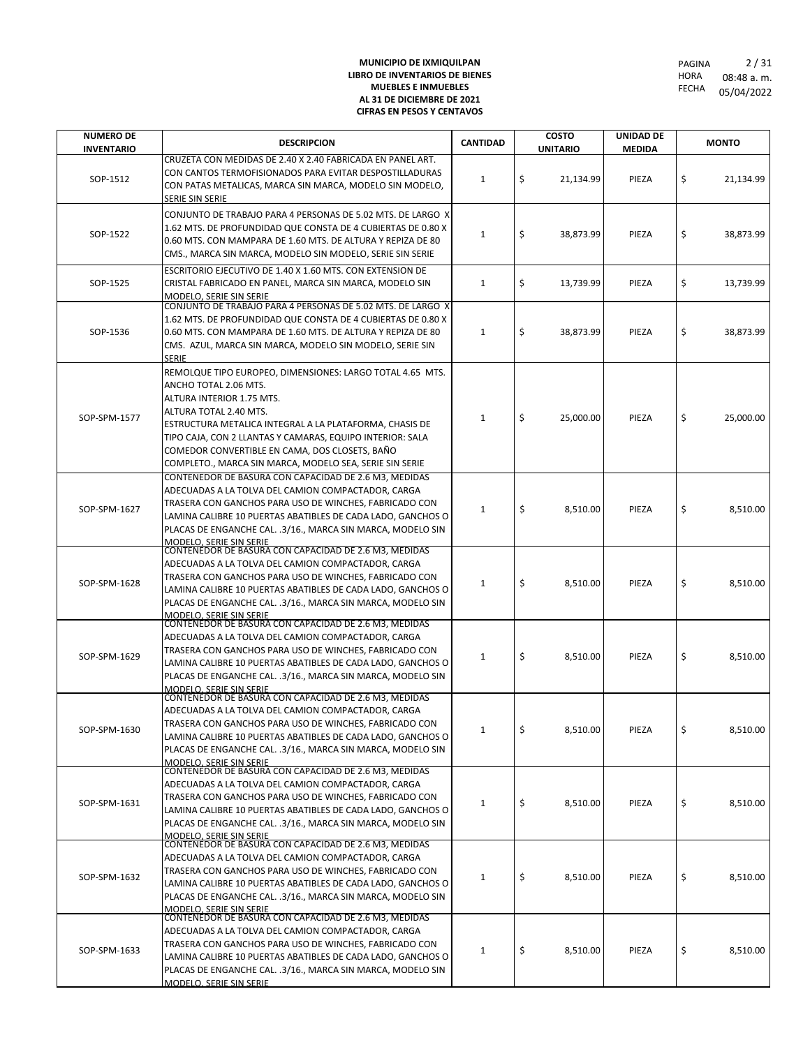**MUNICIPIO DE IXMIQUILPAN**
**LIBRO DE INVENTARIOS DE BIENES MUEBLES E INMUEBLES**
**AL 31 DE DICIEMBRE DE 2021**
**CIFRAS EN PESOS Y CENTAVOS**

PAGINA 2 / 31
HORA 08:48 a. m.
FECHA 05/04/2022

| NUMERO DE INVENTARIO | DESCRIPCION | CANTIDAD | COSTO UNITARIO | UNIDAD DE MEDIDA | MONTO |
|---|---|---|---|---|---|
| SOP-1512 | CRUZETA CON MEDIDAS DE 2.40 X 2.40 FABRICADA EN PANEL ART. CON CANTOS TERMOFISIONADOS PARA EVITAR DESPOSTILLADURAS CON PATAS METALICAS, MARCA SIN MARCA, MODELO SIN MODELO, SERIE SIN SERIE | 1 | $ 21,134.99 | PIEZA | $ 21,134.99 |
| SOP-1522 | CONJUNTO DE TRABAJO PARA 4 PERSONAS DE 5.02 MTS. DE LARGO X 1.62 MTS. DE PROFUNDIDAD QUE CONSTA DE 4 CUBIERTAS DE 0.80 X 0.60 MTS. CON MAMPARA DE 1.60 MTS. DE ALTURA Y REPIZA DE 80 CMS., MARCA SIN MARCA, MODELO SIN MODELO, SERIE SIN SERIE | 1 | $ 38,873.99 | PIEZA | $ 38,873.99 |
| SOP-1525 | ESCRITORIO EJECUTIVO DE 1.40 X 1.60 MTS. CON EXTENSION DE CRISTAL FABRICADO EN PANEL, MARCA SIN MARCA, MODELO SIN MODELO, SERIE SIN SERIE | 1 | $ 13,739.99 | PIEZA | $ 13,739.99 |
| SOP-1536 | CONJUNTO DE TRABAJO PARA 4 PERSONAS DE 5.02 MTS. DE LARGO X 1.62 MTS. DE PROFUNDIDAD QUE CONSTA DE 4 CUBIERTAS DE 0.80 X 0.60 MTS. CON MAMPARA DE 1.60 MTS. DE ALTURA Y REPIZA DE 80 CMS. AZUL, MARCA SIN MARCA, MODELO SIN MODELO, SERIE SIN SERIE | 1 | $ 38,873.99 | PIEZA | $ 38,873.99 |
| SOP-SPM-1577 | REMOLQUE TIPO EUROPEO, DIMENSIONES: LARGO TOTAL 4.65 MTS. ANCHO TOTAL 2.06 MTS. ALTURA INTERIOR 1.75 MTS. ALTURA TOTAL 2.40 MTS. ESTRUCTURA METALICA INTEGRAL A LA PLATAFORMA, CHASIS DE TIPO CAJA, CON 2 LLANTAS Y CAMARAS, EQUIPO INTERIOR: SALA COMEDOR CONVERTIBLE EN CAMA, DOS CLOSETS, BAÑO COMPLETO., MARCA SIN MARCA, MODELO SEA, SERIE SIN SERIE | 1 | $ 25,000.00 | PIEZA | $ 25,000.00 |
| SOP-SPM-1627 | CONTENEDOR DE BASURA CON CAPACIDAD DE 2.6 M3, MEDIDAS ADECUADAS A LA TOLVA DEL CAMION COMPACTADOR, CARGA TRASERA CON GANCHOS PARA USO DE WINCHES, FABRICADO CON LAMINA CALIBRE 10 PUERTAS ABATIBLES DE CADA LADO, GANCHOS O PLACAS DE ENGANCHE CAL. .3/16., MARCA SIN MARCA, MODELO SIN MODELO, SERIE SIN SERIE | 1 | $ 8,510.00 | PIEZA | $ 8,510.00 |
| SOP-SPM-1628 | CONTENEDOR DE BASURA CON CAPACIDAD DE 2.6 M3, MEDIDAS ADECUADAS A LA TOLVA DEL CAMION COMPACTADOR, CARGA TRASERA CON GANCHOS PARA USO DE WINCHES, FABRICADO CON LAMINA CALIBRE 10 PUERTAS ABATIBLES DE CADA LADO, GANCHOS O PLACAS DE ENGANCHE CAL. .3/16., MARCA SIN MARCA, MODELO SIN MODELO, SERIE SIN SERIE | 1 | $ 8,510.00 | PIEZA | $ 8,510.00 |
| SOP-SPM-1629 | CONTENEDOR DE BASURA CON CAPACIDAD DE 2.6 M3, MEDIDAS ADECUADAS A LA TOLVA DEL CAMION COMPACTADOR, CARGA TRASERA CON GANCHOS PARA USO DE WINCHES, FABRICADO CON LAMINA CALIBRE 10 PUERTAS ABATIBLES DE CADA LADO, GANCHOS O PLACAS DE ENGANCHE CAL. .3/16., MARCA SIN MARCA, MODELO SIN MODELO, SERIE SIN SERIE | 1 | $ 8,510.00 | PIEZA | $ 8,510.00 |
| SOP-SPM-1630 | CONTENEDOR DE BASURA CON CAPACIDAD DE 2.6 M3, MEDIDAS ADECUADAS A LA TOLVA DEL CAMION COMPACTADOR, CARGA TRASERA CON GANCHOS PARA USO DE WINCHES, FABRICADO CON LAMINA CALIBRE 10 PUERTAS ABATIBLES DE CADA LADO, GANCHOS O PLACAS DE ENGANCHE CAL. .3/16., MARCA SIN MARCA, MODELO SIN MODELO, SERIE SIN SERIE | 1 | $ 8,510.00 | PIEZA | $ 8,510.00 |
| SOP-SPM-1631 | CONTENEDOR DE BASURA CON CAPACIDAD DE 2.6 M3, MEDIDAS ADECUADAS A LA TOLVA DEL CAMION COMPACTADOR, CARGA TRASERA CON GANCHOS PARA USO DE WINCHES, FABRICADO CON LAMINA CALIBRE 10 PUERTAS ABATIBLES DE CADA LADO, GANCHOS O PLACAS DE ENGANCHE CAL. .3/16., MARCA SIN MARCA, MODELO SIN MODELO, SERIE SIN SERIE | 1 | $ 8,510.00 | PIEZA | $ 8,510.00 |
| SOP-SPM-1632 | CONTENEDOR DE BASURA CON CAPACIDAD DE 2.6 M3, MEDIDAS ADECUADAS A LA TOLVA DEL CAMION COMPACTADOR, CARGA TRASERA CON GANCHOS PARA USO DE WINCHES, FABRICADO CON LAMINA CALIBRE 10 PUERTAS ABATIBLES DE CADA LADO, GANCHOS O PLACAS DE ENGANCHE CAL. .3/16., MARCA SIN MARCA, MODELO SIN MODELO, SERIE SIN SERIE | 1 | $ 8,510.00 | PIEZA | $ 8,510.00 |
| SOP-SPM-1633 | CONTENEDOR DE BASURA CON CAPACIDAD DE 2.6 M3, MEDIDAS ADECUADAS A LA TOLVA DEL CAMION COMPACTADOR, CARGA TRASERA CON GANCHOS PARA USO DE WINCHES, FABRICADO CON LAMINA CALIBRE 10 PUERTAS ABATIBLES DE CADA LADO, GANCHOS O PLACAS DE ENGANCHE CAL. .3/16., MARCA SIN MARCA, MODELO SIN MODELO, SERIE SIN SERIE | 1 | $ 8,510.00 | PIEZA | $ 8,510.00 |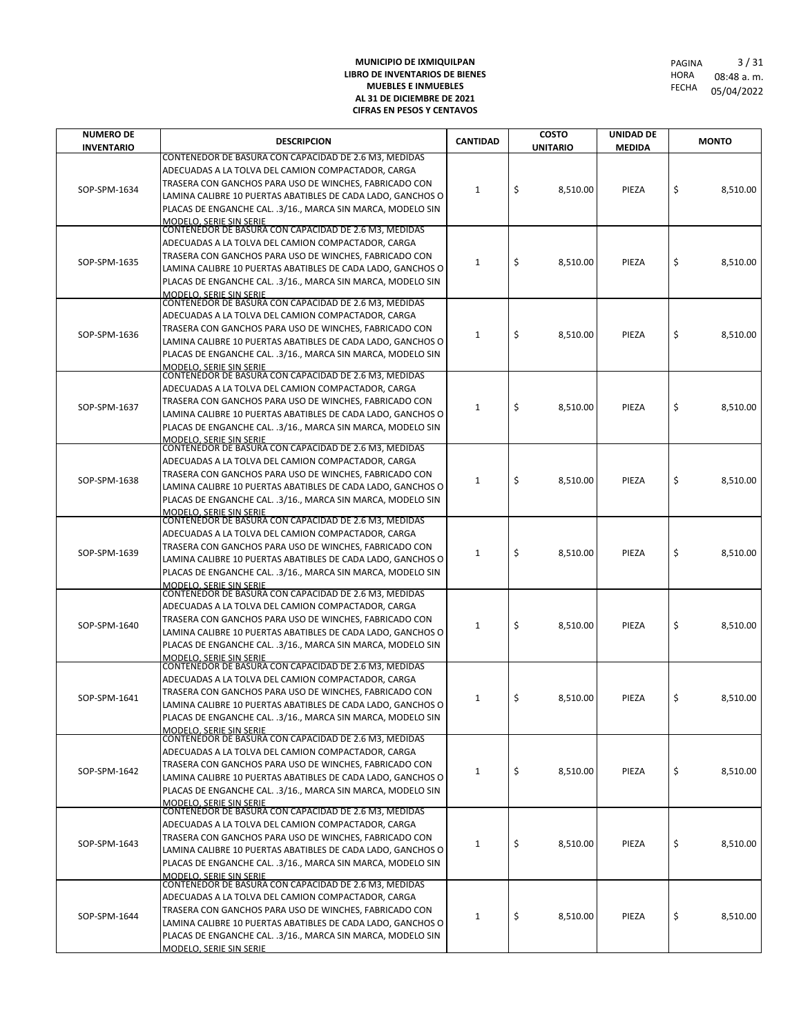**MUNICIPIO DE IXMIQUILPAN**
**LIBRO DE INVENTARIOS DE BIENES**
**MUEBLES E INMUEBLES**
**AL 31 DE DICIEMBRE DE 2021**
**CIFRAS EN PESOS Y CENTAVOS**

HORA 08:48 a. m.
FECHA 05/04/2022

| NUMERO DE INVENTARIO | DESCRIPCION | CANTIDAD | COSTO UNITARIO | UNIDAD DE MEDIDA | MONTO |
|---|---|---|---|---|---|
| SOP-SPM-1634 | CONTENEDOR DE BASURA CON CAPACIDAD DE 2.6 M3, MEDIDAS ADECUADAS A LA TOLVA DEL CAMION COMPACTADOR, CARGA TRASERA CON GANCHOS PARA USO DE WINCHES, FABRICADO CON LAMINA CALIBRE 10 PUERTAS ABATIBLES DE CADA LADO, GANCHOS O PLACAS DE ENGANCHE CAL. .3/16., MARCA SIN MARCA, MODELO SIN MODELO, SERIE SIN SERIE | 1 | $ 8,510.00 | PIEZA | $ 8,510.00 |
| SOP-SPM-1635 | CONTENEDOR DE BASURA CON CAPACIDAD DE 2.6 M3, MEDIDAS ADECUADAS A LA TOLVA DEL CAMION COMPACTADOR, CARGA TRASERA CON GANCHOS PARA USO DE WINCHES, FABRICADO CON LAMINA CALIBRE 10 PUERTAS ABATIBLES DE CADA LADO, GANCHOS O PLACAS DE ENGANCHE CAL. .3/16., MARCA SIN MARCA, MODELO SIN MODELO, SERIE SIN SERIE | 1 | $ 8,510.00 | PIEZA | $ 8,510.00 |
| SOP-SPM-1636 | CONTENEDOR DE BASURA CON CAPACIDAD DE 2.6 M3, MEDIDAS ADECUADAS A LA TOLVA DEL CAMION COMPACTADOR, CARGA TRASERA CON GANCHOS PARA USO DE WINCHES, FABRICADO CON LAMINA CALIBRE 10 PUERTAS ABATIBLES DE CADA LADO, GANCHOS O PLACAS DE ENGANCHE CAL. .3/16., MARCA SIN MARCA, MODELO SIN MODELO, SERIE SIN SERIE | 1 | $ 8,510.00 | PIEZA | $ 8,510.00 |
| SOP-SPM-1637 | CONTENEDOR DE BASURA CON CAPACIDAD DE 2.6 M3, MEDIDAS ADECUADAS A LA TOLVA DEL CAMION COMPACTADOR, CARGA TRASERA CON GANCHOS PARA USO DE WINCHES, FABRICADO CON LAMINA CALIBRE 10 PUERTAS ABATIBLES DE CADA LADO, GANCHOS O PLACAS DE ENGANCHE CAL. .3/16., MARCA SIN MARCA, MODELO SIN MODELO, SERIE SIN SERIE | 1 | $ 8,510.00 | PIEZA | $ 8,510.00 |
| SOP-SPM-1638 | CONTENEDOR DE BASURA CON CAPACIDAD DE 2.6 M3, MEDIDAS ADECUADAS A LA TOLVA DEL CAMION COMPACTADOR, CARGA TRASERA CON GANCHOS PARA USO DE WINCHES, FABRICADO CON LAMINA CALIBRE 10 PUERTAS ABATIBLES DE CADA LADO, GANCHOS O PLACAS DE ENGANCHE CAL. .3/16., MARCA SIN MARCA, MODELO SIN MODELO, SERIE SIN SERIE | 1 | $ 8,510.00 | PIEZA | $ 8,510.00 |
| SOP-SPM-1639 | CONTENEDOR DE BASURA CON CAPACIDAD DE 2.6 M3, MEDIDAS ADECUADAS A LA TOLVA DEL CAMION COMPACTADOR, CARGA TRASERA CON GANCHOS PARA USO DE WINCHES, FABRICADO CON LAMINA CALIBRE 10 PUERTAS ABATIBLES DE CADA LADO, GANCHOS O PLACAS DE ENGANCHE CAL. .3/16., MARCA SIN MARCA, MODELO SIN MODELO, SERIE SIN SERIE | 1 | $ 8,510.00 | PIEZA | $ 8,510.00 |
| SOP-SPM-1640 | CONTENEDOR DE BASURA CON CAPACIDAD DE 2.6 M3, MEDIDAS ADECUADAS A LA TOLVA DEL CAMION COMPACTADOR, CARGA TRASERA CON GANCHOS PARA USO DE WINCHES, FABRICADO CON LAMINA CALIBRE 10 PUERTAS ABATIBLES DE CADA LADO, GANCHOS O PLACAS DE ENGANCHE CAL. .3/16., MARCA SIN MARCA, MODELO SIN MODELO, SERIE SIN SERIE | 1 | $ 8,510.00 | PIEZA | $ 8,510.00 |
| SOP-SPM-1641 | CONTENEDOR DE BASURA CON CAPACIDAD DE 2.6 M3, MEDIDAS ADECUADAS A LA TOLVA DEL CAMION COMPACTADOR, CARGA TRASERA CON GANCHOS PARA USO DE WINCHES, FABRICADO CON LAMINA CALIBRE 10 PUERTAS ABATIBLES DE CADA LADO, GANCHOS O PLACAS DE ENGANCHE CAL. .3/16., MARCA SIN MARCA, MODELO SIN MODELO, SERIE SIN SERIE | 1 | $ 8,510.00 | PIEZA | $ 8,510.00 |
| SOP-SPM-1642 | CONTENEDOR DE BASURA CON CAPACIDAD DE 2.6 M3, MEDIDAS ADECUADAS A LA TOLVA DEL CAMION COMPACTADOR, CARGA TRASERA CON GANCHOS PARA USO DE WINCHES, FABRICADO CON LAMINA CALIBRE 10 PUERTAS ABATIBLES DE CADA LADO, GANCHOS O PLACAS DE ENGANCHE CAL. .3/16., MARCA SIN MARCA, MODELO SIN MODELO, SERIE SIN SERIE | 1 | $ 8,510.00 | PIEZA | $ 8,510.00 |
| SOP-SPM-1643 | CONTENEDOR DE BASURA CON CAPACIDAD DE 2.6 M3, MEDIDAS ADECUADAS A LA TOLVA DEL CAMION COMPACTADOR, CARGA TRASERA CON GANCHOS PARA USO DE WINCHES, FABRICADO CON LAMINA CALIBRE 10 PUERTAS ABATIBLES DE CADA LADO, GANCHOS O PLACAS DE ENGANCHE CAL. .3/16., MARCA SIN MARCA, MODELO SIN MODELO, SERIE SIN SERIE | 1 | $ 8,510.00 | PIEZA | $ 8,510.00 |
| SOP-SPM-1644 | CONTENEDOR DE BASURA CON CAPACIDAD DE 2.6 M3, MEDIDAS ADECUADAS A LA TOLVA DEL CAMION COMPACTADOR, CARGA TRASERA CON GANCHOS PARA USO DE WINCHES, FABRICADO CON LAMINA CALIBRE 10 PUERTAS ABATIBLES DE CADA LADO, GANCHOS O PLACAS DE ENGANCHE CAL. .3/16., MARCA SIN MARCA, MODELO SIN MODELO, SERIE SIN SERIE | 1 | $ 8,510.00 | PIEZA | $ 8,510.00 |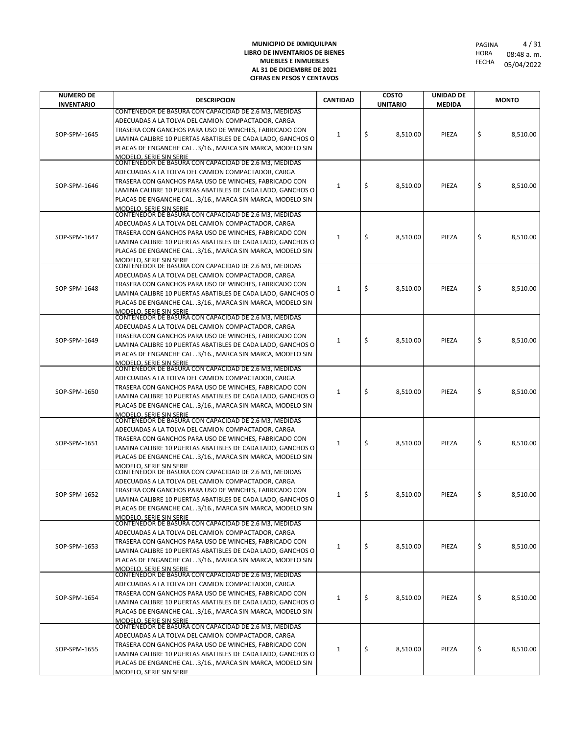**MUNICIPIO DE IXMIQUILPAN**
**LIBRO DE INVENTARIOS DE BIENES**
**MUEBLES E INMUEBLES**
**AL 31 DE DICIEMBRE DE 2021**
**CIFRAS EN PESOS Y CENTAVOS**

PAGINA 4 / 31
HORA 08:48 a. m.
FECHA 05/04/2022

| NUMERO DE INVENTARIO | DESCRIPCION | CANTIDAD | COSTO UNITARIO | UNIDAD DE MEDIDA | MONTO |
|---|---|---|---|---|---|
| SOP-SPM-1645 | CONTENEDOR DE BASURA CON CAPACIDAD DE 2.6 M3, MEDIDAS ADECUADAS A LA TOLVA DEL CAMION COMPACTADOR, CARGA TRASERA CON GANCHOS PARA USO DE WINCHES, FABRICADO CON LAMINA CALIBRE 10 PUERTAS ABATIBLES DE CADA LADO, GANCHOS O PLACAS DE ENGANCHE CAL. .3/16., MARCA SIN MARCA, MODELO SIN MODELO, SERIE SIN SERIE | 1 | $ 8,510.00 | PIEZA | $ 8,510.00 |
| SOP-SPM-1646 | CONTENEDOR DE BASURA CON CAPACIDAD DE 2.6 M3, MEDIDAS ADECUADAS A LA TOLVA DEL CAMION COMPACTADOR, CARGA TRASERA CON GANCHOS PARA USO DE WINCHES, FABRICADO CON LAMINA CALIBRE 10 PUERTAS ABATIBLES DE CADA LADO, GANCHOS O PLACAS DE ENGANCHE CAL. .3/16., MARCA SIN MARCA, MODELO SIN MODELO, SERIE SIN SERIE | 1 | $ 8,510.00 | PIEZA | $ 8,510.00 |
| SOP-SPM-1647 | CONTENEDOR DE BASURA CON CAPACIDAD DE 2.6 M3, MEDIDAS ADECUADAS A LA TOLVA DEL CAMION COMPACTADOR, CARGA TRASERA CON GANCHOS PARA USO DE WINCHES, FABRICADO CON LAMINA CALIBRE 10 PUERTAS ABATIBLES DE CADA LADO, GANCHOS O PLACAS DE ENGANCHE CAL. .3/16., MARCA SIN MARCA, MODELO SIN MODELO, SERIE SIN SERIE | 1 | $ 8,510.00 | PIEZA | $ 8,510.00 |
| SOP-SPM-1648 | CONTENEDOR DE BASURA CON CAPACIDAD DE 2.6 M3, MEDIDAS ADECUADAS A LA TOLVA DEL CAMION COMPACTADOR, CARGA TRASERA CON GANCHOS PARA USO DE WINCHES, FABRICADO CON LAMINA CALIBRE 10 PUERTAS ABATIBLES DE CADA LADO, GANCHOS O PLACAS DE ENGANCHE CAL. .3/16., MARCA SIN MARCA, MODELO SIN MODELO, SERIE SIN SERIE | 1 | $ 8,510.00 | PIEZA | $ 8,510.00 |
| SOP-SPM-1649 | CONTENEDOR DE BASURA CON CAPACIDAD DE 2.6 M3, MEDIDAS ADECUADAS A LA TOLVA DEL CAMION COMPACTADOR, CARGA TRASERA CON GANCHOS PARA USO DE WINCHES, FABRICADO CON LAMINA CALIBRE 10 PUERTAS ABATIBLES DE CADA LADO, GANCHOS O PLACAS DE ENGANCHE CAL. .3/16., MARCA SIN MARCA, MODELO SIN MODELO, SERIE SIN SERIE | 1 | $ 8,510.00 | PIEZA | $ 8,510.00 |
| SOP-SPM-1650 | CONTENEDOR DE BASURA CON CAPACIDAD DE 2.6 M3, MEDIDAS ADECUADAS A LA TOLVA DEL CAMION COMPACTADOR, CARGA TRASERA CON GANCHOS PARA USO DE WINCHES, FABRICADO CON LAMINA CALIBRE 10 PUERTAS ABATIBLES DE CADA LADO, GANCHOS O PLACAS DE ENGANCHE CAL. .3/16., MARCA SIN MARCA, MODELO SIN MODELO, SERIE SIN SERIE | 1 | $ 8,510.00 | PIEZA | $ 8,510.00 |
| SOP-SPM-1651 | CONTENEDOR DE BASURA CON CAPACIDAD DE 2.6 M3, MEDIDAS ADECUADAS A LA TOLVA DEL CAMION COMPACTADOR, CARGA TRASERA CON GANCHOS PARA USO DE WINCHES, FABRICADO CON LAMINA CALIBRE 10 PUERTAS ABATIBLES DE CADA LADO, GANCHOS O PLACAS DE ENGANCHE CAL. .3/16., MARCA SIN MARCA, MODELO SIN MODELO, SERIE SIN SERIE | 1 | $ 8,510.00 | PIEZA | $ 8,510.00 |
| SOP-SPM-1652 | CONTENEDOR DE BASURA CON CAPACIDAD DE 2.6 M3, MEDIDAS ADECUADAS A LA TOLVA DEL CAMION COMPACTADOR, CARGA TRASERA CON GANCHOS PARA USO DE WINCHES, FABRICADO CON LAMINA CALIBRE 10 PUERTAS ABATIBLES DE CADA LADO, GANCHOS O PLACAS DE ENGANCHE CAL. .3/16., MARCA SIN MARCA, MODELO SIN MODELO, SERIE SIN SERIE | 1 | $ 8,510.00 | PIEZA | $ 8,510.00 |
| SOP-SPM-1653 | CONTENEDOR DE BASURA CON CAPACIDAD DE 2.6 M3, MEDIDAS ADECUADAS A LA TOLVA DEL CAMION COMPACTADOR, CARGA TRASERA CON GANCHOS PARA USO DE WINCHES, FABRICADO CON LAMINA CALIBRE 10 PUERTAS ABATIBLES DE CADA LADO, GANCHOS O PLACAS DE ENGANCHE CAL. .3/16., MARCA SIN MARCA, MODELO SIN MODELO, SERIE SIN SERIE | 1 | $ 8,510.00 | PIEZA | $ 8,510.00 |
| SOP-SPM-1654 | CONTENEDOR DE BASURA CON CAPACIDAD DE 2.6 M3, MEDIDAS ADECUADAS A LA TOLVA DEL CAMION COMPACTADOR, CARGA TRASERA CON GANCHOS PARA USO DE WINCHES, FABRICADO CON LAMINA CALIBRE 10 PUERTAS ABATIBLES DE CADA LADO, GANCHOS O PLACAS DE ENGANCHE CAL. .3/16., MARCA SIN MARCA, MODELO SIN MODELO, SERIE SIN SERIE | 1 | $ 8,510.00 | PIEZA | $ 8,510.00 |
| SOP-SPM-1655 | CONTENEDOR DE BASURA CON CAPACIDAD DE 2.6 M3, MEDIDAS ADECUADAS A LA TOLVA DEL CAMION COMPACTADOR, CARGA TRASERA CON GANCHOS PARA USO DE WINCHES, FABRICADO CON LAMINA CALIBRE 10 PUERTAS ABATIBLES DE CADA LADO, GANCHOS O PLACAS DE ENGANCHE CAL. .3/16., MARCA SIN MARCA, MODELO SIN MODELO, SERIE SIN SERIE | 1 | $ 8,510.00 | PIEZA | $ 8,510.00 |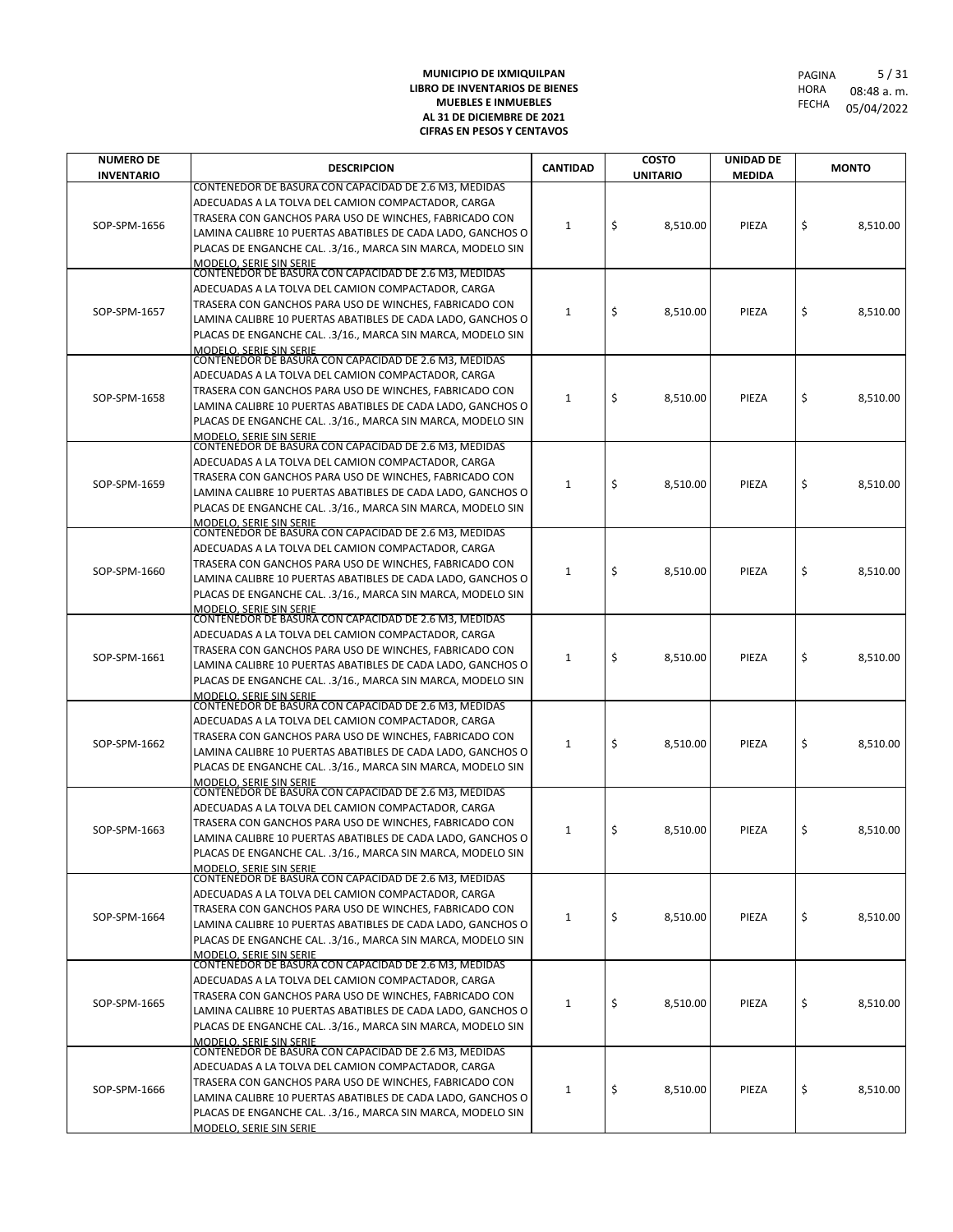**MUNICIPIO DE IXMIQUILPAN**
**LIBRO DE INVENTARIOS DE BIENES**
**MUEBLES E INMUEBLES**
**AL 31 DE DICIEMBRE DE 2021**
**CIFRAS EN PESOS Y CENTAVOS**

HORA 08:48 a. m.
FECHA 05/04/2022

| NUMERO DE INVENTARIO | DESCRIPCION | CANTIDAD | COSTO UNITARIO | UNIDAD DE MEDIDA | MONTO |
|---|---|---|---|---|---|
| SOP-SPM-1656 | CONTENEDOR DE BASURA CON CAPACIDAD DE 2.6 M3, MEDIDAS ADECUADAS A LA TOLVA DEL CAMION COMPACTADOR, CARGA TRASERA CON GANCHOS PARA USO DE WINCHES, FABRICADO CON LAMINA CALIBRE 10 PUERTAS ABATIBLES DE CADA LADO, GANCHOS O PLACAS DE ENGANCHE CAL. .3/16., MARCA SIN MARCA, MODELO SIN MODELO, SERIE SIN SERIE | 1 | $ 8,510.00 | PIEZA | $ 8,510.00 |
| SOP-SPM-1657 | CONTENEDOR DE BASURA CON CAPACIDAD DE 2.6 M3, MEDIDAS ADECUADAS A LA TOLVA DEL CAMION COMPACTADOR, CARGA TRASERA CON GANCHOS PARA USO DE WINCHES, FABRICADO CON LAMINA CALIBRE 10 PUERTAS ABATIBLES DE CADA LADO, GANCHOS O PLACAS DE ENGANCHE CAL. .3/16., MARCA SIN MARCA, MODELO SIN MODELO, SERIE SIN SERIE | 1 | $ 8,510.00 | PIEZA | $ 8,510.00 |
| SOP-SPM-1658 | CONTENEDOR DE BASURA CON CAPACIDAD DE 2.6 M3, MEDIDAS ADECUADAS A LA TOLVA DEL CAMION COMPACTADOR, CARGA TRASERA CON GANCHOS PARA USO DE WINCHES, FABRICADO CON LAMINA CALIBRE 10 PUERTAS ABATIBLES DE CADA LADO, GANCHOS O PLACAS DE ENGANCHE CAL. .3/16., MARCA SIN MARCA, MODELO SIN MODELO, SERIE SIN SERIE | 1 | $ 8,510.00 | PIEZA | $ 8,510.00 |
| SOP-SPM-1659 | CONTENEDOR DE BASURA CON CAPACIDAD DE 2.6 M3, MEDIDAS ADECUADAS A LA TOLVA DEL CAMION COMPACTADOR, CARGA TRASERA CON GANCHOS PARA USO DE WINCHES, FABRICADO CON LAMINA CALIBRE 10 PUERTAS ABATIBLES DE CADA LADO, GANCHOS O PLACAS DE ENGANCHE CAL. .3/16., MARCA SIN MARCA, MODELO SIN MODELO, SERIE SIN SERIE | 1 | $ 8,510.00 | PIEZA | $ 8,510.00 |
| SOP-SPM-1660 | CONTENEDOR DE BASURA CON CAPACIDAD DE 2.6 M3, MEDIDAS ADECUADAS A LA TOLVA DEL CAMION COMPACTADOR, CARGA TRASERA CON GANCHOS PARA USO DE WINCHES, FABRICADO CON LAMINA CALIBRE 10 PUERTAS ABATIBLES DE CADA LADO, GANCHOS O PLACAS DE ENGANCHE CAL. .3/16., MARCA SIN MARCA, MODELO SIN MODELO, SERIE SIN SERIE | 1 | $ 8,510.00 | PIEZA | $ 8,510.00 |
| SOP-SPM-1661 | CONTENEDOR DE BASURA CON CAPACIDAD DE 2.6 M3, MEDIDAS ADECUADAS A LA TOLVA DEL CAMION COMPACTADOR, CARGA TRASERA CON GANCHOS PARA USO DE WINCHES, FABRICADO CON LAMINA CALIBRE 10 PUERTAS ABATIBLES DE CADA LADO, GANCHOS O PLACAS DE ENGANCHE CAL. .3/16., MARCA SIN MARCA, MODELO SIN MODELO, SERIE SIN SERIE | 1 | $ 8,510.00 | PIEZA | $ 8,510.00 |
| SOP-SPM-1662 | CONTENEDOR DE BASURA CON CAPACIDAD DE 2.6 M3, MEDIDAS ADECUADAS A LA TOLVA DEL CAMION COMPACTADOR, CARGA TRASERA CON GANCHOS PARA USO DE WINCHES, FABRICADO CON LAMINA CALIBRE 10 PUERTAS ABATIBLES DE CADA LADO, GANCHOS O PLACAS DE ENGANCHE CAL. .3/16., MARCA SIN MARCA, MODELO SIN MODELO, SERIE SIN SERIE | 1 | $ 8,510.00 | PIEZA | $ 8,510.00 |
| SOP-SPM-1663 | CONTENEDOR DE BASURA CON CAPACIDAD DE 2.6 M3, MEDIDAS ADECUADAS A LA TOLVA DEL CAMION COMPACTADOR, CARGA TRASERA CON GANCHOS PARA USO DE WINCHES, FABRICADO CON LAMINA CALIBRE 10 PUERTAS ABATIBLES DE CADA LADO, GANCHOS O PLACAS DE ENGANCHE CAL. .3/16., MARCA SIN MARCA, MODELO SIN MODELO, SERIE SIN SERIE | 1 | $ 8,510.00 | PIEZA | $ 8,510.00 |
| SOP-SPM-1664 | CONTENEDOR DE BASURA CON CAPACIDAD DE 2.6 M3, MEDIDAS ADECUADAS A LA TOLVA DEL CAMION COMPACTADOR, CARGA TRASERA CON GANCHOS PARA USO DE WINCHES, FABRICADO CON LAMINA CALIBRE 10 PUERTAS ABATIBLES DE CADA LADO, GANCHOS O PLACAS DE ENGANCHE CAL. .3/16., MARCA SIN MARCA, MODELO SIN MODELO, SERIE SIN SERIE | 1 | $ 8,510.00 | PIEZA | $ 8,510.00 |
| SOP-SPM-1665 | CONTENEDOR DE BASURA CON CAPACIDAD DE 2.6 M3, MEDIDAS ADECUADAS A LA TOLVA DEL CAMION COMPACTADOR, CARGA TRASERA CON GANCHOS PARA USO DE WINCHES, FABRICADO CON LAMINA CALIBRE 10 PUERTAS ABATIBLES DE CADA LADO, GANCHOS O PLACAS DE ENGANCHE CAL. .3/16., MARCA SIN MARCA, MODELO SIN MODELO, SERIE SIN SERIE | 1 | $ 8,510.00 | PIEZA | $ 8,510.00 |
| SOP-SPM-1666 | CONTENEDOR DE BASURA CON CAPACIDAD DE 2.6 M3, MEDIDAS ADECUADAS A LA TOLVA DEL CAMION COMPACTADOR, CARGA TRASERA CON GANCHOS PARA USO DE WINCHES, FABRICADO CON LAMINA CALIBRE 10 PUERTAS ABATIBLES DE CADA LADO, GANCHOS O PLACAS DE ENGANCHE CAL. .3/16., MARCA SIN MARCA, MODELO SIN MODELO, SERIE SIN SERIE | 1 | $ 8,510.00 | PIEZA | $ 8,510.00 |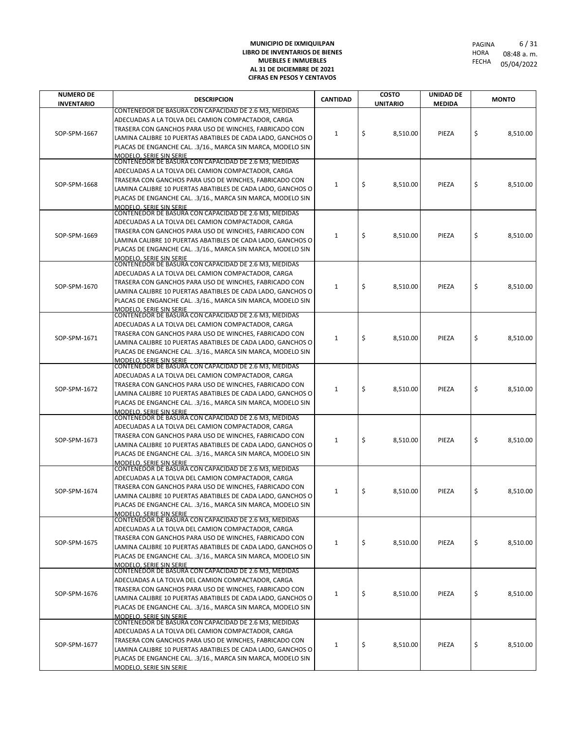**MUNICIPIO DE IXMIQUILPAN**
**LIBRO DE INVENTARIOS DE BIENES**
**MUEBLES E INMUEBLES**
**AL 31 DE DICIEMBRE DE 2021**
**CIFRAS EN PESOS Y CENTAVOS**

PAGINA 6 / 31
HORA 08:48 a. m.
FECHA 05/04/2022

| NUMERO DE INVENTARIO | DESCRIPCION | CANTIDAD | COSTO UNITARIO | UNIDAD DE MEDIDA | MONTO |
|---|---|---|---|---|---|
| SOP-SPM-1667 | CONTENEDOR DE BASURA CON CAPACIDAD DE 2.6 M3, MEDIDAS ADECUADAS A LA TOLVA DEL CAMION COMPACTADOR, CARGA TRASERA CON GANCHOS PARA USO DE WINCHES, FABRICADO CON LAMINA CALIBRE 10 PUERTAS ABATIBLES DE CADA LADO, GANCHOS O PLACAS DE ENGANCHE CAL. .3/16., MARCA SIN MARCA, MODELO SIN MODELO, SERIE SIN SERIE | 1 | $ 8,510.00 | PIEZA | $ 8,510.00 |
| SOP-SPM-1668 | CONTENEDOR DE BASURA CON CAPACIDAD DE 2.6 M3, MEDIDAS ADECUADAS A LA TOLVA DEL CAMION COMPACTADOR, CARGA TRASERA CON GANCHOS PARA USO DE WINCHES, FABRICADO CON LAMINA CALIBRE 10 PUERTAS ABATIBLES DE CADA LADO, GANCHOS O PLACAS DE ENGANCHE CAL. .3/16., MARCA SIN MARCA, MODELO SIN MODELO, SERIE SIN SERIE | 1 | $ 8,510.00 | PIEZA | $ 8,510.00 |
| SOP-SPM-1669 | CONTENEDOR DE BASURA CON CAPACIDAD DE 2.6 M3, MEDIDAS ADECUADAS A LA TOLVA DEL CAMION COMPACTADOR, CARGA TRASERA CON GANCHOS PARA USO DE WINCHES, FABRICADO CON LAMINA CALIBRE 10 PUERTAS ABATIBLES DE CADA LADO, GANCHOS O PLACAS DE ENGANCHE CAL. .3/16., MARCA SIN MARCA, MODELO SIN MODELO, SERIE SIN SERIE | 1 | $ 8,510.00 | PIEZA | $ 8,510.00 |
| SOP-SPM-1670 | CONTENEDOR DE BASURA CON CAPACIDAD DE 2.6 M3, MEDIDAS ADECUADAS A LA TOLVA DEL CAMION COMPACTADOR, CARGA TRASERA CON GANCHOS PARA USO DE WINCHES, FABRICADO CON LAMINA CALIBRE 10 PUERTAS ABATIBLES DE CADA LADO, GANCHOS O PLACAS DE ENGANCHE CAL. .3/16., MARCA SIN MARCA, MODELO SIN MODELO, SERIE SIN SERIE | 1 | $ 8,510.00 | PIEZA | $ 8,510.00 |
| SOP-SPM-1671 | CONTENEDOR DE BASURA CON CAPACIDAD DE 2.6 M3, MEDIDAS ADECUADAS A LA TOLVA DEL CAMION COMPACTADOR, CARGA TRASERA CON GANCHOS PARA USO DE WINCHES, FABRICADO CON LAMINA CALIBRE 10 PUERTAS ABATIBLES DE CADA LADO, GANCHOS O PLACAS DE ENGANCHE CAL. .3/16., MARCA SIN MARCA, MODELO SIN MODELO, SERIE SIN SERIE | 1 | $ 8,510.00 | PIEZA | $ 8,510.00 |
| SOP-SPM-1672 | CONTENEDOR DE BASURA CON CAPACIDAD DE 2.6 M3, MEDIDAS ADECUADAS A LA TOLVA DEL CAMION COMPACTADOR, CARGA TRASERA CON GANCHOS PARA USO DE WINCHES, FABRICADO CON LAMINA CALIBRE 10 PUERTAS ABATIBLES DE CADA LADO, GANCHOS O PLACAS DE ENGANCHE CAL. .3/16., MARCA SIN MARCA, MODELO SIN MODELO, SERIE SIN SERIE | 1 | $ 8,510.00 | PIEZA | $ 8,510.00 |
| SOP-SPM-1673 | CONTENEDOR DE BASURA CON CAPACIDAD DE 2.6 M3, MEDIDAS ADECUADAS A LA TOLVA DEL CAMION COMPACTADOR, CARGA TRASERA CON GANCHOS PARA USO DE WINCHES, FABRICADO CON LAMINA CALIBRE 10 PUERTAS ABATIBLES DE CADA LADO, GANCHOS O PLACAS DE ENGANCHE CAL. .3/16., MARCA SIN MARCA, MODELO SIN MODELO, SERIE SIN SERIE | 1 | $ 8,510.00 | PIEZA | $ 8,510.00 |
| SOP-SPM-1674 | CONTENEDOR DE BASURA CON CAPACIDAD DE 2.6 M3, MEDIDAS ADECUADAS A LA TOLVA DEL CAMION COMPACTADOR, CARGA TRASERA CON GANCHOS PARA USO DE WINCHES, FABRICADO CON LAMINA CALIBRE 10 PUERTAS ABATIBLES DE CADA LADO, GANCHOS O PLACAS DE ENGANCHE CAL. .3/16., MARCA SIN MARCA, MODELO SIN MODELO, SERIE SIN SERIE | 1 | $ 8,510.00 | PIEZA | $ 8,510.00 |
| SOP-SPM-1675 | CONTENEDOR DE BASURA CON CAPACIDAD DE 2.6 M3, MEDIDAS ADECUADAS A LA TOLVA DEL CAMION COMPACTADOR, CARGA TRASERA CON GANCHOS PARA USO DE WINCHES, FABRICADO CON LAMINA CALIBRE 10 PUERTAS ABATIBLES DE CADA LADO, GANCHOS O PLACAS DE ENGANCHE CAL. .3/16., MARCA SIN MARCA, MODELO SIN MODELO, SERIE SIN SERIE | 1 | $ 8,510.00 | PIEZA | $ 8,510.00 |
| SOP-SPM-1676 | CONTENEDOR DE BASURA CON CAPACIDAD DE 2.6 M3, MEDIDAS ADECUADAS A LA TOLVA DEL CAMION COMPACTADOR, CARGA TRASERA CON GANCHOS PARA USO DE WINCHES, FABRICADO CON LAMINA CALIBRE 10 PUERTAS ABATIBLES DE CADA LADO, GANCHOS O PLACAS DE ENGANCHE CAL. .3/16., MARCA SIN MARCA, MODELO SIN MODELO, SERIE SIN SERIE | 1 | $ 8,510.00 | PIEZA | $ 8,510.00 |
| SOP-SPM-1677 | CONTENEDOR DE BASURA CON CAPACIDAD DE 2.6 M3, MEDIDAS ADECUADAS A LA TOLVA DEL CAMION COMPACTADOR, CARGA TRASERA CON GANCHOS PARA USO DE WINCHES, FABRICADO CON LAMINA CALIBRE 10 PUERTAS ABATIBLES DE CADA LADO, GANCHOS O PLACAS DE ENGANCHE CAL. .3/16., MARCA SIN MARCA, MODELO SIN MODELO, SERIE SIN SERIE | 1 | $ 8,510.00 | PIEZA | $ 8,510.00 |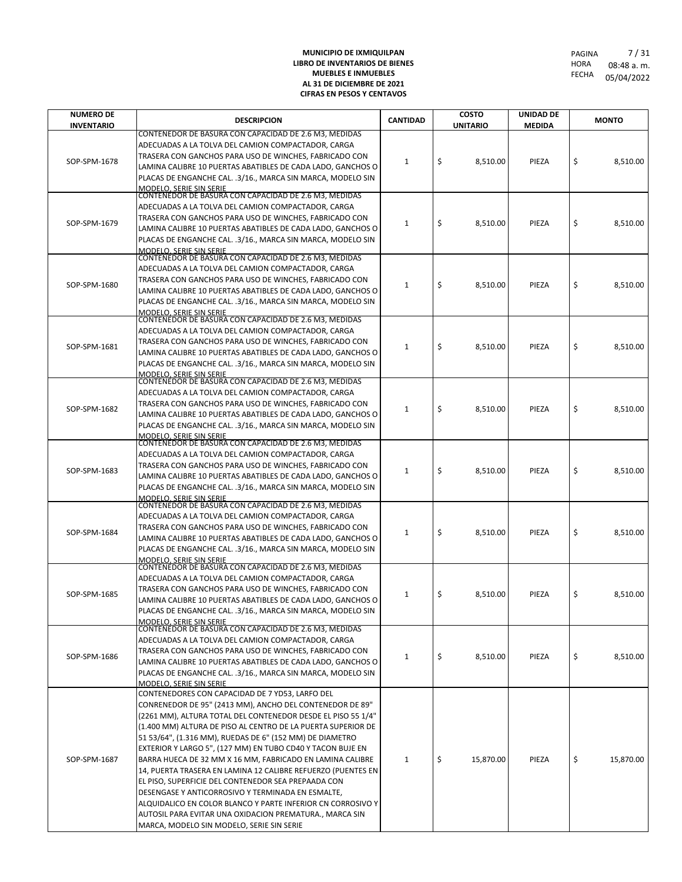**MUNICIPIO DE IXMIQUILPAN**
**LIBRO DE INVENTARIOS DE BIENES MUEBLES E INMUEBLES**
**AL 31 DE DICIEMBRE DE 2021**
**CIFRAS EN PESOS Y CENTAVOS**

PAGINA 7 / 31
HORA 08:48 a. m.
FECHA 05/04/2022

| NUMERO DE INVENTARIO | DESCRIPCION | CANTIDAD | COSTO UNITARIO | UNIDAD DE MEDIDA | MONTO |
|---|---|---|---|---|---|
| SOP-SPM-1678 | CONTENEDOR DE BASURA CON CAPACIDAD DE 2.6 M3, MEDIDAS ADECUADAS A LA TOLVA DEL CAMION COMPACTADOR, CARGA TRASERA CON GANCHOS PARA USO DE WINCHES, FABRICADO CON LAMINA CALIBRE 10 PUERTAS ABATIBLES DE CADA LADO, GANCHOS O PLACAS DE ENGANCHE CAL. .3/16., MARCA SIN MARCA, MODELO SIN MODELO, SERIE SIN SERIE | 1 | $ 8,510.00 | PIEZA | $ 8,510.00 |
| SOP-SPM-1679 | CONTENEDOR DE BASURA CON CAPACIDAD DE 2.6 M3, MEDIDAS ADECUADAS A LA TOLVA DEL CAMION COMPACTADOR, CARGA TRASERA CON GANCHOS PARA USO DE WINCHES, FABRICADO CON LAMINA CALIBRE 10 PUERTAS ABATIBLES DE CADA LADO, GANCHOS O PLACAS DE ENGANCHE CAL. .3/16., MARCA SIN MARCA, MODELO SIN MODELO, SERIE SIN SERIE | 1 | $ 8,510.00 | PIEZA | $ 8,510.00 |
| SOP-SPM-1680 | CONTENEDOR DE BASURA CON CAPACIDAD DE 2.6 M3, MEDIDAS ADECUADAS A LA TOLVA DEL CAMION COMPACTADOR, CARGA TRASERA CON GANCHOS PARA USO DE WINCHES, FABRICADO CON LAMINA CALIBRE 10 PUERTAS ABATIBLES DE CADA LADO, GANCHOS O PLACAS DE ENGANCHE CAL. .3/16., MARCA SIN MARCA, MODELO SIN MODELO, SERIE SIN SERIE | 1 | $ 8,510.00 | PIEZA | $ 8,510.00 |
| SOP-SPM-1681 | CONTENEDOR DE BASURA CON CAPACIDAD DE 2.6 M3, MEDIDAS ADECUADAS A LA TOLVA DEL CAMION COMPACTADOR, CARGA TRASERA CON GANCHOS PARA USO DE WINCHES, FABRICADO CON LAMINA CALIBRE 10 PUERTAS ABATIBLES DE CADA LADO, GANCHOS O PLACAS DE ENGANCHE CAL. .3/16., MARCA SIN MARCA, MODELO SIN MODELO, SERIE SIN SERIE | 1 | $ 8,510.00 | PIEZA | $ 8,510.00 |
| SOP-SPM-1682 | CONTENEDOR DE BASURA CON CAPACIDAD DE 2.6 M3, MEDIDAS ADECUADAS A LA TOLVA DEL CAMION COMPACTADOR, CARGA TRASERA CON GANCHOS PARA USO DE WINCHES, FABRICADO CON LAMINA CALIBRE 10 PUERTAS ABATIBLES DE CADA LADO, GANCHOS O PLACAS DE ENGANCHE CAL. .3/16., MARCA SIN MARCA, MODELO SIN MODELO, SERIE SIN SERIE | 1 | $ 8,510.00 | PIEZA | $ 8,510.00 |
| SOP-SPM-1683 | CONTENEDOR DE BASURA CON CAPACIDAD DE 2.6 M3, MEDIDAS ADECUADAS A LA TOLVA DEL CAMION COMPACTADOR, CARGA TRASERA CON GANCHOS PARA USO DE WINCHES, FABRICADO CON LAMINA CALIBRE 10 PUERTAS ABATIBLES DE CADA LADO, GANCHOS O PLACAS DE ENGANCHE CAL. .3/16., MARCA SIN MARCA, MODELO SIN MODELO, SERIE SIN SERIE | 1 | $ 8,510.00 | PIEZA | $ 8,510.00 |
| SOP-SPM-1684 | CONTENEDOR DE BASURA CON CAPACIDAD DE 2.6 M3, MEDIDAS ADECUADAS A LA TOLVA DEL CAMION COMPACTADOR, CARGA TRASERA CON GANCHOS PARA USO DE WINCHES, FABRICADO CON LAMINA CALIBRE 10 PUERTAS ABATIBLES DE CADA LADO, GANCHOS O PLACAS DE ENGANCHE CAL. .3/16., MARCA SIN MARCA, MODELO SIN MODELO, SERIE SIN SERIE | 1 | $ 8,510.00 | PIEZA | $ 8,510.00 |
| SOP-SPM-1685 | CONTENEDOR DE BASURA CON CAPACIDAD DE 2.6 M3, MEDIDAS ADECUADAS A LA TOLVA DEL CAMION COMPACTADOR, CARGA TRASERA CON GANCHOS PARA USO DE WINCHES, FABRICADO CON LAMINA CALIBRE 10 PUERTAS ABATIBLES DE CADA LADO, GANCHOS O PLACAS DE ENGANCHE CAL. .3/16., MARCA SIN MARCA, MODELO SIN MODELO, SERIE SIN SERIE | 1 | $ 8,510.00 | PIEZA | $ 8,510.00 |
| SOP-SPM-1686 | CONTENEDOR DE BASURA CON CAPACIDAD DE 2.6 M3, MEDIDAS ADECUADAS A LA TOLVA DEL CAMION COMPACTADOR, CARGA TRASERA CON GANCHOS PARA USO DE WINCHES, FABRICADO CON LAMINA CALIBRE 10 PUERTAS ABATIBLES DE CADA LADO, GANCHOS O PLACAS DE ENGANCHE CAL. .3/16., MARCA SIN MARCA, MODELO SIN MODELO, SERIE SIN SERIE | 1 | $ 8,510.00 | PIEZA | $ 8,510.00 |
| SOP-SPM-1687 | CONTENEDORES CON CAPACIDAD DE 7 YD53, LARFO DEL CONRENEDOR DE 95" (2413 MM), ANCHO DEL CONTENEDOR DE 89" (2261 MM), ALTURA TOTAL DEL CONTENEDOR DESDE EL PISO 55 1/4" (1.400 MM) ALTURA DE PISO AL CENTRO DE LA PUERTA SUPERIOR DE 51 53/64", (1.316 MM), RUEDAS DE 6" (152 MM) DE DIAMETRO EXTERIOR Y LARGO 5", (127 MM) EN TUBO CD40 Y TACON BUJE EN BARRA HUECA DE 32 MM X 16 MM, FABRICADO EN LAMINA CALIBRE 14, PUERTA TRASERA EN LAMINA 12 CALIBRE REFUERZO (PUENTES EN EL PISO, SUPERFICIE DEL CONTENEDOR SEA PREPAADA CON DESENGASE Y ANTICORROSIVO Y TERMINADA EN ESMALTE, ALQUIDALICO EN COLOR BLANCO Y PARTE INFERIOR CN CORROSIVO Y AUTOSIL PARA EVITAR UNA OXIDACION PREMATURA., MARCA SIN MARCA, MODELO SIN MODELO, SERIE SIN SERIE | 1 | $ 15,870.00 | PIEZA | $ 15,870.00 |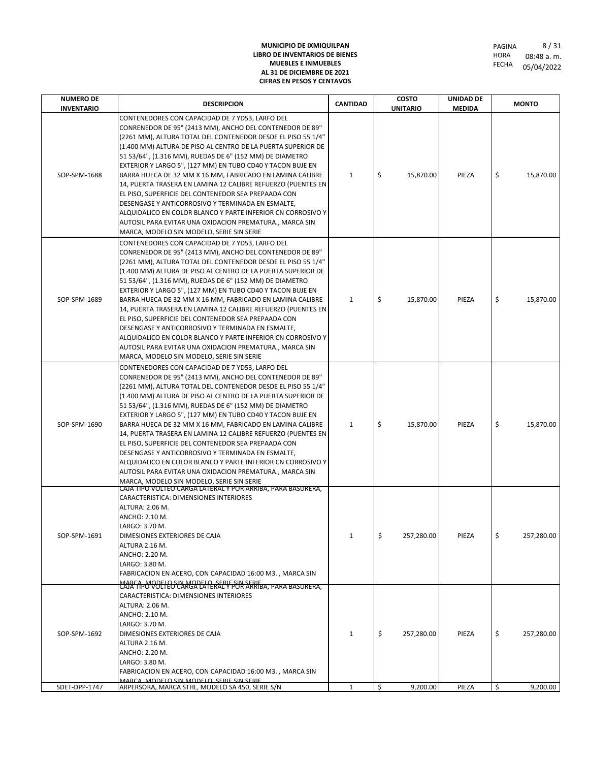**MUNICIPIO DE IXMIQUILPAN**
**LIBRO DE INVENTARIOS DE BIENES**
**MUEBLES E INMUEBLES**
**AL 31 DE DICIEMBRE DE 2021**
**CIFRAS EN PESOS Y CENTAVOS**

PAGINA 8 / 31
HORA 08:48 a. m.
FECHA 05/04/2022

| NUMERO DE INVENTARIO | DESCRIPCION | CANTIDAD | COSTO UNITARIO | UNIDAD DE MEDIDA | MONTO |
|---|---|---|---|---|---|
| SOP-SPM-1688 | CONTENEDORES CON CAPACIDAD DE 7 YD53, LARFO DEL CONRENEDOR DE 95" (2413 MM), ANCHO DEL CONTENEDOR DE 89" (2261 MM), ALTURA TOTAL DEL CONTENEDOR DESDE EL PISO 55 1/4" (1.400 MM) ALTURA DE PISO AL CENTRO DE LA PUERTA SUPERIOR DE 51 53/64", (1.316 MM), RUEDAS DE 6" (152 MM) DE DIAMETRO EXTERIOR Y LARGO 5", (127 MM) EN TUBO CD40 Y TACON BUJE EN BARRA HUECA DE 32 MM X 16 MM, FABRICADO EN LAMINA CALIBRE 14, PUERTA TRASERA EN LAMINA 12 CALIBRE REFUERZO (PUENTES EN EL PISO, SUPERFICIE DEL CONTENEDOR SEA PREPAADA CON DESENGASE Y ANTICORROSIVO Y TERMINADA EN ESMALTE, ALQUIDALICO EN COLOR BLANCO Y PARTE INFERIOR CN CORROSIVO Y AUTOSIL PARA EVITAR UNA OXIDACION PREMATURA., MARCA SIN MARCA, MODELO SIN MODELO, SERIE SIN SERIE | 1 | $ 15,870.00 | PIEZA | $ 15,870.00 |
| SOP-SPM-1689 | CONTENEDORES CON CAPACIDAD DE 7 YD53, LARFO DEL CONRENEDOR DE 95" (2413 MM), ANCHO DEL CONTENEDOR DE 89" (2261 MM), ALTURA TOTAL DEL CONTENEDOR DESDE EL PISO 55 1/4" (1.400 MM) ALTURA DE PISO AL CENTRO DE LA PUERTA SUPERIOR DE 51 53/64", (1.316 MM), RUEDAS DE 6" (152 MM) DE DIAMETRO EXTERIOR Y LARGO 5", (127 MM) EN TUBO CD40 Y TACON BUJE EN BARRA HUECA DE 32 MM X 16 MM, FABRICADO EN LAMINA CALIBRE 14, PUERTA TRASERA EN LAMINA 12 CALIBRE REFUERZO (PUENTES EN EL PISO, SUPERFICIE DEL CONTENEDOR SEA PREPAADA CON DESENGASE Y ANTICORROSIVO Y TERMINADA EN ESMALTE, ALQUIDALICO EN COLOR BLANCO Y PARTE INFERIOR CN CORROSIVO Y AUTOSIL PARA EVITAR UNA OXIDACION PREMATURA., MARCA SIN MARCA, MODELO SIN MODELO, SERIE SIN SERIE | 1 | $ 15,870.00 | PIEZA | $ 15,870.00 |
| SOP-SPM-1690 | CONTENEDORES CON CAPACIDAD DE 7 YD53, LARFO DEL CONRENEDOR DE 95" (2413 MM), ANCHO DEL CONTENEDOR DE 89" (2261 MM), ALTURA TOTAL DEL CONTENEDOR DESDE EL PISO 55 1/4" (1.400 MM) ALTURA DE PISO AL CENTRO DE LA PUERTA SUPERIOR DE 51 53/64", (1.316 MM), RUEDAS DE 6" (152 MM) DE DIAMETRO EXTERIOR Y LARGO 5", (127 MM) EN TUBO CD40 Y TACON BUJE EN BARRA HUECA DE 32 MM X 16 MM, FABRICADO EN LAMINA CALIBRE 14, PUERTA TRASERA EN LAMINA 12 CALIBRE REFUERZO (PUENTES EN EL PISO, SUPERFICIE DEL CONTENEDOR SEA PREPAADA CON DESENGASE Y ANTICORROSIVO Y TERMINADA EN ESMALTE, ALQUIDALICO EN COLOR BLANCO Y PARTE INFERIOR CN CORROSIVO Y AUTOSIL PARA EVITAR UNA OXIDACION PREMATURA., MARCA SIN MARCA, MODELO SIN MODELO, SERIE SIN SERIE | 1 | $ 15,870.00 | PIEZA | $ 15,870.00 |
| SOP-SPM-1691 | CAJA TIPO VOLTEO CARGA LATERAL Y POR ARRIBA, PARA BASURERA, CARACTERISTICA: DIMENSIONES INTERIORES ALTURA: 2.06 M. ANCHO: 2.10 M. LARGO: 3.70 M. DIMESIONES EXTERIORES DE CAJA ALTURA 2.16 M. ANCHO: 2.20 M. LARGO: 3.80 M. FABRICACION EN ACERO, CON CAPACIDAD 16:00 M3. , MARCA SIN MARCA, MODELO SIN MODELO, SERIE SIN SERIE | 1 | $ 257,280.00 | PIEZA | $ 257,280.00 |
| SOP-SPM-1692 | CAJA TIPO VOLTEO CARGA LATERAL Y POR ARRIBA, PARA BASURERA, CARACTERISTICA: DIMENSIONES INTERIORES ALTURA: 2.06 M. ANCHO: 2.10 M. LARGO: 3.70 M. DIMESIONES EXTERIORES DE CAJA ALTURA 2.16 M. ANCHO: 2.20 M. LARGO: 3.80 M. FABRICACION EN ACERO, CON CAPACIDAD 16:00 M3. , MARCA SIN MARCA, MODELO SIN MODELO, SERIE SIN SERIE | 1 | $ 257,280.00 | PIEZA | $ 257,280.00 |
| SDET-DPP-1747 | ARPERSORA, MARCA STHL, MODELO SA 450, SERIE S/N | 1 | $ 9,200.00 | PIEZA | $ 9,200.00 |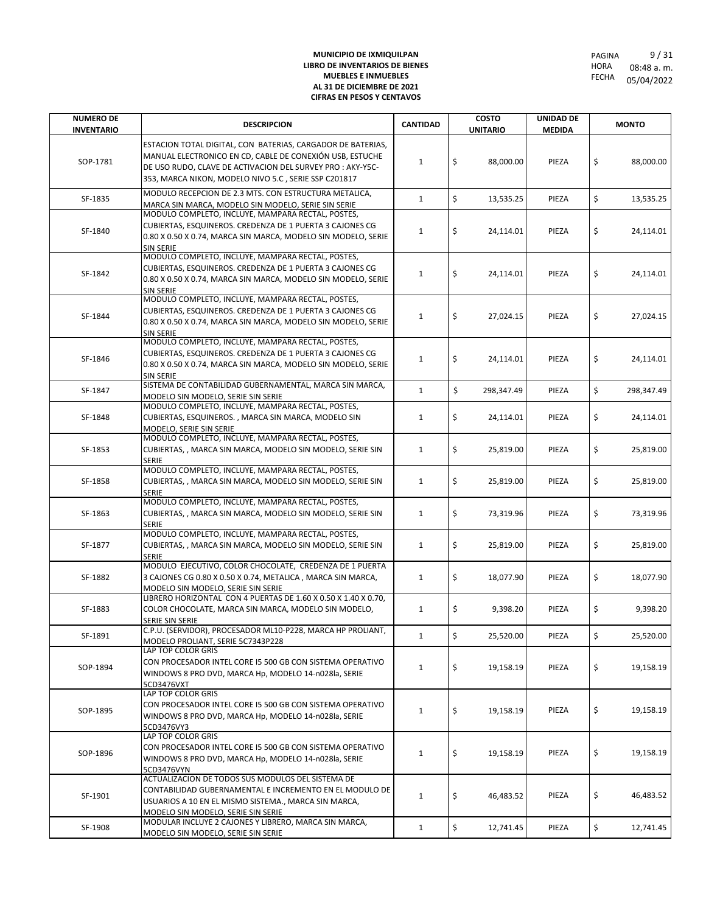**MUNICIPIO DE IXMIQUILPAN**
**LIBRO DE INVENTARIOS DE BIENES MUEBLES E INMUEBLES**
**AL 31 DE DICIEMBRE DE 2021**
**CIFRAS EN PESOS Y CENTAVOS**

PAGINA 9 / 31
HORA 08:48 a. m.
FECHA 05/04/2022

| NUMERO DE INVENTARIO | DESCRIPCION | CANTIDAD | COSTO UNITARIO | UNIDAD DE MEDIDA | MONTO |
|---|---|---|---|---|---|
| SOP-1781 | ESTACION TOTAL DIGITAL, CON BATERIAS, CARGADOR DE BATERIAS, MANUAL ELECTRONICO EN CD, CABLE DE CONEXIÓN USB, ESTUCHE DE USO RUDO, CLAVE DE ACTIVACION DEL SURVEY PRO : AKY-Y5C-353, MARCA NIKON, MODELO NIVO 5.C , SERIE SSP C201817 | 1 | $ 88,000.00 | PIEZA | $ 88,000.00 |
| SF-1835 | MODULO RECEPCION DE 2.3 MTS. CON ESTRUCTURA METALICA, MARCA SIN MARCA, MODELO SIN MODELO, SERIE SIN SERIE | 1 | $ 13,535.25 | PIEZA | $ 13,535.25 |
| SF-1840 | MODULO COMPLETO, INCLUYE, MAMPARA RECTAL, POSTES, CUBIERTAS, ESQUINEROS. CREDENZA DE 1 PUERTA 3 CAJONES CG 0.80 X 0.50 X 0.74, MARCA SIN MARCA, MODELO SIN MODELO, SERIE SIN SERIE | 1 | $ 24,114.01 | PIEZA | $ 24,114.01 |
| SF-1842 | MODULO COMPLETO, INCLUYE, MAMPARA RECTAL, POSTES, CUBIERTAS, ESQUINEROS. CREDENZA DE 1 PUERTA 3 CAJONES CG 0.80 X 0.50 X 0.74, MARCA SIN MARCA, MODELO SIN MODELO, SERIE SIN SERIE | 1 | $ 24,114.01 | PIEZA | $ 24,114.01 |
| SF-1844 | MODULO COMPLETO, INCLUYE, MAMPARA RECTAL, POSTES, CUBIERTAS, ESQUINEROS. CREDENZA DE 1 PUERTA 3 CAJONES CG 0.80 X 0.50 X 0.74, MARCA SIN MARCA, MODELO SIN MODELO, SERIE SIN SERIE | 1 | $ 27,024.15 | PIEZA | $ 27,024.15 |
| SF-1846 | MODULO COMPLETO, INCLUYE, MAMPARA RECTAL, POSTES, CUBIERTAS, ESQUINEROS. CREDENZA DE 1 PUERTA 3 CAJONES CG 0.80 X 0.50 X 0.74, MARCA SIN MARCA, MODELO SIN MODELO, SERIE SIN SERIE | 1 | $ 24,114.01 | PIEZA | $ 24,114.01 |
| SF-1847 | SISTEMA DE CONTABILIDAD GUBERNAMENTAL, MARCA SIN MARCA, MODELO SIN MODELO, SERIE SIN SERIE | 1 | $ 298,347.49 | PIEZA | $ 298,347.49 |
| SF-1848 | MODULO COMPLETO, INCLUYE, MAMPARA RECTAL, POSTES, CUBIERTAS, ESQUINEROS. , MARCA SIN MARCA, MODELO SIN MODELO, SERIE SIN SERIE | 1 | $ 24,114.01 | PIEZA | $ 24,114.01 |
| SF-1853 | MODULO COMPLETO, INCLUYE, MAMPARA RECTAL, POSTES, CUBIERTAS, , MARCA SIN MARCA, MODELO SIN MODELO, SERIE SIN SERIE | 1 | $ 25,819.00 | PIEZA | $ 25,819.00 |
| SF-1858 | MODULO COMPLETO, INCLUYE, MAMPARA RECTAL, POSTES, CUBIERTAS, , MARCA SIN MARCA, MODELO SIN MODELO, SERIE SIN SERIE | 1 | $ 25,819.00 | PIEZA | $ 25,819.00 |
| SF-1863 | MODULO COMPLETO, INCLUYE, MAMPARA RECTAL, POSTES, CUBIERTAS, , MARCA SIN MARCA, MODELO SIN MODELO, SERIE SIN SERIE | 1 | $ 73,319.96 | PIEZA | $ 73,319.96 |
| SF-1877 | MODULO COMPLETO, INCLUYE, MAMPARA RECTAL, POSTES, CUBIERTAS, , MARCA SIN MARCA, MODELO SIN MODELO, SERIE SIN SERIE | 1 | $ 25,819.00 | PIEZA | $ 25,819.00 |
| SF-1882 | MODULO EJECUTIVO, COLOR CHOCOLATE, CREDENZA DE 1 PUERTA 3 CAJONES CG 0.80 X 0.50 X 0.74, METALICA , MARCA SIN MARCA, MODELO SIN MODELO, SERIE SIN SERIE | 1 | $ 18,077.90 | PIEZA | $ 18,077.90 |
| SF-1883 | LIBRERO HORIZONTAL CON 4 PUERTAS DE 1.60 X 0.50 X 1.40 X 0.70, COLOR CHOCOLATE, MARCA SIN MARCA, MODELO SIN MODELO, SERIE SIN SERIE | 1 | $ 9,398.20 | PIEZA | $ 9,398.20 |
| SF-1891 | C.P.U. (SERVIDOR), PROCESADOR ML10-P228, MARCA HP PROLIANT, MODELO PROLIANT, SERIE 5C7343P228 | 1 | $ 25,520.00 | PIEZA | $ 25,520.00 |
| SOP-1894 | LAP TOP COLOR GRIS CON PROCESADOR INTEL CORE I5 500 GB CON SISTEMA OPERATIVO WINDOWS 8 PRO DVD, MARCA Hp, MODELO 14-n028la, SERIE 5CD3476VXT | 1 | $ 19,158.19 | PIEZA | $ 19,158.19 |
| SOP-1895 | LAP TOP COLOR GRIS CON PROCESADOR INTEL CORE I5 500 GB CON SISTEMA OPERATIVO WINDOWS 8 PRO DVD, MARCA Hp, MODELO 14-n028la, SERIE 5CD3476VY3 | 1 | $ 19,158.19 | PIEZA | $ 19,158.19 |
| SOP-1896 | LAP TOP COLOR GRIS CON PROCESADOR INTEL CORE I5 500 GB CON SISTEMA OPERATIVO WINDOWS 8 PRO DVD, MARCA Hp, MODELO 14-n028la, SERIE 5CD3476VYN | 1 | $ 19,158.19 | PIEZA | $ 19,158.19 |
| SF-1901 | ACTUALIZACION DE TODOS SUS MODULOS DEL SISTEMA DE CONTABILIDAD GUBERNAMENTAL E INCREMENTO EN EL MODULO DE USUARIOS A 10 EN EL MISMO SISTEMA., MARCA SIN MARCA, MODELO SIN MODELO, SERIE SIN SERIE | 1 | $ 46,483.52 | PIEZA | $ 46,483.52 |
| SF-1908 | MODULAR INCLUYE 2 CAJONES Y LIBRERO, MARCA SIN MARCA, MODELO SIN MODELO, SERIE SIN SERIE | 1 | $ 12,741.45 | PIEZA | $ 12,741.45 |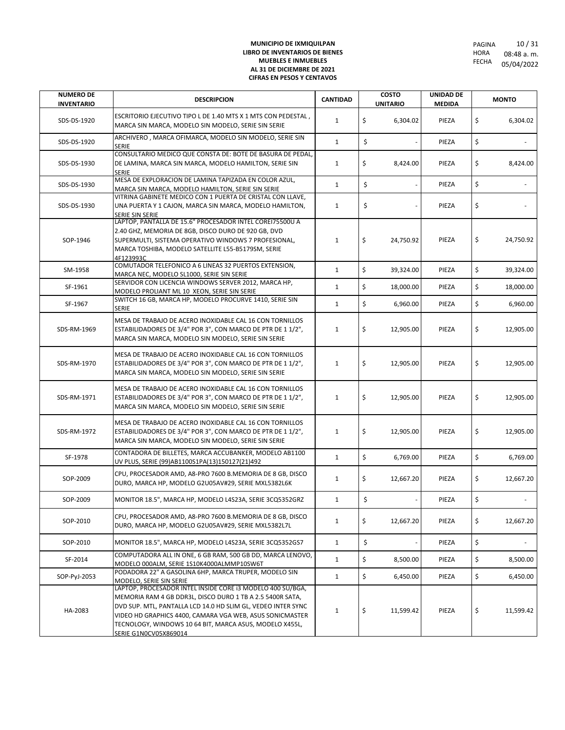**MUNICIPIO DE IXMIQUILPAN**
**LIBRO DE INVENTARIOS DE BIENES MUEBLES E INMUEBLES**
**AL 31 DE DICIEMBRE DE 2021**
**CIFRAS EN PESOS Y CENTAVOS**

PAGINA 10 / 31
HORA 08:48 a. m.
FECHA 05/04/2022

| NUMERO DE INVENTARIO | DESCRIPCION | CANTIDAD | COSTO UNITARIO | UNIDAD DE MEDIDA | MONTO |
|---|---|---|---|---|---|
| SDS-DS-1920 | ESCRITORIO EJECUTIVO TIPO L DE 1.40 MTS X 1 MTS CON PEDESTAL , MARCA SIN MARCA, MODELO SIN MODELO, SERIE SIN SERIE | 1 | $ 6,304.02 | PIEZA | $ 6,304.02 |
| SDS-DS-1920 | ARCHIVERO , MARCA OFIMARCA, MODELO SIN MODELO, SERIE SIN SERIE | 1 | $ - | PIEZA | $ - |
| SDS-DS-1930 | CONSULTARIO MEDICO QUE CONSTA DE: BOTE DE BASURA DE PEDAL, DE LAMINA, MARCA SIN MARCA, MODELO HAMILTON, SERIE SIN SERIE | 1 | $ 8,424.00 | PIEZA | $ 8,424.00 |
| SDS-DS-1930 | MESA DE EXPLORACION DE LAMINA TAPIZADA EN COLOR AZUL, MARCA SIN MARCA, MODELO HAMILTON, SERIE SIN SERIE | 1 | $ - | PIEZA | $ - |
| SDS-DS-1930 | VITRINA GABINETE MEDICO CON 1 PUERTA DE CRISTAL CON LLAVE, UNA PUERTA Y 1 CAJON, MARCA SIN MARCA, MODELO HAMILTON, SERIE SIN SERIE | 1 | $ - | PIEZA | $ - |
| SOP-1946 | LAPTOP, PANTALLA DE 15.6" PROCESADOR INTEL COREI75500U A 2.40 GHZ, MEMORIA DE 8GB, DISCO DURO DE 920 GB, DVD SUPERMULTI, SISTEMA OPERATIVO WINDOWS 7 PROFESIONAL, MARCA TOSHIBA, MODELO SATELLITE L55-B5179SM, SERIE 4F123993C | 1 | $ 24,750.92 | PIEZA | $ 24,750.92 |
| SM-1958 | COMUTADOR TELEFONICO A 6 LINEAS 32 PUERTOS EXTENSION, MARCA NEC, MODELO SL1000, SERIE SIN SERIE | 1 | $ 39,324.00 | PIEZA | $ 39,324.00 |
| SF-1961 | SERVIDOR CON LICENCIA WINDOWS SERVER 2012, MARCA HP, MODELO PROLIANT ML 10 XEON, SERIE SIN SERIE | 1 | $ 18,000.00 | PIEZA | $ 18,000.00 |
| SF-1967 | SWITCH 16 GB, MARCA HP, MODELO PROCURVE 1410, SERIE SIN SERIE | 1 | $ 6,960.00 | PIEZA | $ 6,960.00 |
| SDS-RM-1969 | MESA DE TRABAJO DE ACERO INOXIDABLE CAL 16 CON TORNILLOS ESTABILIDADORES DE 3/4" POR 3", CON MARCO DE PTR DE 1 1/2", MARCA SIN MARCA, MODELO SIN MODELO, SERIE SIN SERIE | 1 | $ 12,905.00 | PIEZA | $ 12,905.00 |
| SDS-RM-1970 | MESA DE TRABAJO DE ACERO INOXIDABLE CAL 16 CON TORNILLOS ESTABILIDADORES DE 3/4" POR 3", CON MARCO DE PTR DE 1 1/2", MARCA SIN MARCA, MODELO SIN MODELO, SERIE SIN SERIE | 1 | $ 12,905.00 | PIEZA | $ 12,905.00 |
| SDS-RM-1971 | MESA DE TRABAJO DE ACERO INOXIDABLE CAL 16 CON TORNILLOS ESTABILIDADORES DE 3/4" POR 3", CON MARCO DE PTR DE 1 1/2", MARCA SIN MARCA, MODELO SIN MODELO, SERIE SIN SERIE | 1 | $ 12,905.00 | PIEZA | $ 12,905.00 |
| SDS-RM-1972 | MESA DE TRABAJO DE ACERO INOXIDABLE CAL 16 CON TORNILLOS ESTABILIDADORES DE 3/4" POR 3", CON MARCO DE PTR DE 1 1/2", MARCA SIN MARCA, MODELO SIN MODELO, SERIE SIN SERIE | 1 | $ 12,905.00 | PIEZA | $ 12,905.00 |
| SF-1978 | CONTADORA DE BILLETES, MARCA ACCUBANKER, MODELO AB1100 UV PLUS, SERIE (99)AB1100S1PA(13)150127(21)492 | 1 | $ 6,769.00 | PIEZA | $ 6,769.00 |
| SOP-2009 | CPU, PROCESADOR AMD, A8-PRO 7600 B.MEMORIA DE 8 GB, DISCO DURO, MARCA HP, MODELO G2U05AV#29, SERIE MXL5382L6K | 1 | $ 12,667.20 | PIEZA | $ 12,667.20 |
| SOP-2009 | MONITOR 18.5", MARCA HP, MODELO L4S23A, SERIE 3CQ5352GRZ | 1 | $ - | PIEZA | $ - |
| SOP-2010 | CPU, PROCESADOR AMD, A8-PRO 7600 B.MEMORIA DE 8 GB, DISCO DURO, MARCA HP, MODELO G2U05AV#29, SERIE MXL5382L7L | 1 | $ 12,667.20 | PIEZA | $ 12,667.20 |
| SOP-2010 | MONITOR 18.5", MARCA HP, MODELO L4S23A, SERIE 3CQ5352GS7 | 1 | $ - | PIEZA | $ - |
| SF-2014 | COMPUTADORA ALL IN ONE, 6 GB RAM, 500 GB DD, MARCA LENOVO, MODELO 000ALM, SERIE 1S10K4000ALMMP10SW6T | 1 | $ 8,500.00 | PIEZA | $ 8,500.00 |
| SOP-PyJ-2053 | PODADORA 22" A GASOLINA 6HP, MARCA TRUPER, MODELO SIN MODELO, SERIE SIN SERIE | 1 | $ 6,450.00 | PIEZA | $ 6,450.00 |
| HA-2083 | LAPTOP, PROCESADOR INTEL INSIDE CORE i3 MODELO 400 SU/BGA, MEMORIA RAM 4 GB DDR3L, DISCO DURO 1 TB A 2.5 5400R SATA, DVD SUP. MTL, PANTALLA LCD 14.0 HD SLIM GL, VEDEO INTER SYNC VIDEO HD GRAPHICS 4400, CAMARA VGA WEB, ASUS SONICMASTER TECNOLOGY, WINDOWS 10 64 BIT, MARCA ASUS, MODELO X455L, SERIE G1N0CV05X869014 | 1 | $ 11,599.42 | PIEZA | $ 11,599.42 |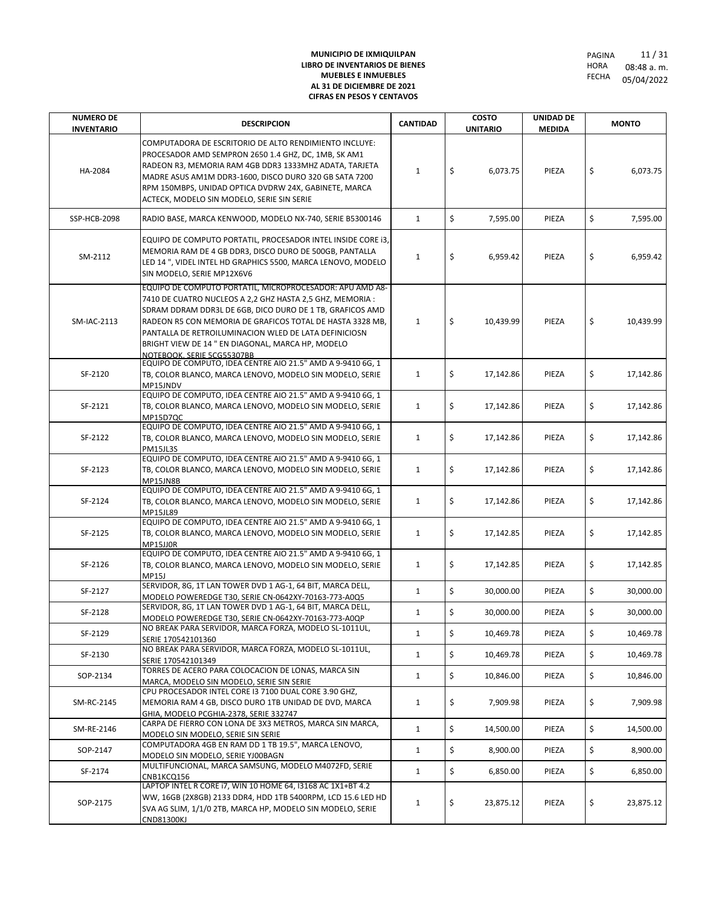**MUNICIPIO DE IXMIQUILPAN**
**LIBRO DE INVENTARIOS DE BIENES MUEBLES E INMUEBLES**
**AL 31 DE DICIEMBRE DE 2021**
**CIFRAS EN PESOS Y CENTAVOS**

PAGINA 11 / 31
HORA 08:48 a. m.
FECHA 05/04/2022

| NUMERO DE INVENTARIO | DESCRIPCION | CANTIDAD | COSTO UNITARIO | UNIDAD DE MEDIDA | MONTO |
|---|---|---|---|---|---|
| HA-2084 | COMPUTADORA DE ESCRITORIO DE ALTO RENDIMIENTO INCLUYE: PROCESADOR AMD SEMPRON 2650 1.4 GHZ, DC, 1MB, SK AM1 RADEON R3, MEMORIA RAM 4GB DDR3 1333MHZ ADATA, TARJETA MADRE ASUS AM1M DDR3-1600, DISCO DURO 320 GB SATA 7200 RPM 150MBPS, UNIDAD OPTICA DVDRW 24X, GABINETE, MARCA ACTECK, MODELO SIN MODELO, SERIE SIN SERIE | 1 | $ 6,073.75 | PIEZA | $ 6,073.75 |
| SSP-HCB-2098 | RADIO BASE, MARCA KENWOOD, MODELO NX-740, SERIE B5300146 | 1 | $ 7,595.00 | PIEZA | $ 7,595.00 |
| SM-2112 | EQUIPO DE COMPUTO PORTATIL, PROCESADOR INTEL INSIDE CORE i3, MEMORIA RAM DE 4 GB DDR3, DISCO DURO DE 500GB, PANTALLA LED 14 ", VIDEL INTEL HD GRAPHICS 5500, MARCA LENOVO, MODELO SIN MODELO, SERIE MP12X6V6 | 1 | $ 6,959.42 | PIEZA | $ 6,959.42 |
| SM-IAC-2113 | EQUIPO DE COMPUTO PORTATIL, MICROPROCESADOR: APU AMD A8-7410 DE CUATRO NUCLEOS A 2,2 GHZ HASTA 2,5 GHZ, MEMORIA : SDRAM DDRAM DDR3L DE 6GB, DICO DURO DE 1 TB, GRAFICOS AMD RADEON R5 CON MEMORIA DE GRAFICOS TOTAL DE HASTA 3328 MB, PANTALLA DE RETROILUMINACION WLED DE LATA DEFINICIOSN BRIGHT VIEW DE 14 " EN DIAGONAL, MARCA HP, MODELO NOTEBOOK, SERIE 5CG55307BB | 1 | $ 10,439.99 | PIEZA | $ 10,439.99 |
| SF-2120 | EQUIPO DE COMPUTO, IDEA CENTRE AIO 21.5" AMD A 9-9410 6G, 1 TB, COLOR BLANCO, MARCA LENOVO, MODELO SIN MODELO, SERIE MP15JNDV | 1 | $ 17,142.86 | PIEZA | $ 17,142.86 |
| SF-2121 | EQUIPO DE COMPUTO, IDEA CENTRE AIO 21.5" AMD A 9-9410 6G, 1 TB, COLOR BLANCO, MARCA LENOVO, MODELO SIN MODELO, SERIE MP15D7QC | 1 | $ 17,142.86 | PIEZA | $ 17,142.86 |
| SF-2122 | EQUIPO DE COMPUTO, IDEA CENTRE AIO 21.5" AMD A 9-9410 6G, 1 TB, COLOR BLANCO, MARCA LENOVO, MODELO SIN MODELO, SERIE PM15JL3S | 1 | $ 17,142.86 | PIEZA | $ 17,142.86 |
| SF-2123 | EQUIPO DE COMPUTO, IDEA CENTRE AIO 21.5" AMD A 9-9410 6G, 1 TB, COLOR BLANCO, MARCA LENOVO, MODELO SIN MODELO, SERIE MP15JN8B | 1 | $ 17,142.86 | PIEZA | $ 17,142.86 |
| SF-2124 | EQUIPO DE COMPUTO, IDEA CENTRE AIO 21.5" AMD A 9-9410 6G, 1 TB, COLOR BLANCO, MARCA LENOVO, MODELO SIN MODELO, SERIE MP15JL89 | 1 | $ 17,142.86 | PIEZA | $ 17,142.86 |
| SF-2125 | EQUIPO DE COMPUTO, IDEA CENTRE AIO 21.5" AMD A 9-9410 6G, 1 TB, COLOR BLANCO, MARCA LENOVO, MODELO SIN MODELO, SERIE MP15JJ0R | 1 | $ 17,142.85 | PIEZA | $ 17,142.85 |
| SF-2126 | EQUIPO DE COMPUTO, IDEA CENTRE AIO 21.5" AMD A 9-9410 6G, 1 TB, COLOR BLANCO, MARCA LENOVO, MODELO SIN MODELO, SERIE MP15J | 1 | $ 17,142.85 | PIEZA | $ 17,142.85 |
| SF-2127 | SERVIDOR, 8G, 1T LAN TOWER DVD 1 AG-1, 64 BIT, MARCA DELL, MODELO POWEREDGE T30, SERIE CN-0642XY-70163-773-A0Q5 | 1 | $ 30,000.00 | PIEZA | $ 30,000.00 |
| SF-2128 | SERVIDOR, 8G, 1T LAN TOWER DVD 1 AG-1, 64 BIT, MARCA DELL, MODELO POWEREDGE T30, SERIE CN-0642XY-70163-773-A0QP | 1 | $ 30,000.00 | PIEZA | $ 30,000.00 |
| SF-2129 | NO BREAK PARA SERVIDOR, MARCA FORZA, MODELO SL-1011UL, SERIE 170542101360 | 1 | $ 10,469.78 | PIEZA | $ 10,469.78 |
| SF-2130 | NO BREAK PARA SERVIDOR, MARCA FORZA, MODELO SL-1011UL, SERIE 170542101349 | 1 | $ 10,469.78 | PIEZA | $ 10,469.78 |
| SOP-2134 | TORRES DE ACERO PARA COLOCACION DE LONAS, MARCA SIN MARCA, MODELO SIN MODELO, SERIE SIN SERIE | 1 | $ 10,846.00 | PIEZA | $ 10,846.00 |
| SM-RC-2145 | CPU PROCESADOR INTEL CORE I3 7100 DUAL CORE 3.90 GHZ, MEMORIA RAM 4 GB, DISCO DURO 1TB UNIDAD DE DVD, MARCA GHIA, MODELO PCGHIA-2378, SERIE 332747 | 1 | $ 7,909.98 | PIEZA | $ 7,909.98 |
| SM-RE-2146 | CARPA DE FIERRO CON LONA DE 3X3 METROS, MARCA SIN MARCA, MODELO SIN MODELO, SERIE SIN SERIE | 1 | $ 14,500.00 | PIEZA | $ 14,500.00 |
| SOP-2147 | COMPUTADORA 4GB EN RAM DD 1 TB 19.5", MARCA LENOVO, MODELO SIN MODELO, SERIE YJ00BAGN | 1 | $ 8,900.00 | PIEZA | $ 8,900.00 |
| SF-2174 | MULTIFUNCIONAL, MARCA SAMSUNG, MODELO M4072FD, SERIE CNB1KCQ156 | 1 | $ 6,850.00 | PIEZA | $ 6,850.00 |
| SOP-2175 | LAPTOP INTEL R CORE i7, WIN 10 HOME 64, I3168 AC 1X1+BT 4.2 WW, 16GB (2X8GB) 2133 DDR4, HDD 1TB 5400RPM, LCD 15.6 LED HD SVA AG SLIM, 1/1/0 2TB, MARCA HP, MODELO SIN MODELO, SERIE CND81300KJ | 1 | $ 23,875.12 | PIEZA | $ 23,875.12 |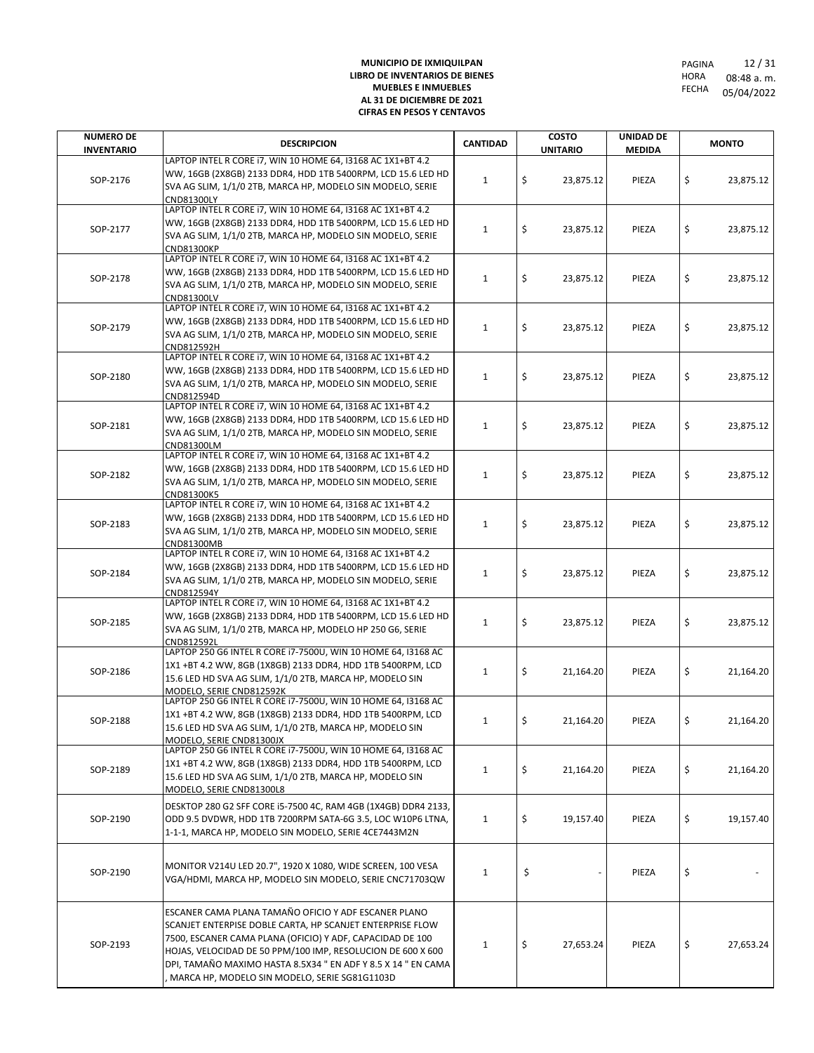**MUNICIPIO DE IXMIQUILPAN**
**LIBRO DE INVENTARIOS DE BIENES**
**MUEBLES E INMUEBLES**
**AL 31 DE DICIEMBRE DE 2021**
**CIFRAS EN PESOS Y CENTAVOS**

PAGINA 12 / 31
HORA 08:48 a. m.
FECHA 05/04/2022

| NUMERO DE INVENTARIO | DESCRIPCION | CANTIDAD | COSTO UNITARIO | UNIDAD DE MEDIDA | MONTO |
|---|---|---|---|---|---|
| SOP-2176 | LAPTOP INTEL R CORE i7, WIN 10 HOME 64, I3168 AC 1X1+BT 4.2 WW, 16GB (2X8GB) 2133 DDR4, HDD 1TB 5400RPM, LCD 15.6 LED HD SVA AG SLIM, 1/1/0 2TB, MARCA HP, MODELO SIN MODELO, SERIE CND81300LY | 1 | $ 23,875.12 | PIEZA | $ 23,875.12 |
| SOP-2177 | LAPTOP INTEL R CORE i7, WIN 10 HOME 64, I3168 AC 1X1+BT 4.2 WW, 16GB (2X8GB) 2133 DDR4, HDD 1TB 5400RPM, LCD 15.6 LED HD SVA AG SLIM, 1/1/0 2TB, MARCA HP, MODELO SIN MODELO, SERIE CND81300KP | 1 | $ 23,875.12 | PIEZA | $ 23,875.12 |
| SOP-2178 | LAPTOP INTEL R CORE i7, WIN 10 HOME 64, I3168 AC 1X1+BT 4.2 WW, 16GB (2X8GB) 2133 DDR4, HDD 1TB 5400RPM, LCD 15.6 LED HD SVA AG SLIM, 1/1/0 2TB, MARCA HP, MODELO SIN MODELO, SERIE CND81300LV | 1 | $ 23,875.12 | PIEZA | $ 23,875.12 |
| SOP-2179 | LAPTOP INTEL R CORE i7, WIN 10 HOME 64, I3168 AC 1X1+BT 4.2 WW, 16GB (2X8GB) 2133 DDR4, HDD 1TB 5400RPM, LCD 15.6 LED HD SVA AG SLIM, 1/1/0 2TB, MARCA HP, MODELO SIN MODELO, SERIE CND812592H | 1 | $ 23,875.12 | PIEZA | $ 23,875.12 |
| SOP-2180 | LAPTOP INTEL R CORE i7, WIN 10 HOME 64, I3168 AC 1X1+BT 4.2 WW, 16GB (2X8GB) 2133 DDR4, HDD 1TB 5400RPM, LCD 15.6 LED HD SVA AG SLIM, 1/1/0 2TB, MARCA HP, MODELO SIN MODELO, SERIE CND812594D | 1 | $ 23,875.12 | PIEZA | $ 23,875.12 |
| SOP-2181 | LAPTOP INTEL R CORE i7, WIN 10 HOME 64, I3168 AC 1X1+BT 4.2 WW, 16GB (2X8GB) 2133 DDR4, HDD 1TB 5400RPM, LCD 15.6 LED HD SVA AG SLIM, 1/1/0 2TB, MARCA HP, MODELO SIN MODELO, SERIE CND81300LM | 1 | $ 23,875.12 | PIEZA | $ 23,875.12 |
| SOP-2182 | LAPTOP INTEL R CORE i7, WIN 10 HOME 64, I3168 AC 1X1+BT 4.2 WW, 16GB (2X8GB) 2133 DDR4, HDD 1TB 5400RPM, LCD 15.6 LED HD SVA AG SLIM, 1/1/0 2TB, MARCA HP, MODELO SIN MODELO, SERIE CND81300K5 | 1 | $ 23,875.12 | PIEZA | $ 23,875.12 |
| SOP-2183 | LAPTOP INTEL R CORE i7, WIN 10 HOME 64, I3168 AC 1X1+BT 4.2 WW, 16GB (2X8GB) 2133 DDR4, HDD 1TB 5400RPM, LCD 15.6 LED HD SVA AG SLIM, 1/1/0 2TB, MARCA HP, MODELO SIN MODELO, SERIE CND81300MB | 1 | $ 23,875.12 | PIEZA | $ 23,875.12 |
| SOP-2184 | LAPTOP INTEL R CORE i7, WIN 10 HOME 64, I3168 AC 1X1+BT 4.2 WW, 16GB (2X8GB) 2133 DDR4, HDD 1TB 5400RPM, LCD 15.6 LED HD SVA AG SLIM, 1/1/0 2TB, MARCA HP, MODELO SIN MODELO, SERIE CND812594Y | 1 | $ 23,875.12 | PIEZA | $ 23,875.12 |
| SOP-2185 | LAPTOP INTEL R CORE i7, WIN 10 HOME 64, I3168 AC 1X1+BT 4.2 WW, 16GB (2X8GB) 2133 DDR4, HDD 1TB 5400RPM, LCD 15.6 LED HD SVA AG SLIM, 1/1/0 2TB, MARCA HP, MODELO HP 250 G6, SERIE CND812592L | 1 | $ 23,875.12 | PIEZA | $ 23,875.12 |
| SOP-2186 | LAPTOP 250 G6 INTEL R CORE i7-7500U, WIN 10 HOME 64, I3168 AC 1X1 +BT 4.2 WW, 8GB (1X8GB) 2133 DDR4, HDD 1TB 5400RPM, LCD 15.6 LED HD SVA AG SLIM, 1/1/0 2TB, MARCA HP, MODELO SIN MODELO, SERIE CND812592K | 1 | $ 21,164.20 | PIEZA | $ 21,164.20 |
| SOP-2188 | LAPTOP 250 G6 INTEL R CORE i7-7500U, WIN 10 HOME 64, I3168 AC 1X1 +BT 4.2 WW, 8GB (1X8GB) 2133 DDR4, HDD 1TB 5400RPM, LCD 15.6 LED HD SVA AG SLIM, 1/1/0 2TB, MARCA HP, MODELO SIN MODELO, SERIE CND81300JX | 1 | $ 21,164.20 | PIEZA | $ 21,164.20 |
| SOP-2189 | LAPTOP 250 G6 INTEL R CORE i7-7500U, WIN 10 HOME 64, I3168 AC 1X1 +BT 4.2 WW, 8GB (1X8GB) 2133 DDR4, HDD 1TB 5400RPM, LCD 15.6 LED HD SVA AG SLIM, 1/1/0 2TB, MARCA HP, MODELO SIN MODELO, SERIE CND81300L8 | 1 | $ 21,164.20 | PIEZA | $ 21,164.20 |
| SOP-2190 | DESKTOP 280 G2 SFF CORE i5-7500 4C, RAM 4GB (1X4GB) DDR4 2133, ODD 9.5 DVDWR, HDD 1TB 7200RPM SATA-6G 3.5, LOC W10P6 LTNA, 1-1-1, MARCA HP, MODELO SIN MODELO, SERIE 4CE7443M2N | 1 | $ 19,157.40 | PIEZA | $ 19,157.40 |
| SOP-2190 | MONITOR V214U LED 20.7", 1920 X 1080, WIDE SCREEN, 100 VESA VGA/HDMI, MARCA HP, MODELO SIN MODELO, SERIE CNC71703QW | 1 | $ - | PIEZA | $ - |
| SOP-2193 | ESCANER CAMA PLANA TAMAÑO OFICIO Y ADF ESCANER PLANO SCANJET ENTERPISE DOBLE CARTA, HP SCANJET ENTERPRISE FLOW 7500, ESCANER CAMA PLANA (OFICIO) Y ADF, CAPACIDAD DE 100 HOJAS, VELOCIDAD DE 50 PPM/100 IMP, RESOLUCION DE 600 X 600 DPI, TAMAÑO MAXIMO HASTA 8.5X34 " EN ADF Y 8.5 X 14 " EN CAMA , MARCA HP, MODELO SIN MODELO, SERIE SG81G1103D | 1 | $ 27,653.24 | PIEZA | $ 27,653.24 |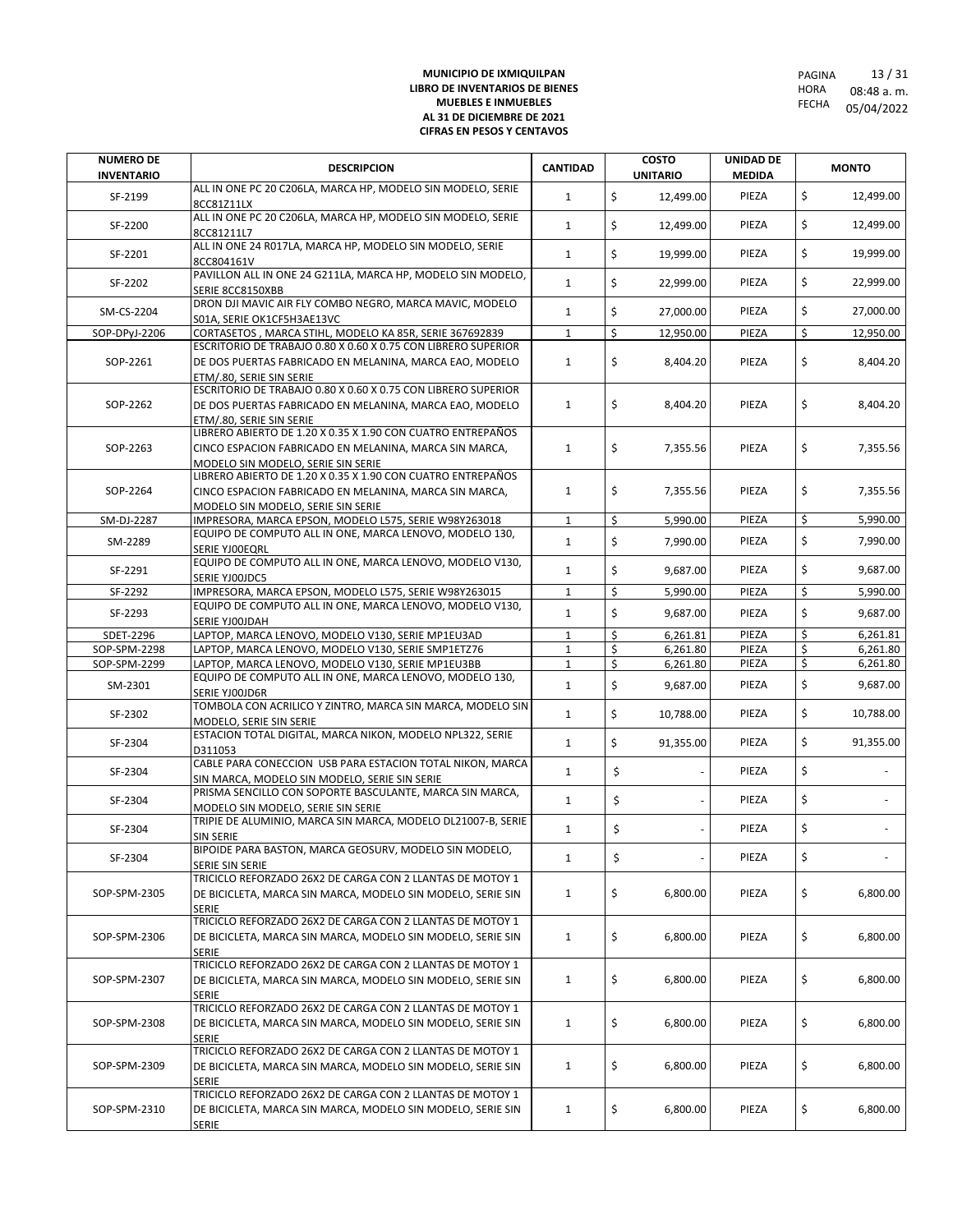**MUNICIPIO DE IXMIQUILPAN**
**LIBRO DE INVENTARIOS DE BIENES**
**MUEBLES E INMUEBLES**
**AL 31 DE DICIEMBRE DE 2021**
**CIFRAS EN PESOS Y CENTAVOS**

PAGINA 13 / 31
HORA 08:48 a. m.
FECHA 05/04/2022

| NUMERO DE INVENTARIO | DESCRIPCION | CANTIDAD | COSTO UNITARIO | UNIDAD DE MEDIDA | MONTO |
|---|---|---|---|---|---|
| SF-2199 | ALL IN ONE PC 20 C206LA, MARCA HP, MODELO SIN MODELO, SERIE 8CC81Z11LX | 1 | $ 12,499.00 | PIEZA | $ 12,499.00 |
| SF-2200 | ALL IN ONE PC 20 C206LA, MARCA HP, MODELO SIN MODELO, SERIE 8CC81211L7 | 1 | $ 12,499.00 | PIEZA | $ 12,499.00 |
| SF-2201 | ALL IN ONE 24 R017LA, MARCA HP, MODELO SIN MODELO, SERIE 8CC804161V | 1 | $ 19,999.00 | PIEZA | $ 19,999.00 |
| SF-2202 | PAVILLON ALL IN ONE 24 G211LA, MARCA HP, MODELO SIN MODELO, SERIE 8CC8150XBB | 1 | $ 22,999.00 | PIEZA | $ 22,999.00 |
| SM-CS-2204 | DRON DJI MAVIC AIR FLY COMBO NEGRO, MARCA MAVIC, MODELO S01A, SERIE OK1CF5H3AE13VC | 1 | $ 27,000.00 | PIEZA | $ 27,000.00 |
| SOP-DPyJ-2206 | CORTASETOS , MARCA STIHL, MODELO KA 85R, SERIE 367692839 | 1 | $ 12,950.00 | PIEZA | $ 12,950.00 |
| SOP-2261 | ESCRITORIO DE TRABAJO 0.80 X 0.60 X 0.75 CON LIBRERO SUPERIOR DE DOS PUERTAS FABRICADO EN MELANINA, MARCA EAO, MODELO ETM/.80, SERIE SIN SERIE | 1 | $ 8,404.20 | PIEZA | $ 8,404.20 |
| SOP-2262 | ESCRITORIO DE TRABAJO 0.80 X 0.60 X 0.75 CON LIBRERO SUPERIOR DE DOS PUERTAS FABRICADO EN MELANINA, MARCA EAO, MODELO ETM/.80, SERIE SIN SERIE | 1 | $ 8,404.20 | PIEZA | $ 8,404.20 |
| SOP-2263 | LIBRERO ABIERTO DE 1.20 X 0.35 X 1.90 CON CUATRO ENTREPAÑOS CINCO ESPACION FABRICADO EN MELANINA, MARCA SIN MARCA, MODELO SIN MODELO, SERIE SIN SERIE | 1 | $ 7,355.56 | PIEZA | $ 7,355.56 |
| SOP-2264 | LIBRERO ABIERTO DE 1.20 X 0.35 X 1.90 CON CUATRO ENTREPAÑOS CINCO ESPACION FABRICADO EN MELANINA, MARCA SIN MARCA, MODELO SIN MODELO, SERIE SIN SERIE | 1 | $ 7,355.56 | PIEZA | $ 7,355.56 |
| SM-DJ-2287 | IMPRESORA, MARCA EPSON, MODELO L575, SERIE W98Y263018 | 1 | $ 5,990.00 | PIEZA | $ 5,990.00 |
| SM-2289 | EQUIPO DE COMPUTO ALL IN ONE, MARCA LENOVO, MODELO 130, SERIE YJ00EQRL | 1 | $ 7,990.00 | PIEZA | $ 7,990.00 |
| SF-2291 | EQUIPO DE COMPUTO ALL IN ONE, MARCA LENOVO, MODELO V130, SERIE YJ00JDC5 | 1 | $ 9,687.00 | PIEZA | $ 9,687.00 |
| SF-2292 | IMPRESORA, MARCA EPSON, MODELO L575, SERIE W98Y263015 | 1 | $ 5,990.00 | PIEZA | $ 5,990.00 |
| SF-2293 | EQUIPO DE COMPUTO ALL IN ONE, MARCA LENOVO, MODELO V130, SERIE YJ00JDAH | 1 | $ 9,687.00 | PIEZA | $ 9,687.00 |
| SDET-2296 | LAPTOP, MARCA LENOVO, MODELO V130, SERIE MP1EU3AD | 1 | $ 6,261.81 | PIEZA | $ 6,261.81 |
| SOP-SPM-2298 | LAPTOP, MARCA LENOVO, MODELO V130, SERIE SMP1ETZ76 | 1 | $ 6,261.80 | PIEZA | $ 6,261.80 |
| SOP-SPM-2299 | LAPTOP, MARCA LENOVO, MODELO V130, SERIE MP1EU3BB | 1 | $ 6,261.80 | PIEZA | $ 6,261.80 |
| SM-2301 | EQUIPO DE COMPUTO ALL IN ONE, MARCA LENOVO, MODELO 130, SERIE YJ00JD6R | 1 | $ 9,687.00 | PIEZA | $ 9,687.00 |
| SF-2302 | TOMBOLA CON ACRILICO Y ZINTRO, MARCA SIN MARCA, MODELO SIN MODELO, SERIE SIN SERIE | 1 | $ 10,788.00 | PIEZA | $ 10,788.00 |
| SF-2304 | ESTACION TOTAL DIGITAL, MARCA NIKON, MODELO NPL322, SERIE D311053 | 1 | $ 91,355.00 | PIEZA | $ 91,355.00 |
| SF-2304 | CABLE PARA CONECCION USB PARA ESTACION TOTAL NIKON, MARCA SIN MARCA, MODELO SIN MODELO, SERIE SIN SERIE | 1 | $ - | PIEZA | $ - |
| SF-2304 | PRISMA SENCILLO CON SOPORTE BASCULANTE, MARCA SIN MARCA, MODELO SIN MODELO, SERIE SIN SERIE | 1 | $ - | PIEZA | $ - |
| SF-2304 | TRIPIE DE ALUMINIO, MARCA SIN MARCA, MODELO DL21007-B, SERIE SIN SERIE | 1 | $ - | PIEZA | $ - |
| SF-2304 | BIPOIDE PARA BASTON, MARCA GEOSURV, MODELO SIN MODELO, SERIE SIN SERIE | 1 | $ - | PIEZA | $ - |
| SOP-SPM-2305 | TRICICLO REFORZADO 26X2 DE CARGA CON 2 LLANTAS DE MOTOY 1 DE BICICLETA, MARCA SIN MARCA, MODELO SIN MODELO, SERIE SIN SERIE | 1 | $ 6,800.00 | PIEZA | $ 6,800.00 |
| SOP-SPM-2306 | TRICICLO REFORZADO 26X2 DE CARGA CON 2 LLANTAS DE MOTOY 1 DE BICICLETA, MARCA SIN MARCA, MODELO SIN MODELO, SERIE SIN SERIE | 1 | $ 6,800.00 | PIEZA | $ 6,800.00 |
| SOP-SPM-2307 | TRICICLO REFORZADO 26X2 DE CARGA CON 2 LLANTAS DE MOTOY 1 DE BICICLETA, MARCA SIN MARCA, MODELO SIN MODELO, SERIE SIN SERIE | 1 | $ 6,800.00 | PIEZA | $ 6,800.00 |
| SOP-SPM-2308 | TRICICLO REFORZADO 26X2 DE CARGA CON 2 LLANTAS DE MOTOY 1 DE BICICLETA, MARCA SIN MARCA, MODELO SIN MODELO, SERIE SIN SERIE | 1 | $ 6,800.00 | PIEZA | $ 6,800.00 |
| SOP-SPM-2309 | TRICICLO REFORZADO 26X2 DE CARGA CON 2 LLANTAS DE MOTOY 1 DE BICICLETA, MARCA SIN MARCA, MODELO SIN MODELO, SERIE SIN SERIE | 1 | $ 6,800.00 | PIEZA | $ 6,800.00 |
| SOP-SPM-2310 | TRICICLO REFORZADO 26X2 DE CARGA CON 2 LLANTAS DE MOTOY 1 DE BICICLETA, MARCA SIN MARCA, MODELO SIN MODELO, SERIE SIN SERIE | 1 | $ 6,800.00 | PIEZA | $ 6,800.00 |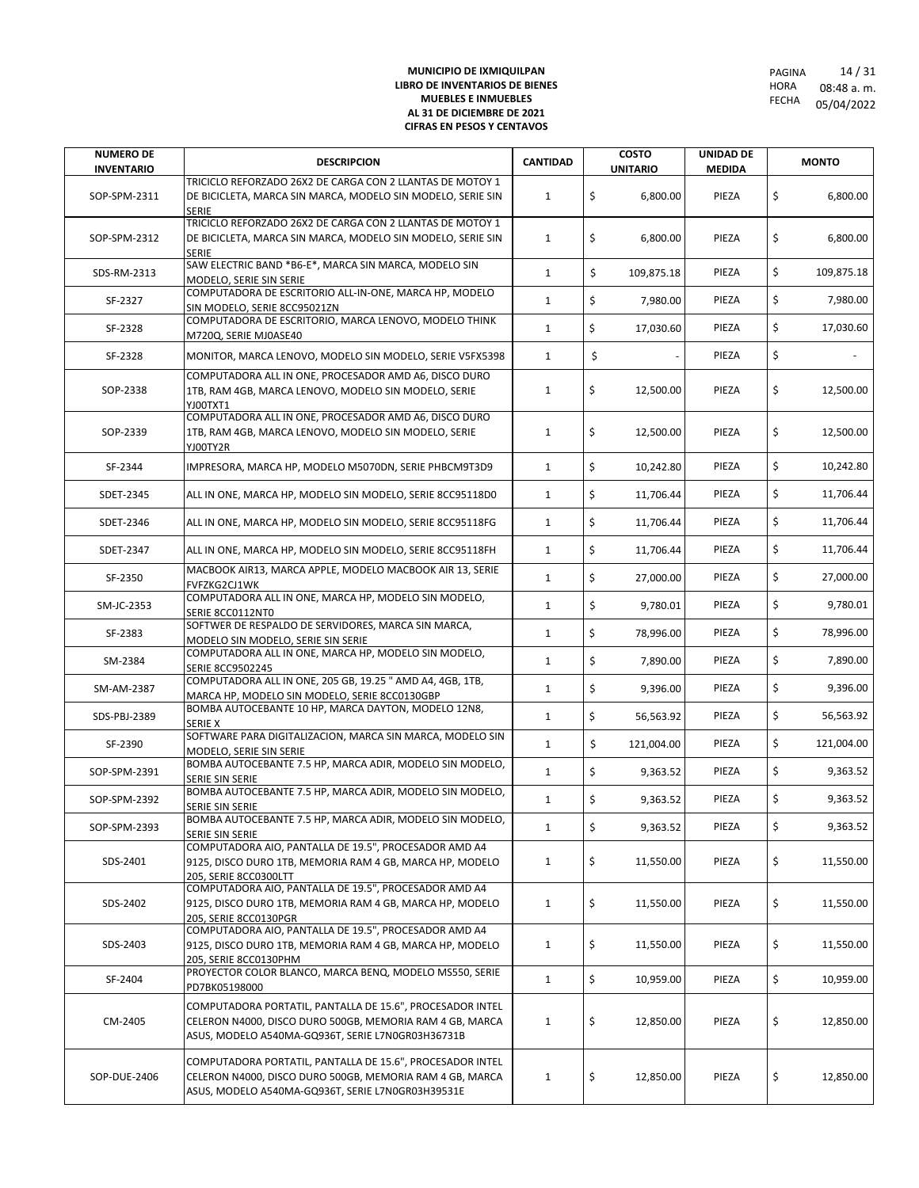**MUNICIPIO DE IXMIQUILPAN**
**LIBRO DE INVENTARIOS DE BIENES MUEBLES E INMUEBLES**
**AL 31 DE DICIEMBRE DE 2021**
**CIFRAS EN PESOS Y CENTAVOS**

PAGINA 14 / 31
HORA 08:48 a. m.
FECHA 05/04/2022

| NUMERO DE INVENTARIO | DESCRIPCION | CANTIDAD | COSTO UNITARIO | UNIDAD DE MEDIDA | MONTO |
|---|---|---|---|---|---|
| SOP-SPM-2311 | TRICICLO REFORZADO 26X2 DE CARGA CON 2 LLANTAS DE MOTOY 1 DE BICICLETA, MARCA SIN MARCA, MODELO SIN MODELO, SERIE SIN SERIE | 1 | $ 6,800.00 | PIEZA | $ 6,800.00 |
| SOP-SPM-2312 | TRICICLO REFORZADO 26X2 DE CARGA CON 2 LLANTAS DE MOTOY 1 DE BICICLETA, MARCA SIN MARCA, MODELO SIN MODELO, SERIE SIN SERIE | 1 | $ 6,800.00 | PIEZA | $ 6,800.00 |
| SDS-RM-2313 | SAW ELECTRIC BAND *B6-E*, MARCA SIN MARCA, MODELO SIN MODELO, SERIE SIN SERIE | 1 | $ 109,875.18 | PIEZA | $ 109,875.18 |
| SF-2327 | COMPUTADORA DE ESCRITORIO ALL-IN-ONE, MARCA HP, MODELO SIN MODELO, SERIE 8CC95021ZN | 1 | $ 7,980.00 | PIEZA | $ 7,980.00 |
| SF-2328 | COMPUTADORA DE ESCRITORIO, MARCA LENOVO, MODELO THINK M720Q, SERIE MJ0ASE40 | 1 | $ 17,030.60 | PIEZA | $ 17,030.60 |
| SF-2328 | MONITOR, MARCA LENOVO, MODELO SIN MODELO, SERIE V5FX5398 | 1 | $ - | PIEZA | $ - |
| SOP-2338 | COMPUTADORA ALL IN ONE, PROCESADOR AMD A6, DISCO DURO 1TB, RAM 4GB, MARCA LENOVO, MODELO SIN MODELO, SERIE YJ00TXT1 | 1 | $ 12,500.00 | PIEZA | $ 12,500.00 |
| SOP-2339 | COMPUTADORA ALL IN ONE, PROCESADOR AMD A6, DISCO DURO 1TB, RAM 4GB, MARCA LENOVO, MODELO SIN MODELO, SERIE YJ00TY2R | 1 | $ 12,500.00 | PIEZA | $ 12,500.00 |
| SF-2344 | IMPRESORA, MARCA HP, MODELO M5070DN, SERIE PHBCM9T3D9 | 1 | $ 10,242.80 | PIEZA | $ 10,242.80 |
| SDET-2345 | ALL IN ONE, MARCA HP, MODELO SIN MODELO, SERIE 8CC95118D0 | 1 | $ 11,706.44 | PIEZA | $ 11,706.44 |
| SDET-2346 | ALL IN ONE, MARCA HP, MODELO SIN MODELO, SERIE 8CC95118FG | 1 | $ 11,706.44 | PIEZA | $ 11,706.44 |
| SDET-2347 | ALL IN ONE, MARCA HP, MODELO SIN MODELO, SERIE 8CC95118FH | 1 | $ 11,706.44 | PIEZA | $ 11,706.44 |
| SF-2350 | MACBOOK AIR13, MARCA APPLE, MODELO MACBOOK AIR 13, SERIE FVFZKG2CJ1WK | 1 | $ 27,000.00 | PIEZA | $ 27,000.00 |
| SM-JC-2353 | COMPUTADORA ALL IN ONE, MARCA HP, MODELO SIN MODELO, SERIE 8CC0112NT0 | 1 | $ 9,780.01 | PIEZA | $ 9,780.01 |
| SF-2383 | SOFTWER DE RESPALDO DE SERVIDORES, MARCA SIN MARCA, MODELO SIN MODELO, SERIE SIN SERIE | 1 | $ 78,996.00 | PIEZA | $ 78,996.00 |
| SM-2384 | COMPUTADORA ALL IN ONE, MARCA HP, MODELO SIN MODELO, SERIE 8CC9502245 | 1 | $ 7,890.00 | PIEZA | $ 7,890.00 |
| SM-AM-2387 | COMPUTADORA ALL IN ONE, 205 GB, 19.25 " AMD A4, 4GB, 1TB, MARCA HP, MODELO SIN MODELO, SERIE 8CC0130GBP | 1 | $ 9,396.00 | PIEZA | $ 9,396.00 |
| SDS-PBJ-2389 | BOMBA AUTOCEBANTE 10 HP, MARCA DAYTON, MODELO 12N8, SERIE X | 1 | $ 56,563.92 | PIEZA | $ 56,563.92 |
| SF-2390 | SOFTWARE PARA DIGITALIZACION, MARCA SIN MARCA, MODELO SIN MODELO, SERIE SIN SERIE | 1 | $ 121,004.00 | PIEZA | $ 121,004.00 |
| SOP-SPM-2391 | BOMBA AUTOCEBANTE 7.5 HP, MARCA ADIR, MODELO SIN MODELO, SERIE SIN SERIE | 1 | $ 9,363.52 | PIEZA | $ 9,363.52 |
| SOP-SPM-2392 | BOMBA AUTOCEBANTE 7.5 HP, MARCA ADIR, MODELO SIN MODELO, SERIE SIN SERIE | 1 | $ 9,363.52 | PIEZA | $ 9,363.52 |
| SOP-SPM-2393 | BOMBA AUTOCEBANTE 7.5 HP, MARCA ADIR, MODELO SIN MODELO, SERIE SIN SERIE | 1 | $ 9,363.52 | PIEZA | $ 9,363.52 |
| SDS-2401 | COMPUTADORA AIO, PANTALLA DE 19.5", PROCESADOR AMD A4 9125, DISCO DURO 1TB, MEMORIA RAM 4 GB, MARCA HP, MODELO 205, SERIE 8CC0300LTT | 1 | $ 11,550.00 | PIEZA | $ 11,550.00 |
| SDS-2402 | COMPUTADORA AIO, PANTALLA DE 19.5", PROCESADOR AMD A4 9125, DISCO DURO 1TB, MEMORIA RAM 4 GB, MARCA HP, MODELO 205, SERIE 8CC0130PGR | 1 | $ 11,550.00 | PIEZA | $ 11,550.00 |
| SDS-2403 | COMPUTADORA AIO, PANTALLA DE 19.5", PROCESADOR AMD A4 9125, DISCO DURO 1TB, MEMORIA RAM 4 GB, MARCA HP, MODELO 205, SERIE 8CC0130PHM | 1 | $ 11,550.00 | PIEZA | $ 11,550.00 |
| SF-2404 | PROYECTOR COLOR BLANCO, MARCA BENQ, MODELO MS550, SERIE PD7BK05198000 | 1 | $ 10,959.00 | PIEZA | $ 10,959.00 |
| CM-2405 | COMPUTADORA PORTATIL, PANTALLA DE 15.6", PROCESADOR INTEL CELERON N4000, DISCO DURO 500GB, MEMORIA RAM 4 GB, MARCA ASUS, MODELO A540MA-GQ936T, SERIE L7N0GR03H36731B | 1 | $ 12,850.00 | PIEZA | $ 12,850.00 |
| SOP-DUE-2406 | COMPUTADORA PORTATIL, PANTALLA DE 15.6", PROCESADOR INTEL CELERON N4000, DISCO DURO 500GB, MEMORIA RAM 4 GB, MARCA ASUS, MODELO A540MA-GQ936T, SERIE L7N0GR03H39531E | 1 | $ 12,850.00 | PIEZA | $ 12,850.00 |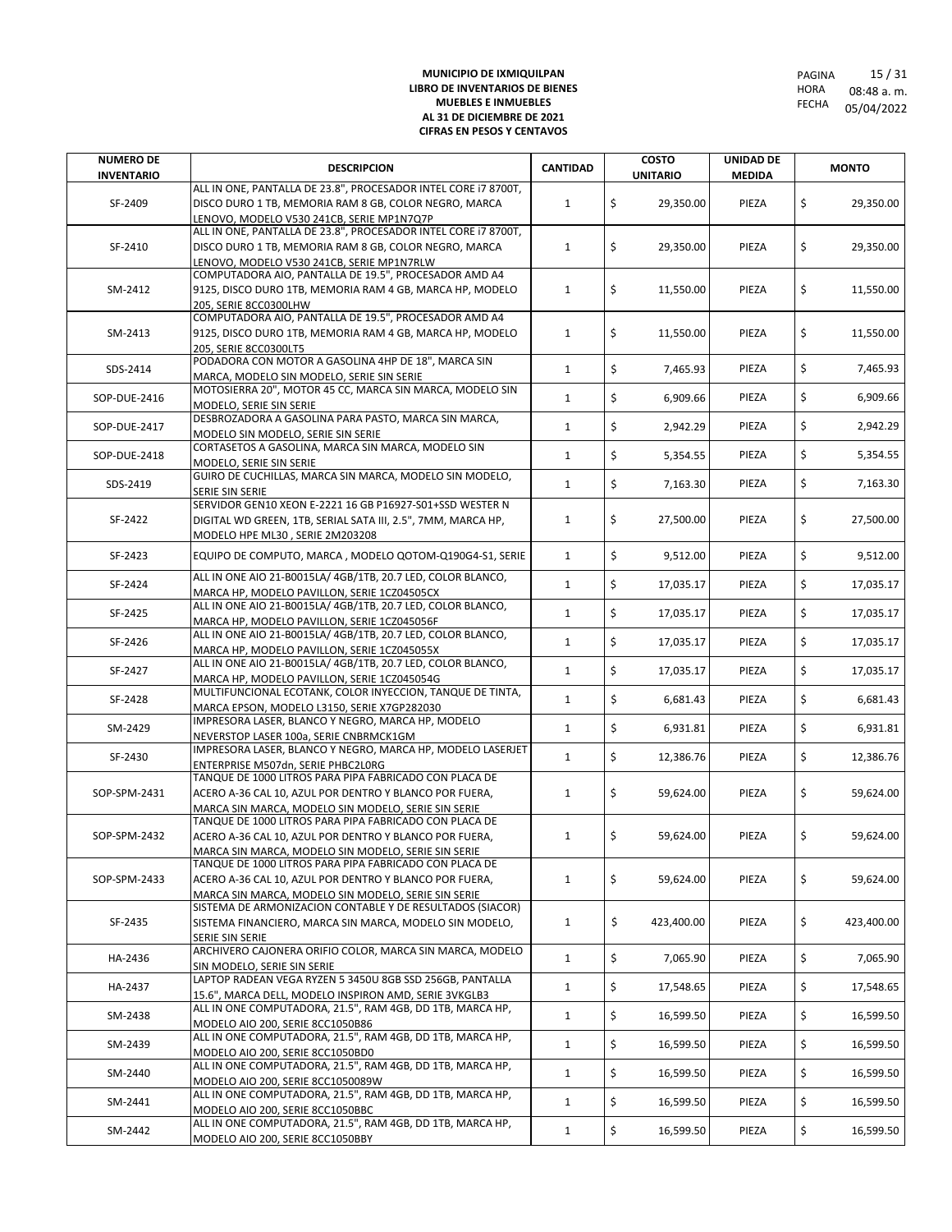**MUNICIPIO DE IXMIQUILPAN**
**LIBRO DE INVENTARIOS DE BIENES MUEBLES E INMUEBLES**
**AL 31 DE DICIEMBRE DE 2021**
**CIFRAS EN PESOS Y CENTAVOS**

HORA 08:48 a. m.
FECHA 05/04/2022

| NUMERO DE INVENTARIO | DESCRIPCION | CANTIDAD | COSTO UNITARIO | UNIDAD DE MEDIDA | MONTO |
|---|---|---|---|---|---|
| SF-2409 | ALL IN ONE, PANTALLA DE 23.8", PROCESADOR INTEL CORE i7 8700T, DISCO DURO 1 TB, MEMORIA RAM 8 GB, COLOR NEGRO, MARCA LENOVO, MODELO V530 241CB, SERIE MP1N7Q7P | 1 | $ 29,350.00 | PIEZA | $ 29,350.00 |
| SF-2410 | ALL IN ONE, PANTALLA DE 23.8", PROCESADOR INTEL CORE i7 8700T, DISCO DURO 1 TB, MEMORIA RAM 8 GB, COLOR NEGRO, MARCA LENOVO, MODELO V530 241CB, SERIE MP1N7RLW | 1 | $ 29,350.00 | PIEZA | $ 29,350.00 |
| SM-2412 | COMPUTADORA AIO, PANTALLA DE 19.5", PROCESADOR AMD A4 9125, DISCO DURO 1TB, MEMORIA RAM 4 GB, MARCA HP, MODELO 205, SERIE 8CC0300LHW | 1 | $ 11,550.00 | PIEZA | $ 11,550.00 |
| SM-2413 | COMPUTADORA AIO, PANTALLA DE 19.5", PROCESADOR AMD A4 9125, DISCO DURO 1TB, MEMORIA RAM 4 GB, MARCA HP, MODELO 205, SERIE 8CC0300LT5 | 1 | $ 11,550.00 | PIEZA | $ 11,550.00 |
| SDS-2414 | PODADORA CON MOTOR A GASOLINA 4HP DE 18", MARCA SIN MARCA, MODELO SIN MODELO, SERIE SIN SERIE | 1 | $ 7,465.93 | PIEZA | $ 7,465.93 |
| SOP-DUE-2416 | MOTOSIERRA 20", MOTOR 45 CC, MARCA SIN MARCA, MODELO SIN MODELO, SERIE SIN SERIE | 1 | $ 6,909.66 | PIEZA | $ 6,909.66 |
| SOP-DUE-2417 | DESBROZADORA A GASOLINA PARA PASTO, MARCA SIN MARCA, MODELO SIN MODELO, SERIE SIN SERIE | 1 | $ 2,942.29 | PIEZA | $ 2,942.29 |
| SOP-DUE-2418 | CORTASETOS A GASOLINA, MARCA SIN MARCA, MODELO SIN MODELO, SERIE SIN SERIE | 1 | $ 5,354.55 | PIEZA | $ 5,354.55 |
| SDS-2419 | GUIRO DE CUCHILLAS, MARCA SIN MARCA, MODELO SIN MODELO, SERIE SIN SERIE | 1 | $ 7,163.30 | PIEZA | $ 7,163.30 |
| SF-2422 | SERVIDOR GEN10 XEON E-2221 16 GB P16927-S01+SSD WESTER N DIGITAL WD GREEN, 1TB, SERIAL SATA III, 2.5", 7MM, MARCA HP, MODELO HPE ML30 , SERIE 2M203208 | 1 | $ 27,500.00 | PIEZA | $ 27,500.00 |
| SF-2423 | EQUIPO DE COMPUTO, MARCA , MODELO QOTOM-Q190G4-S1, SERIE | 1 | $ 9,512.00 | PIEZA | $ 9,512.00 |
| SF-2424 | ALL IN ONE AIO 21-B0015LA/ 4GB/1TB, 20.7 LED, COLOR BLANCO, MARCA HP, MODELO PAVILLON, SERIE 1CZ04505CX | 1 | $ 17,035.17 | PIEZA | $ 17,035.17 |
| SF-2425 | ALL IN ONE AIO 21-B0015LA/ 4GB/1TB, 20.7 LED, COLOR BLANCO, MARCA HP, MODELO PAVILLON, SERIE 1CZ045056F | 1 | $ 17,035.17 | PIEZA | $ 17,035.17 |
| SF-2426 | ALL IN ONE AIO 21-B0015LA/ 4GB/1TB, 20.7 LED, COLOR BLANCO, MARCA HP, MODELO PAVILLON, SERIE 1CZ045055X | 1 | $ 17,035.17 | PIEZA | $ 17,035.17 |
| SF-2427 | ALL IN ONE AIO 21-B0015LA/ 4GB/1TB, 20.7 LED, COLOR BLANCO, MARCA HP, MODELO PAVILLON, SERIE 1CZ045054G | 1 | $ 17,035.17 | PIEZA | $ 17,035.17 |
| SF-2428 | MULTIFUNCIONAL ECOTANK, COLOR INYECCION, TANQUE DE TINTA, MARCA EPSON, MODELO L3150, SERIE X7GP282030 | 1 | $ 6,681.43 | PIEZA | $ 6,681.43 |
| SM-2429 | IMPRESORA LASER, BLANCO Y NEGRO, MARCA HP, MODELO NEVERSTOP LASER 100a, SERIE CNBRMCK1GM | 1 | $ 6,931.81 | PIEZA | $ 6,931.81 |
| SF-2430 | IMPRESORA LASER, BLANCO Y NEGRO, MARCA HP, MODELO LASERJET ENTERPRISE M507dn, SERIE PHBC2L0RG | 1 | $ 12,386.76 | PIEZA | $ 12,386.76 |
| SOP-SPM-2431 | TANQUE DE 1000 LITROS PARA PIPA FABRICADO CON PLACA DE ACERO A-36 CAL 10, AZUL POR DENTRO Y BLANCO POR FUERA, MARCA SIN MARCA, MODELO SIN MODELO, SERIE SIN SERIE | 1 | $ 59,624.00 | PIEZA | $ 59,624.00 |
| SOP-SPM-2432 | TANQUE DE 1000 LITROS PARA PIPA FABRICADO CON PLACA DE ACERO A-36 CAL 10, AZUL POR DENTRO Y BLANCO POR FUERA, MARCA SIN MARCA, MODELO SIN MODELO, SERIE SIN SERIE | 1 | $ 59,624.00 | PIEZA | $ 59,624.00 |
| SOP-SPM-2433 | TANQUE DE 1000 LITROS PARA PIPA FABRICADO CON PLACA DE ACERO A-36 CAL 10, AZUL POR DENTRO Y BLANCO POR FUERA, MARCA SIN MARCA, MODELO SIN MODELO, SERIE SIN SERIE | 1 | $ 59,624.00 | PIEZA | $ 59,624.00 |
| SF-2435 | SISTEMA DE ARMONIZACION CONTABLE Y DE RESULTADOS (SIACOR) SISTEMA FINANCIERO, MARCA SIN MARCA, MODELO SIN MODELO, SERIE SIN SERIE | 1 | $ 423,400.00 | PIEZA | $ 423,400.00 |
| HA-2436 | ARCHIVERO CAJONERA ORIFIO COLOR, MARCA SIN MARCA, MODELO SIN MODELO, SERIE SIN SERIE | 1 | $ 7,065.90 | PIEZA | $ 7,065.90 |
| HA-2437 | LAPTOP RADEAN VEGA RYZEN 5 3450U 8GB SSD 256GB, PANTALLA 15.6", MARCA DELL, MODELO INSPIRON AMD, SERIE 3VKGLB3 | 1 | $ 17,548.65 | PIEZA | $ 17,548.65 |
| SM-2438 | ALL IN ONE COMPUTADORA, 21.5", RAM 4GB, DD 1TB, MARCA HP, MODELO AIO 200, SERIE 8CC1050B86 | 1 | $ 16,599.50 | PIEZA | $ 16,599.50 |
| SM-2439 | ALL IN ONE COMPUTADORA, 21.5", RAM 4GB, DD 1TB, MARCA HP, MODELO AIO 200, SERIE 8CC1050BD0 | 1 | $ 16,599.50 | PIEZA | $ 16,599.50 |
| SM-2440 | ALL IN ONE COMPUTADORA, 21.5", RAM 4GB, DD 1TB, MARCA HP, MODELO AIO 200, SERIE 8CC1050089W | 1 | $ 16,599.50 | PIEZA | $ 16,599.50 |
| SM-2441 | ALL IN ONE COMPUTADORA, 21.5", RAM 4GB, DD 1TB, MARCA HP, MODELO AIO 200, SERIE 8CC1050BBC | 1 | $ 16,599.50 | PIEZA | $ 16,599.50 |
| SM-2442 | ALL IN ONE COMPUTADORA, 21.5", RAM 4GB, DD 1TB, MARCA HP, MODELO AIO 200, SERIE 8CC1050BBY | 1 | $ 16,599.50 | PIEZA | $ 16,599.50 |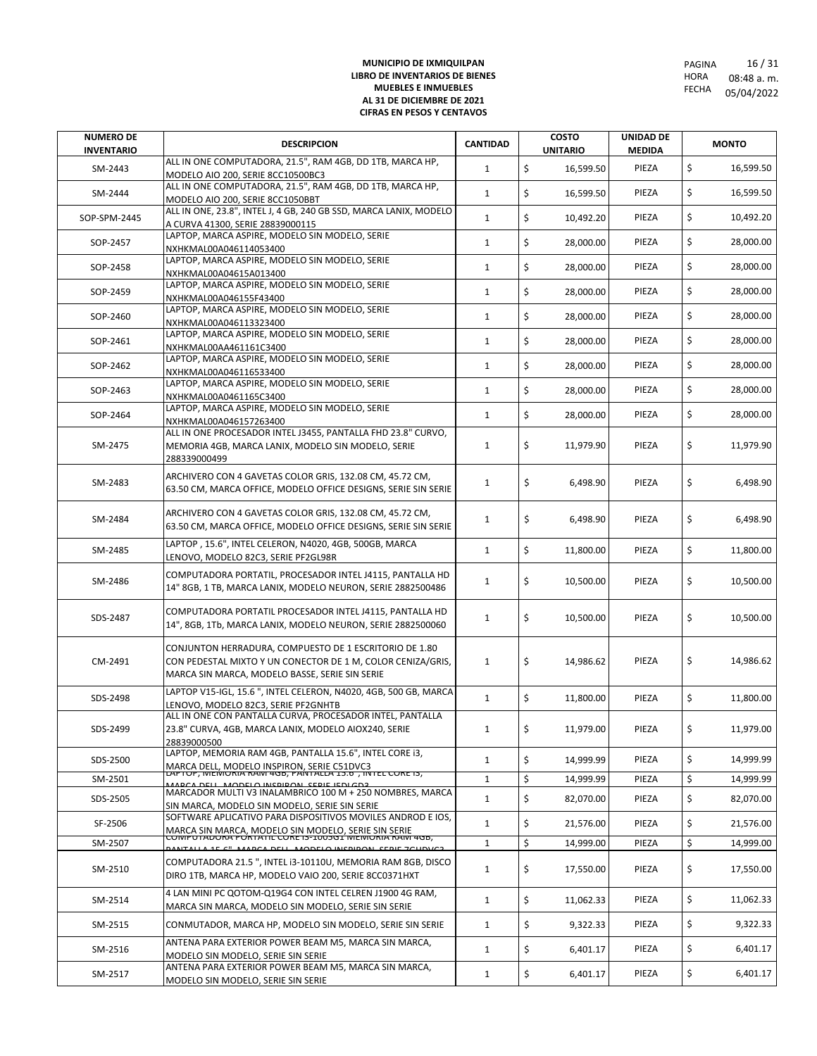**MUNICIPIO DE IXMIQUILPAN**
**LIBRO DE INVENTARIOS DE BIENES**
**MUEBLES E INMUEBLES**
**AL 31 DE DICIEMBRE DE 2021**
**CIFRAS EN PESOS Y CENTAVOS**

PAGINA 16 / 31
HORA 08:48 a. m.
FECHA 05/04/2022

| NUMERO DE INVENTARIO | DESCRIPCION | CANTIDAD | COSTO UNITARIO | UNIDAD DE MEDIDA | MONTO |
|---|---|---|---|---|---|
| SM-2443 | ALL IN ONE COMPUTADORA, 21.5", RAM 4GB, DD 1TB, MARCA HP, MODELO AIO 200, SERIE 8CC10500BC3 | 1 | $ 16,599.50 | PIEZA | $ 16,599.50 |
| SM-2444 | ALL IN ONE COMPUTADORA, 21.5", RAM 4GB, DD 1TB, MARCA HP, MODELO AIO 200, SERIE 8CC1050BBT | 1 | $ 16,599.50 | PIEZA | $ 16,599.50 |
| SOP-SPM-2445 | ALL IN ONE, 23.8", INTEL J, 4 GB, 240 GB SSD, MARCA LANIX, MODELO A CURVA 41300, SERIE 28839000115 | 1 | $ 10,492.20 | PIEZA | $ 10,492.20 |
| SOP-2457 | LAPTOP, MARCA ASPIRE, MODELO SIN MODELO, SERIE NXHKMAL00A046114053400 | 1 | $ 28,000.00 | PIEZA | $ 28,000.00 |
| SOP-2458 | LAPTOP, MARCA ASPIRE, MODELO SIN MODELO, SERIE NXHKMAL00A04615A013400 | 1 | $ 28,000.00 | PIEZA | $ 28,000.00 |
| SOP-2459 | LAPTOP, MARCA ASPIRE, MODELO SIN MODELO, SERIE NXHKMAL00A046155F43400 | 1 | $ 28,000.00 | PIEZA | $ 28,000.00 |
| SOP-2460 | LAPTOP, MARCA ASPIRE, MODELO SIN MODELO, SERIE NXHKMAL00A046113323400 | 1 | $ 28,000.00 | PIEZA | $ 28,000.00 |
| SOP-2461 | LAPTOP, MARCA ASPIRE, MODELO SIN MODELO, SERIE NXHKMAL00AA461161C3400 | 1 | $ 28,000.00 | PIEZA | $ 28,000.00 |
| SOP-2462 | LAPTOP, MARCA ASPIRE, MODELO SIN MODELO, SERIE NXHKMAL00A046116533400 | 1 | $ 28,000.00 | PIEZA | $ 28,000.00 |
| SOP-2463 | LAPTOP, MARCA ASPIRE, MODELO SIN MODELO, SERIE NXHKMAL00A0461165C3400 | 1 | $ 28,000.00 | PIEZA | $ 28,000.00 |
| SOP-2464 | LAPTOP, MARCA ASPIRE, MODELO SIN MODELO, SERIE NXHKMAL00A046157263400 | 1 | $ 28,000.00 | PIEZA | $ 28,000.00 |
| SM-2475 | ALL IN ONE PROCESADOR INTEL J3455, PANTALLA FHD 23.8" CURVO, MEMORIA 4GB, MARCA LANIX, MODELO SIN MODELO, SERIE 288339000499 | 1 | $ 11,979.90 | PIEZA | $ 11,979.90 |
| SM-2483 | ARCHIVERO CON 4 GAVETAS COLOR GRIS, 132.08 CM, 45.72 CM, 63.50 CM, MARCA OFFICE, MODELO OFFICE DESIGNS, SERIE SIN SERIE | 1 | $ 6,498.90 | PIEZA | $ 6,498.90 |
| SM-2484 | ARCHIVERO CON 4 GAVETAS COLOR GRIS, 132.08 CM, 45.72 CM, 63.50 CM, MARCA OFFICE, MODELO OFFICE DESIGNS, SERIE SIN SERIE | 1 | $ 6,498.90 | PIEZA | $ 6,498.90 |
| SM-2485 | LAPTOP , 15.6", INTEL CELERON, N4020, 4GB, 500GB, MARCA LENOVO, MODELO 82C3, SERIE PF2GL98R | 1 | $ 11,800.00 | PIEZA | $ 11,800.00 |
| SM-2486 | COMPUTADORA PORTATIL, PROCESADOR INTEL J4115, PANTALLA HD 14" 8GB, 1 TB, MARCA LANIX, MODELO NEURON, SERIE 2882500486 | 1 | $ 10,500.00 | PIEZA | $ 10,500.00 |
| SDS-2487 | COMPUTADORA PORTATIL PROCESADOR INTEL J4115, PANTALLA HD 14", 8GB, 1Tb, MARCA LANIX, MODELO NEURON, SERIE 2882500060 | 1 | $ 10,500.00 | PIEZA | $ 10,500.00 |
| CM-2491 | CONJUNTON HERRADURA, COMPUESTO DE 1 ESCRITORIO DE 1.80 CON PEDESTAL MIXTO Y UN CONECTOR DE 1 M, COLOR CENIZA/GRIS, MARCA SIN MARCA, MODELO BASSE, SERIE SIN SERIE | 1 | $ 14,986.62 | PIEZA | $ 14,986.62 |
| SDS-2498 | LAPTOP V15-IGL, 15.6 ", INTEL CELERON, N4020, 4GB, 500 GB, MARCA LENOVO, MODELO 82C3, SERIE PF2GNHTB | 1 | $ 11,800.00 | PIEZA | $ 11,800.00 |
| SDS-2499 | ALL IN ONE CON PANTALLA CURVA, PROCESADOR INTEL, PANTALLA 23.8" CURVA, 4GB, MARCA LANIX, MODELO AIOX240, SERIE 28839000500 | 1 | $ 11,979.00 | PIEZA | $ 11,979.00 |
| SDS-2500 | LAPTOP, MEMORIA RAM 4GB, PANTALLA 15.6", INTEL CORE i3, MARCA DELL, MODELO INSPIRON, SERIE C51DVC3 | 1 | $ 14,999.99 | PIEZA | $ 14,999.99 |
| SM-2501 | LAPTOP, MEMORIA RAM 4GB, PANTALLA 15.6", INTEL CORE i3, MARCA DELL, MODELO INSPIRON, SERIE J5DLGD3 | 1 | $ 14,999.99 | PIEZA | $ 14,999.99 |
| SDS-2505 | MARCADOR MULTI V3 INALAMBRICO 100 M + 250 NOMBRES, MARCA SIN MARCA, MODELO SIN MODELO, SERIE SIN SERIE | 1 | $ 82,070.00 | PIEZA | $ 82,070.00 |
| SF-2506 | SOFTWARE APLICATIVO PARA DISPOSITIVOS MOVILES ANDROD E IOS, MARCA SIN MARCA, MODELO SIN MODELO, SERIE SIN SERIE | 1 | $ 21,576.00 | PIEZA | $ 21,576.00 |
| SM-2507 | COMPUTADORA PORTATIL CORE I3-1005G1 MEMORIA RAM 4GB, PANTALLA 15.6", MARCA DELL, MODELO INSPIRON, SERIE 7GHDVC3 | 1 | $ 14,999.00 | PIEZA | $ 14,999.00 |
| SM-2510 | COMPUTADORA 21.5 ", INTEL i3-10110U, MEMORIA RAM 8GB, DISCO DIRO 1TB, MARCA HP, MODELO VAIO 200, SERIE 8CC0371HXT | 1 | $ 17,550.00 | PIEZA | $ 17,550.00 |
| SM-2514 | 4 LAN MINI PC QOTOM-Q19G4 CON INTEL CELREN J1900 4G RAM, MARCA SIN MARCA, MODELO SIN MODELO, SERIE SIN SERIE | 1 | $ 11,062.33 | PIEZA | $ 11,062.33 |
| SM-2515 | CONMUTADOR, MARCA HP, MODELO SIN MODELO, SERIE SIN SERIE | 1 | $ 9,322.33 | PIEZA | $ 9,322.33 |
| SM-2516 | ANTENA PARA EXTERIOR POWER BEAM M5, MARCA SIN MARCA, MODELO SIN MODELO, SERIE SIN SERIE | 1 | $ 6,401.17 | PIEZA | $ 6,401.17 |
| SM-2517 | ANTENA PARA EXTERIOR POWER BEAM M5, MARCA SIN MARCA, MODELO SIN MODELO, SERIE SIN SERIE | 1 | $ 6,401.17 | PIEZA | $ 6,401.17 |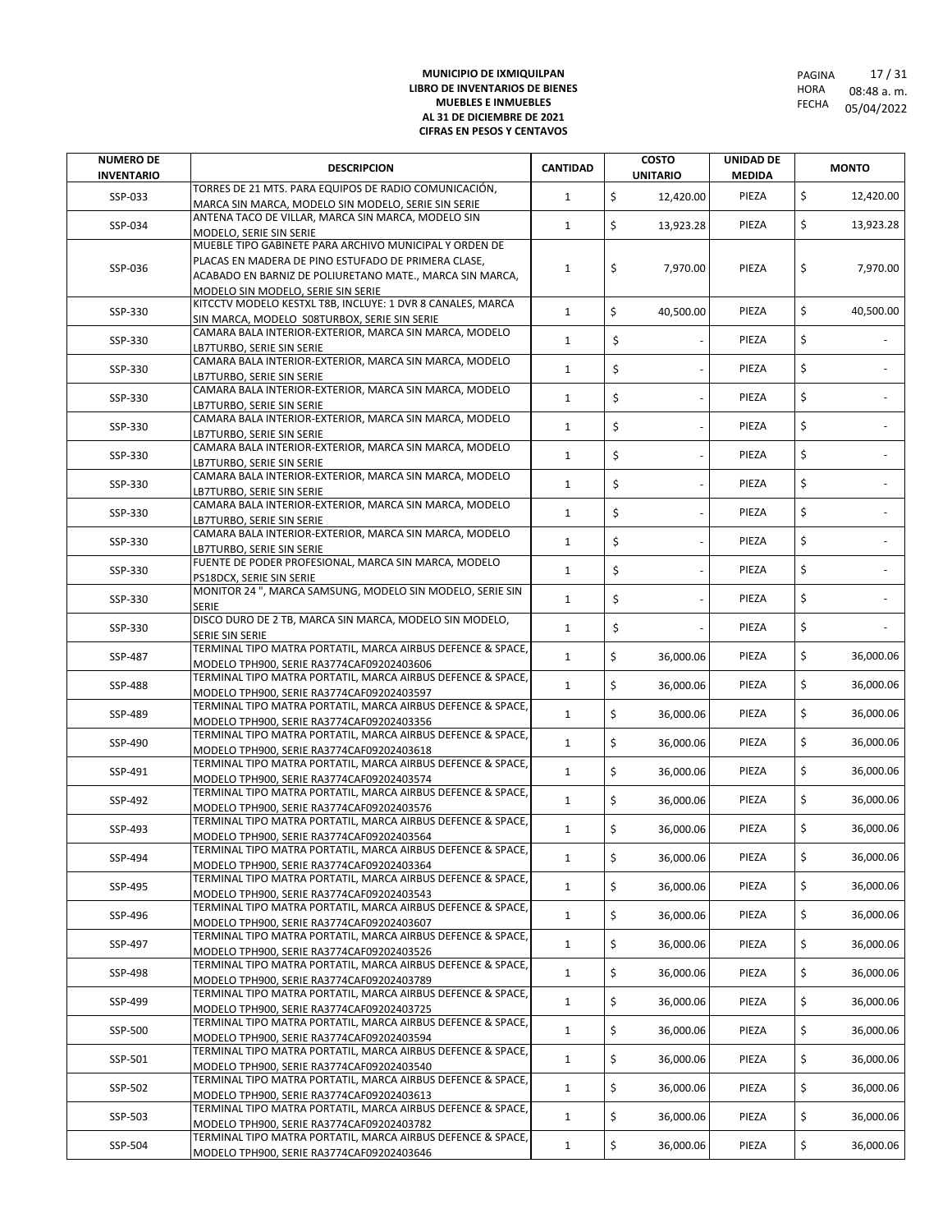**MUNICIPIO DE IXMIQUILPAN**
**LIBRO DE INVENTARIOS DE BIENES**
**MUEBLES E INMUEBLES**
**AL 31 DE DICIEMBRE DE 2021**
**CIFRAS EN PESOS Y CENTAVOS**

PAGINA 17 / 31
HORA 08:48 a. m.
FECHA 05/04/2022

| NUMERO DE INVENTARIO | DESCRIPCION | CANTIDAD | COSTO UNITARIO | UNIDAD DE MEDIDA | MONTO |
|---|---|---|---|---|---|
| SSP-033 | TORRES DE 21 MTS. PARA EQUIPOS DE RADIO COMUNICACIÓN, MARCA SIN MARCA, MODELO SIN MODELO, SERIE SIN SERIE | 1 | $ 12,420.00 | PIEZA | $ 12,420.00 |
| SSP-034 | ANTENA TACO DE VILLAR, MARCA SIN MARCA, MODELO SIN MODELO, SERIE SIN SERIE | 1 | $ 13,923.28 | PIEZA | $ 13,923.28 |
| SSP-036 | MUEBLE TIPO GABINETE PARA ARCHIVO MUNICIPAL Y ORDEN DE PLACAS EN MADERA DE PINO ESTUFADO DE PRIMERA CLASE, ACABADO EN BARNIZ DE POLIURETANO MATE., MARCA SIN MARCA, MODELO SIN MODELO, SERIE SIN SERIE | 1 | $ 7,970.00 | PIEZA | $ 7,970.00 |
| SSP-330 | KITCCTV MODELO KESTXL T8B, INCLUYE: 1 DVR 8 CANALES, MARCA SIN MARCA, MODELO S08TURBOX, SERIE SIN SERIE | 1 | $ 40,500.00 | PIEZA | $ 40,500.00 |
| SSP-330 | CAMARA BALA INTERIOR-EXTERIOR, MARCA SIN MARCA, MODELO LB7TURBO, SERIE SIN SERIE | 1 | $ - | PIEZA | $ - |
| SSP-330 | CAMARA BALA INTERIOR-EXTERIOR, MARCA SIN MARCA, MODELO LB7TURBO, SERIE SIN SERIE | 1 | $ - | PIEZA | $ - |
| SSP-330 | CAMARA BALA INTERIOR-EXTERIOR, MARCA SIN MARCA, MODELO LB7TURBO, SERIE SIN SERIE | 1 | $ - | PIEZA | $ - |
| SSP-330 | CAMARA BALA INTERIOR-EXTERIOR, MARCA SIN MARCA, MODELO LB7TURBO, SERIE SIN SERIE | 1 | $ - | PIEZA | $ - |
| SSP-330 | CAMARA BALA INTERIOR-EXTERIOR, MARCA SIN MARCA, MODELO LB7TURBO, SERIE SIN SERIE | 1 | $ - | PIEZA | $ - |
| SSP-330 | CAMARA BALA INTERIOR-EXTERIOR, MARCA SIN MARCA, MODELO LB7TURBO, SERIE SIN SERIE | 1 | $ - | PIEZA | $ - |
| SSP-330 | CAMARA BALA INTERIOR-EXTERIOR, MARCA SIN MARCA, MODELO LB7TURBO, SERIE SIN SERIE | 1 | $ - | PIEZA | $ - |
| SSP-330 | CAMARA BALA INTERIOR-EXTERIOR, MARCA SIN MARCA, MODELO LB7TURBO, SERIE SIN SERIE | 1 | $ - | PIEZA | $ - |
| SSP-330 | FUENTE DE PODER PROFESIONAL, MARCA SIN MARCA, MODELO PS18DCX, SERIE SIN SERIE | 1 | $ - | PIEZA | $ - |
| SSP-330 | MONITOR 24 ", MARCA SAMSUNG, MODELO SIN MODELO, SERIE SIN SERIE | 1 | $ - | PIEZA | $ - |
| SSP-330 | DISCO DURO DE 2 TB, MARCA SIN MARCA, MODELO SIN MODELO, SERIE SIN SERIE | 1 | $ - | PIEZA | $ - |
| SSP-487 | TERMINAL TIPO MATRA PORTATIL, MARCA AIRBUS DEFENCE & SPACE, MODELO TPH900, SERIE RA3774CAF09202403606 | 1 | $ 36,000.06 | PIEZA | $ 36,000.06 |
| SSP-488 | TERMINAL TIPO MATRA PORTATIL, MARCA AIRBUS DEFENCE & SPACE, MODELO TPH900, SERIE RA3774CAF09202403597 | 1 | $ 36,000.06 | PIEZA | $ 36,000.06 |
| SSP-489 | TERMINAL TIPO MATRA PORTATIL, MARCA AIRBUS DEFENCE & SPACE, MODELO TPH900, SERIE RA3774CAF09202403356 | 1 | $ 36,000.06 | PIEZA | $ 36,000.06 |
| SSP-490 | TERMINAL TIPO MATRA PORTATIL, MARCA AIRBUS DEFENCE & SPACE, MODELO TPH900, SERIE RA3774CAF09202403618 | 1 | $ 36,000.06 | PIEZA | $ 36,000.06 |
| SSP-491 | TERMINAL TIPO MATRA PORTATIL, MARCA AIRBUS DEFENCE & SPACE, MODELO TPH900, SERIE RA3774CAF09202403574 | 1 | $ 36,000.06 | PIEZA | $ 36,000.06 |
| SSP-492 | TERMINAL TIPO MATRA PORTATIL, MARCA AIRBUS DEFENCE & SPACE, MODELO TPH900, SERIE RA3774CAF09202403576 | 1 | $ 36,000.06 | PIEZA | $ 36,000.06 |
| SSP-493 | TERMINAL TIPO MATRA PORTATIL, MARCA AIRBUS DEFENCE & SPACE, MODELO TPH900, SERIE RA3774CAF09202403564 | 1 | $ 36,000.06 | PIEZA | $ 36,000.06 |
| SSP-494 | TERMINAL TIPO MATRA PORTATIL, MARCA AIRBUS DEFENCE & SPACE, MODELO TPH900, SERIE RA3774CAF09202403364 | 1 | $ 36,000.06 | PIEZA | $ 36,000.06 |
| SSP-495 | TERMINAL TIPO MATRA PORTATIL, MARCA AIRBUS DEFENCE & SPACE, MODELO TPH900, SERIE RA3774CAF09202403543 | 1 | $ 36,000.06 | PIEZA | $ 36,000.06 |
| SSP-496 | TERMINAL TIPO MATRA PORTATIL, MARCA AIRBUS DEFENCE & SPACE, MODELO TPH900, SERIE RA3774CAF09202403607 | 1 | $ 36,000.06 | PIEZA | $ 36,000.06 |
| SSP-497 | TERMINAL TIPO MATRA PORTATIL, MARCA AIRBUS DEFENCE & SPACE, MODELO TPH900, SERIE RA3774CAF09202403526 | 1 | $ 36,000.06 | PIEZA | $ 36,000.06 |
| SSP-498 | TERMINAL TIPO MATRA PORTATIL, MARCA AIRBUS DEFENCE & SPACE, MODELO TPH900, SERIE RA3774CAF09202403789 | 1 | $ 36,000.06 | PIEZA | $ 36,000.06 |
| SSP-499 | TERMINAL TIPO MATRA PORTATIL, MARCA AIRBUS DEFENCE & SPACE, MODELO TPH900, SERIE RA3774CAF09202403725 | 1 | $ 36,000.06 | PIEZA | $ 36,000.06 |
| SSP-500 | TERMINAL TIPO MATRA PORTATIL, MARCA AIRBUS DEFENCE & SPACE, MODELO TPH900, SERIE RA3774CAF09202403594 | 1 | $ 36,000.06 | PIEZA | $ 36,000.06 |
| SSP-501 | TERMINAL TIPO MATRA PORTATIL, MARCA AIRBUS DEFENCE & SPACE, MODELO TPH900, SERIE RA3774CAF09202403540 | 1 | $ 36,000.06 | PIEZA | $ 36,000.06 |
| SSP-502 | TERMINAL TIPO MATRA PORTATIL, MARCA AIRBUS DEFENCE & SPACE, MODELO TPH900, SERIE RA3774CAF09202403613 | 1 | $ 36,000.06 | PIEZA | $ 36,000.06 |
| SSP-503 | TERMINAL TIPO MATRA PORTATIL, MARCA AIRBUS DEFENCE & SPACE, MODELO TPH900, SERIE RA3774CAF09202403782 | 1 | $ 36,000.06 | PIEZA | $ 36,000.06 |
| SSP-504 | TERMINAL TIPO MATRA PORTATIL, MARCA AIRBUS DEFENCE & SPACE, MODELO TPH900, SERIE RA3774CAF09202403646 | 1 | $ 36,000.06 | PIEZA | $ 36,000.06 |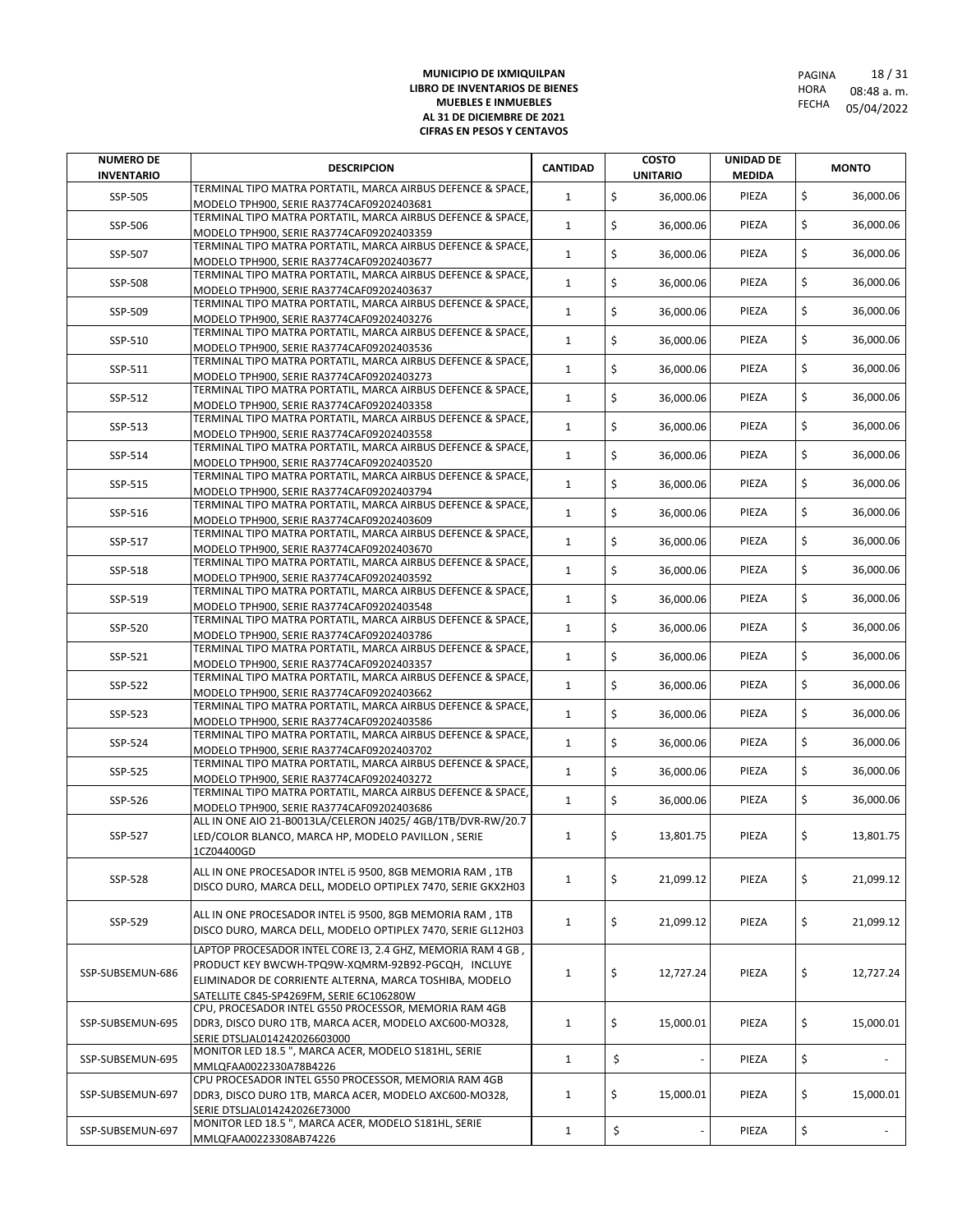**MUNICIPIO DE IXMIQUILPAN**
**LIBRO DE INVENTARIOS DE BIENES MUEBLES E INMUEBLES**
**AL 31 DE DICIEMBRE DE 2021**
**CIFRAS EN PESOS Y CENTAVOS**

PAGINA 18 / 31
HORA 08:48 a. m.
FECHA 05/04/2022

| NUMERO DE INVENTARIO | DESCRIPCION | CANTIDAD | COSTO UNITARIO | UNIDAD DE MEDIDA | MONTO |
|---|---|---|---|---|---|
| SSP-505 | TERMINAL TIPO MATRA PORTATIL, MARCA AIRBUS DEFENCE & SPACE, MODELO TPH900, SERIE RA3774CAF09202403681 | 1 | $ 36,000.06 | PIEZA | $ 36,000.06 |
| SSP-506 | TERMINAL TIPO MATRA PORTATIL, MARCA AIRBUS DEFENCE & SPACE, MODELO TPH900, SERIE RA3774CAF09202403359 | 1 | $ 36,000.06 | PIEZA | $ 36,000.06 |
| SSP-507 | TERMINAL TIPO MATRA PORTATIL, MARCA AIRBUS DEFENCE & SPACE, MODELO TPH900, SERIE RA3774CAF09202403677 | 1 | $ 36,000.06 | PIEZA | $ 36,000.06 |
| SSP-508 | TERMINAL TIPO MATRA PORTATIL, MARCA AIRBUS DEFENCE & SPACE, MODELO TPH900, SERIE RA3774CAF09202403637 | 1 | $ 36,000.06 | PIEZA | $ 36,000.06 |
| SSP-509 | TERMINAL TIPO MATRA PORTATIL, MARCA AIRBUS DEFENCE & SPACE, MODELO TPH900, SERIE RA3774CAF09202403276 | 1 | $ 36,000.06 | PIEZA | $ 36,000.06 |
| SSP-510 | TERMINAL TIPO MATRA PORTATIL, MARCA AIRBUS DEFENCE & SPACE, MODELO TPH900, SERIE RA3774CAF09202403536 | 1 | $ 36,000.06 | PIEZA | $ 36,000.06 |
| SSP-511 | TERMINAL TIPO MATRA PORTATIL, MARCA AIRBUS DEFENCE & SPACE, MODELO TPH900, SERIE RA3774CAF09202403273 | 1 | $ 36,000.06 | PIEZA | $ 36,000.06 |
| SSP-512 | TERMINAL TIPO MATRA PORTATIL, MARCA AIRBUS DEFENCE & SPACE, MODELO TPH900, SERIE RA3774CAF09202403358 | 1 | $ 36,000.06 | PIEZA | $ 36,000.06 |
| SSP-513 | TERMINAL TIPO MATRA PORTATIL, MARCA AIRBUS DEFENCE & SPACE, MODELO TPH900, SERIE RA3774CAF09202403558 | 1 | $ 36,000.06 | PIEZA | $ 36,000.06 |
| SSP-514 | TERMINAL TIPO MATRA PORTATIL, MARCA AIRBUS DEFENCE & SPACE, MODELO TPH900, SERIE RA3774CAF09202403520 | 1 | $ 36,000.06 | PIEZA | $ 36,000.06 |
| SSP-515 | TERMINAL TIPO MATRA PORTATIL, MARCA AIRBUS DEFENCE & SPACE, MODELO TPH900, SERIE RA3774CAF09202403794 | 1 | $ 36,000.06 | PIEZA | $ 36,000.06 |
| SSP-516 | TERMINAL TIPO MATRA PORTATIL, MARCA AIRBUS DEFENCE & SPACE, MODELO TPH900, SERIE RA3774CAF09202403609 | 1 | $ 36,000.06 | PIEZA | $ 36,000.06 |
| SSP-517 | TERMINAL TIPO MATRA PORTATIL, MARCA AIRBUS DEFENCE & SPACE, MODELO TPH900, SERIE RA3774CAF09202403670 | 1 | $ 36,000.06 | PIEZA | $ 36,000.06 |
| SSP-518 | TERMINAL TIPO MATRA PORTATIL, MARCA AIRBUS DEFENCE & SPACE, MODELO TPH900, SERIE RA3774CAF09202403592 | 1 | $ 36,000.06 | PIEZA | $ 36,000.06 |
| SSP-519 | TERMINAL TIPO MATRA PORTATIL, MARCA AIRBUS DEFENCE & SPACE, MODELO TPH900, SERIE RA3774CAF09202403548 | 1 | $ 36,000.06 | PIEZA | $ 36,000.06 |
| SSP-520 | TERMINAL TIPO MATRA PORTATIL, MARCA AIRBUS DEFENCE & SPACE, MODELO TPH900, SERIE RA3774CAF09202403786 | 1 | $ 36,000.06 | PIEZA | $ 36,000.06 |
| SSP-521 | TERMINAL TIPO MATRA PORTATIL, MARCA AIRBUS DEFENCE & SPACE, MODELO TPH900, SERIE RA3774CAF09202403357 | 1 | $ 36,000.06 | PIEZA | $ 36,000.06 |
| SSP-522 | TERMINAL TIPO MATRA PORTATIL, MARCA AIRBUS DEFENCE & SPACE, MODELO TPH900, SERIE RA3774CAF09202403662 | 1 | $ 36,000.06 | PIEZA | $ 36,000.06 |
| SSP-523 | TERMINAL TIPO MATRA PORTATIL, MARCA AIRBUS DEFENCE & SPACE, MODELO TPH900, SERIE RA3774CAF09202403586 | 1 | $ 36,000.06 | PIEZA | $ 36,000.06 |
| SSP-524 | TERMINAL TIPO MATRA PORTATIL, MARCA AIRBUS DEFENCE & SPACE, MODELO TPH900, SERIE RA3774CAF09202403702 | 1 | $ 36,000.06 | PIEZA | $ 36,000.06 |
| SSP-525 | TERMINAL TIPO MATRA PORTATIL, MARCA AIRBUS DEFENCE & SPACE, MODELO TPH900, SERIE RA3774CAF09202403272 | 1 | $ 36,000.06 | PIEZA | $ 36,000.06 |
| SSP-526 | TERMINAL TIPO MATRA PORTATIL, MARCA AIRBUS DEFENCE & SPACE, MODELO TPH900, SERIE RA3774CAF09202403686 | 1 | $ 36,000.06 | PIEZA | $ 36,000.06 |
| SSP-527 | ALL IN ONE AIO 21-B0013LA/CELERON J4025/ 4GB/1TB/DVR-RW/20.7 LED/COLOR BLANCO, MARCA HP, MODELO PAVILLON , SERIE 1CZ04400GD | 1 | $ 13,801.75 | PIEZA | $ 13,801.75 |
| SSP-528 | ALL IN ONE PROCESADOR INTEL i5 9500, 8GB MEMORIA RAM , 1TB DISCO DURO, MARCA DELL, MODELO OPTIPLEX 7470, SERIE GKX2H03 | 1 | $ 21,099.12 | PIEZA | $ 21,099.12 |
| SSP-529 | ALL IN ONE PROCESADOR INTEL i5 9500, 8GB MEMORIA RAM , 1TB DISCO DURO, MARCA DELL, MODELO OPTIPLEX 7470, SERIE GL12H03 | 1 | $ 21,099.12 | PIEZA | $ 21,099.12 |
| SSP-SUBSEMUN-686 | LAPTOP PROCESADOR INTEL CORE I3, 2.4 GHZ, MEMORIA RAM 4 GB , PRODUCT KEY BWCWH-TPQ9W-XQMRM-92B92-PGCQH, INCLUYE ELIMINADOR DE CORRIENTE ALTERNA, MARCA TOSHIBA, MODELO SATELLITE C845-SP4269FM, SERIE 6C106280W | 1 | $ 12,727.24 | PIEZA | $ 12,727.24 |
| SSP-SUBSEMUN-695 | CPU, PROCESADOR INTEL G550 PROCESSOR, MEMORIA RAM 4GB DDR3, DISCO DURO 1TB, MARCA ACER, MODELO AXC600-MO328, SERIE DTSLJAL014242026603000 | 1 | $ 15,000.01 | PIEZA | $ 15,000.01 |
| SSP-SUBSEMUN-695 | MONITOR LED 18.5 ", MARCA ACER, MODELO S181HL, SERIE MMLQFAA0022330A78B4226 | 1 | $ - | PIEZA | $ - |
| SSP-SUBSEMUN-697 | CPU PROCESADOR INTEL G550 PROCESSOR, MEMORIA RAM 4GB DDR3, DISCO DURO 1TB, MARCA ACER, MODELO AXC600-MO328, SERIE DTSLJAL014242026E73000 | 1 | $ 15,000.01 | PIEZA | $ 15,000.01 |
| SSP-SUBSEMUN-697 | MONITOR LED 18.5 ", MARCA ACER, MODELO S181HL, SERIE MMLQFAA00223308AB74226 | 1 | $ - | PIEZA | $ - |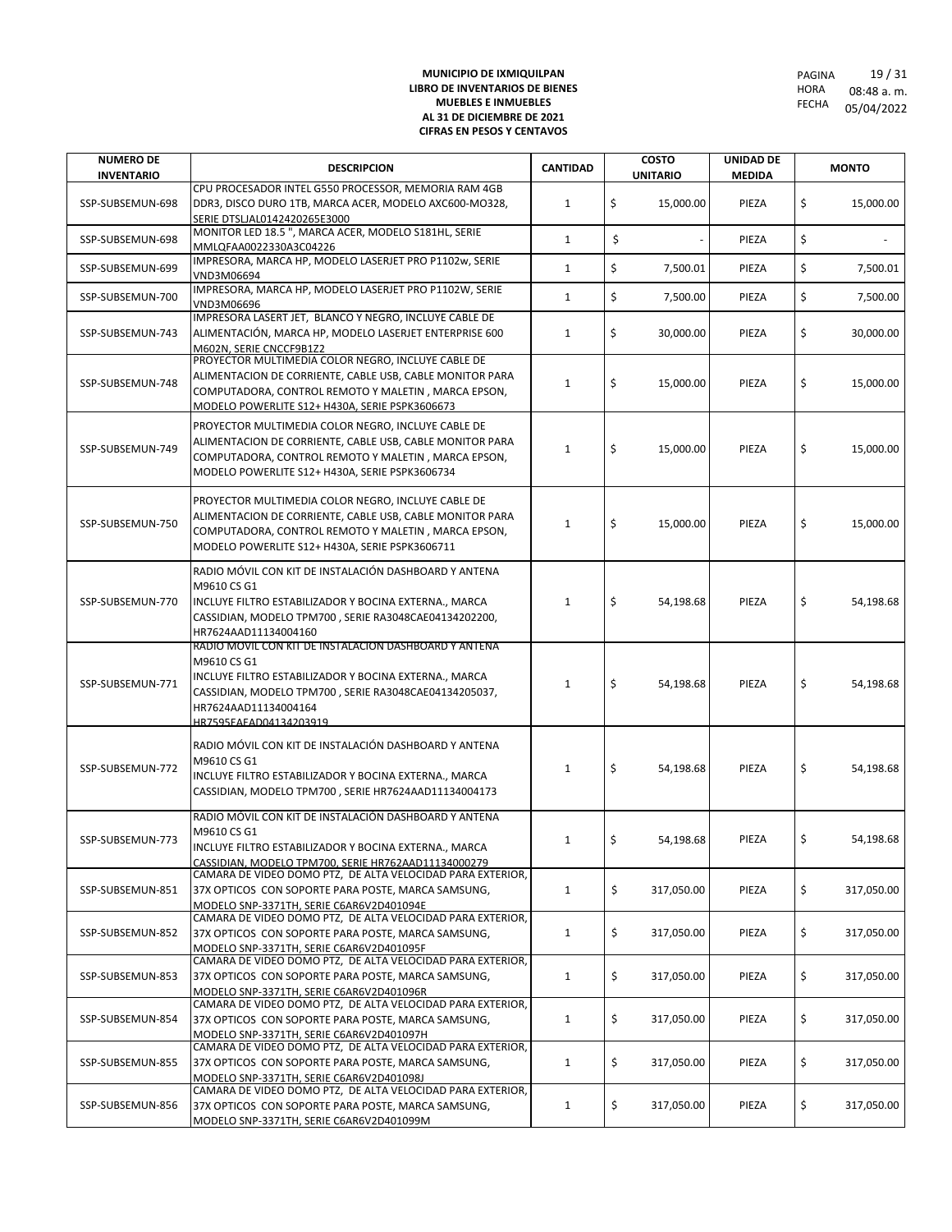**MUNICIPIO DE IXMIQUILPAN**
**LIBRO DE INVENTARIOS DE BIENES**
**MUEBLES E INMUEBLES**
**AL 31 DE DICIEMBRE DE 2021**
**CIFRAS EN PESOS Y CENTAVOS**

PAGINA 19 / 31
HORA 08:48 a. m.
FECHA 05/04/2022

| NUMERO DE INVENTARIO | DESCRIPCION | CANTIDAD | COSTO UNITARIO | UNIDAD DE MEDIDA | MONTO |
|---|---|---|---|---|---|
| SSP-SUBSEMUN-698 | CPU PROCESADOR INTEL G550 PROCESSOR, MEMORIA RAM 4GB DDR3, DISCO DURO 1TB, MARCA ACER, MODELO AXC600-MO328, SERIE DTSLJAL0142420265E3000 | 1 | $ 15,000.00 | PIEZA | $ 15,000.00 |
| SSP-SUBSEMUN-698 | MONITOR LED 18.5 ", MARCA ACER, MODELO S181HL, SERIE MMLQFAA0022330A3C04226 | 1 | $ - | PIEZA | $ - |
| SSP-SUBSEMUN-699 | IMPRESORA, MARCA HP, MODELO LASERJET PRO P1102w, SERIE VND3M06694 | 1 | $ 7,500.01 | PIEZA | $ 7,500.01 |
| SSP-SUBSEMUN-700 | IMPRESORA, MARCA HP, MODELO LASERJET PRO P1102W, SERIE VND3M06696 | 1 | $ 7,500.00 | PIEZA | $ 7,500.00 |
| SSP-SUBSEMUN-743 | IMPRESORA LASERT JET, BLANCO Y NEGRO, INCLUYE CABLE DE ALIMENTACIÓN, MARCA HP, MODELO LASERJET ENTERPRISE 600 M602N, SERIE CNCCF9B1Z2 | 1 | $ 30,000.00 | PIEZA | $ 30,000.00 |
| SSP-SUBSEMUN-748 | PROYECTOR MULTIMEDIA COLOR NEGRO, INCLUYE CABLE DE ALIMENTACION DE CORRIENTE, CABLE USB, CABLE MONITOR PARA COMPUTADORA, CONTROL REMOTO Y MALETIN , MARCA EPSON, MODELO POWERLITE S12+ H430A, SERIE PSPK3606673 | 1 | $ 15,000.00 | PIEZA | $ 15,000.00 |
| SSP-SUBSEMUN-749 | PROYECTOR MULTIMEDIA COLOR NEGRO, INCLUYE CABLE DE ALIMENTACION DE CORRIENTE, CABLE USB, CABLE MONITOR PARA COMPUTADORA, CONTROL REMOTO Y MALETIN , MARCA EPSON, MODELO POWERLITE S12+ H430A, SERIE PSPK3606734 | 1 | $ 15,000.00 | PIEZA | $ 15,000.00 |
| SSP-SUBSEMUN-750 | PROYECTOR MULTIMEDIA COLOR NEGRO, INCLUYE CABLE DE ALIMENTACION DE CORRIENTE, CABLE USB, CABLE MONITOR PARA COMPUTADORA, CONTROL REMOTO Y MALETIN , MARCA EPSON, MODELO POWERLITE S12+ H430A, SERIE PSPK3606711 | 1 | $ 15,000.00 | PIEZA | $ 15,000.00 |
| SSP-SUBSEMUN-770 | RADIO MÓVIL CON KIT DE INSTALACIÓN DASHBOARD Y ANTENA M9610 CS G1 INCLUYE FILTRO ESTABILIZADOR Y BOCINA EXTERNA., MARCA CASSIDIAN, MODELO TPM700 , SERIE RA3048CAE04134202200, HR7624AAD11134004160 | 1 | $ 54,198.68 | PIEZA | $ 54,198.68 |
| SSP-SUBSEMUN-771 | RADIO MÓVIL CON KIT DE INSTALACIÓN DASHBOARD Y ANTENA M9610 CS G1 INCLUYE FILTRO ESTABILIZADOR Y BOCINA EXTERNA., MARCA CASSIDIAN, MODELO TPM700 , SERIE RA3048CAE04134205037, HR7624AAD11134004164 HR7595EAEAD04134203919 | 1 | $ 54,198.68 | PIEZA | $ 54,198.68 |
| SSP-SUBSEMUN-772 | RADIO MÓVIL CON KIT DE INSTALACIÓN DASHBOARD Y ANTENA M9610 CS G1 INCLUYE FILTRO ESTABILIZADOR Y BOCINA EXTERNA., MARCA CASSIDIAN, MODELO TPM700 , SERIE HR7624AAD11134004173 | 1 | $ 54,198.68 | PIEZA | $ 54,198.68 |
| SSP-SUBSEMUN-773 | RADIO MÓVIL CON KIT DE INSTALACIÓN DASHBOARD Y ANTENA M9610 CS G1 INCLUYE FILTRO ESTABILIZADOR Y BOCINA EXTERNA., MARCA CASSIDIAN, MODELO TPM700, SERIE HR762AAD11134000279 | 1 | $ 54,198.68 | PIEZA | $ 54,198.68 |
| SSP-SUBSEMUN-851 | CAMARA DE VIDEO DOMO PTZ, DE ALTA VELOCIDAD PARA EXTERIOR, 37X OPTICOS CON SOPORTE PARA POSTE, MARCA SAMSUNG, MODELO SNP-3371TH, SERIE C6AR6V2D401094E | 1 | $ 317,050.00 | PIEZA | $ 317,050.00 |
| SSP-SUBSEMUN-852 | CAMARA DE VIDEO DOMO PTZ, DE ALTA VELOCIDAD PARA EXTERIOR, 37X OPTICOS CON SOPORTE PARA POSTE, MARCA SAMSUNG, MODELO SNP-3371TH, SERIE C6AR6V2D401095F | 1 | $ 317,050.00 | PIEZA | $ 317,050.00 |
| SSP-SUBSEMUN-853 | CAMARA DE VIDEO DOMO PTZ, DE ALTA VELOCIDAD PARA EXTERIOR, 37X OPTICOS CON SOPORTE PARA POSTE, MARCA SAMSUNG, MODELO SNP-3371TH, SERIE C6AR6V2D401096R | 1 | $ 317,050.00 | PIEZA | $ 317,050.00 |
| SSP-SUBSEMUN-854 | CAMARA DE VIDEO DOMO PTZ, DE ALTA VELOCIDAD PARA EXTERIOR, 37X OPTICOS CON SOPORTE PARA POSTE, MARCA SAMSUNG, MODELO SNP-3371TH, SERIE C6AR6V2D401097H | 1 | $ 317,050.00 | PIEZA | $ 317,050.00 |
| SSP-SUBSEMUN-855 | CAMARA DE VIDEO DOMO PTZ, DE ALTA VELOCIDAD PARA EXTERIOR, 37X OPTICOS CON SOPORTE PARA POSTE, MARCA SAMSUNG, MODELO SNP-3371TH, SERIE C6AR6V2D401098J | 1 | $ 317,050.00 | PIEZA | $ 317,050.00 |
| SSP-SUBSEMUN-856 | CAMARA DE VIDEO DOMO PTZ, DE ALTA VELOCIDAD PARA EXTERIOR, 37X OPTICOS CON SOPORTE PARA POSTE, MARCA SAMSUNG, MODELO SNP-3371TH, SERIE C6AR6V2D401099M | 1 | $ 317,050.00 | PIEZA | $ 317,050.00 |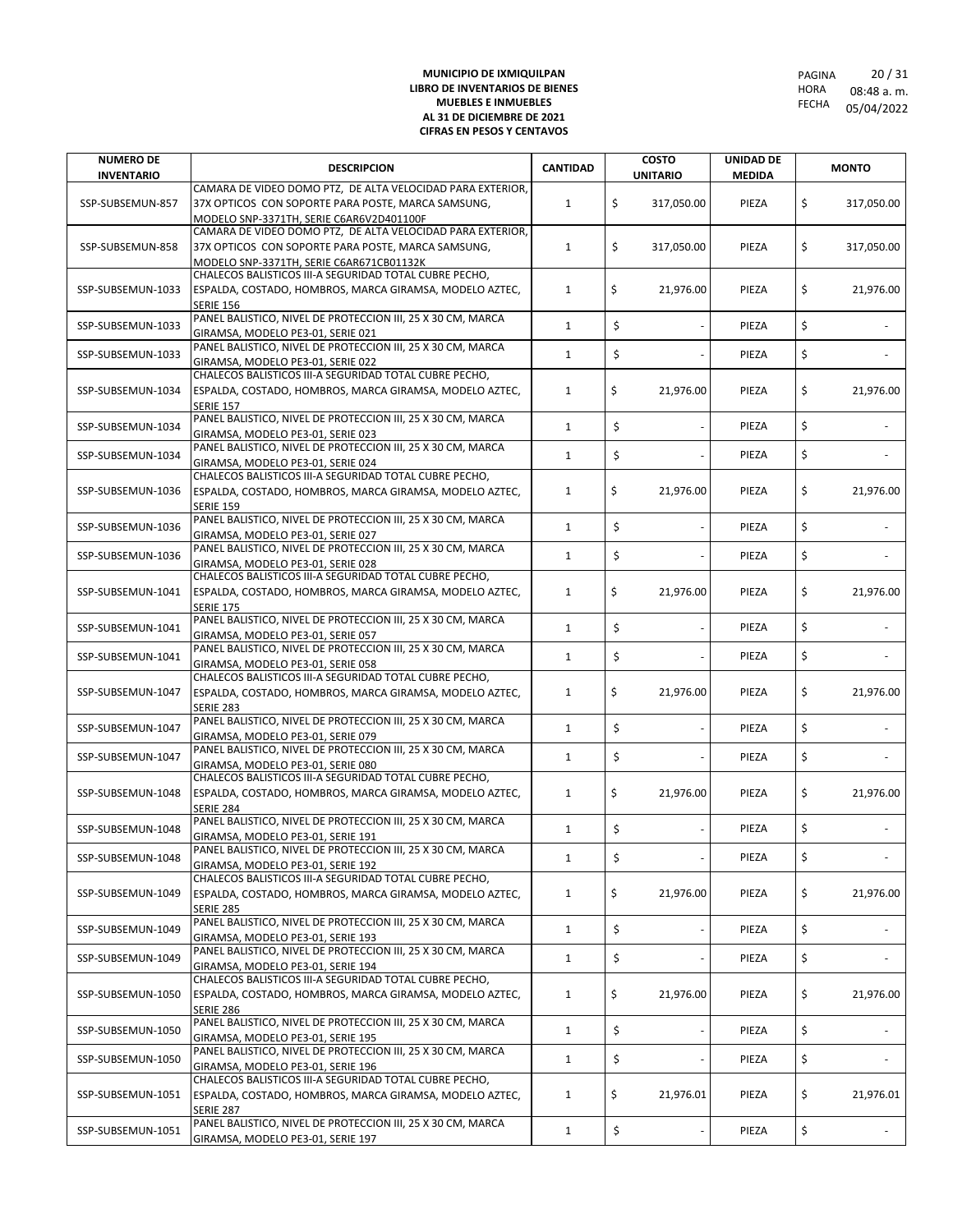**MUNICIPIO DE IXMIQUILPAN**
**LIBRO DE INVENTARIOS DE BIENES MUEBLES E INMUEBLES**
**AL 31 DE DICIEMBRE DE 2021**
**CIFRAS EN PESOS Y CENTAVOS**

PAGINA 20 / 31
HORA 08:48 a. m.
FECHA 05/04/2022

| NUMERO DE INVENTARIO | DESCRIPCION | CANTIDAD | COSTO UNITARIO | UNIDAD DE MEDIDA | MONTO |
|---|---|---|---|---|---|
| SSP-SUBSEMUN-857 | CAMARA DE VIDEO DOMO PTZ, DE ALTA VELOCIDAD PARA EXTERIOR, 37X OPTICOS CON SOPORTE PARA POSTE, MARCA SAMSUNG, MODELO SNP-3371TH, SERIE C6AR6V2D401100F | 1 | $ 317,050.00 | PIEZA | $ 317,050.00 |
| SSP-SUBSEMUN-858 | CAMARA DE VIDEO DOMO PTZ, DE ALTA VELOCIDAD PARA EXTERIOR, 37X OPTICOS CON SOPORTE PARA POSTE, MARCA SAMSUNG, MODELO SNP-3371TH, SERIE C6AR671CB01132K | 1 | $ 317,050.00 | PIEZA | $ 317,050.00 |
| SSP-SUBSEMUN-1033 | CHALECOS BALISTICOS III-A SEGURIDAD TOTAL CUBRE PECHO, ESPALDA, COSTADO, HOMBROS, MARCA GIRAMSA, MODELO AZTEC, SERIE 156 | 1 | $ 21,976.00 | PIEZA | $ 21,976.00 |
| SSP-SUBSEMUN-1033 | PANEL BALISTICO, NIVEL DE PROTECCION III, 25 X 30 CM, MARCA GIRAMSA, MODELO PE3-01, SERIE 021 | 1 | $ - | PIEZA | $ - |
| SSP-SUBSEMUN-1033 | PANEL BALISTICO, NIVEL DE PROTECCION III, 25 X 30 CM, MARCA GIRAMSA, MODELO PE3-01, SERIE 022 | 1 | $ - | PIEZA | $ - |
| SSP-SUBSEMUN-1034 | CHALECOS BALISTICOS III-A SEGURIDAD TOTAL CUBRE PECHO, ESPALDA, COSTADO, HOMBROS, MARCA GIRAMSA, MODELO AZTEC, SERIE 157 | 1 | $ 21,976.00 | PIEZA | $ 21,976.00 |
| SSP-SUBSEMUN-1034 | PANEL BALISTICO, NIVEL DE PROTECCION III, 25 X 30 CM, MARCA GIRAMSA, MODELO PE3-01, SERIE 023 | 1 | $ - | PIEZA | $ - |
| SSP-SUBSEMUN-1034 | PANEL BALISTICO, NIVEL DE PROTECCION III, 25 X 30 CM, MARCA GIRAMSA, MODELO PE3-01, SERIE 024 | 1 | $ - | PIEZA | $ - |
| SSP-SUBSEMUN-1036 | CHALECOS BALISTICOS III-A SEGURIDAD TOTAL CUBRE PECHO, ESPALDA, COSTADO, HOMBROS, MARCA GIRAMSA, MODELO AZTEC, SERIE 159 | 1 | $ 21,976.00 | PIEZA | $ 21,976.00 |
| SSP-SUBSEMUN-1036 | PANEL BALISTICO, NIVEL DE PROTECCION III, 25 X 30 CM, MARCA GIRAMSA, MODELO PE3-01, SERIE 027 | 1 | $ - | PIEZA | $ - |
| SSP-SUBSEMUN-1036 | PANEL BALISTICO, NIVEL DE PROTECCION III, 25 X 30 CM, MARCA GIRAMSA, MODELO PE3-01, SERIE 028 | 1 | $ - | PIEZA | $ - |
| SSP-SUBSEMUN-1041 | CHALECOS BALISTICOS III-A SEGURIDAD TOTAL CUBRE PECHO, ESPALDA, COSTADO, HOMBROS, MARCA GIRAMSA, MODELO AZTEC, SERIE 175 | 1 | $ 21,976.00 | PIEZA | $ 21,976.00 |
| SSP-SUBSEMUN-1041 | PANEL BALISTICO, NIVEL DE PROTECCION III, 25 X 30 CM, MARCA GIRAMSA, MODELO PE3-01, SERIE 057 | 1 | $ - | PIEZA | $ - |
| SSP-SUBSEMUN-1041 | PANEL BALISTICO, NIVEL DE PROTECCION III, 25 X 30 CM, MARCA GIRAMSA, MODELO PE3-01, SERIE 058 | 1 | $ - | PIEZA | $ - |
| SSP-SUBSEMUN-1047 | CHALECOS BALISTICOS III-A SEGURIDAD TOTAL CUBRE PECHO, ESPALDA, COSTADO, HOMBROS, MARCA GIRAMSA, MODELO AZTEC, SERIE 283 | 1 | $ 21,976.00 | PIEZA | $ 21,976.00 |
| SSP-SUBSEMUN-1047 | PANEL BALISTICO, NIVEL DE PROTECCION III, 25 X 30 CM, MARCA GIRAMSA, MODELO PE3-01, SERIE 079 | 1 | $ - | PIEZA | $ - |
| SSP-SUBSEMUN-1047 | PANEL BALISTICO, NIVEL DE PROTECCION III, 25 X 30 CM, MARCA GIRAMSA, MODELO PE3-01, SERIE 080 | 1 | $ - | PIEZA | $ - |
| SSP-SUBSEMUN-1048 | CHALECOS BALISTICOS III-A SEGURIDAD TOTAL CUBRE PECHO, ESPALDA, COSTADO, HOMBROS, MARCA GIRAMSA, MODELO AZTEC, SERIE 284 | 1 | $ 21,976.00 | PIEZA | $ 21,976.00 |
| SSP-SUBSEMUN-1048 | PANEL BALISTICO, NIVEL DE PROTECCION III, 25 X 30 CM, MARCA GIRAMSA, MODELO PE3-01, SERIE 191 | 1 | $ - | PIEZA | $ - |
| SSP-SUBSEMUN-1048 | PANEL BALISTICO, NIVEL DE PROTECCION III, 25 X 30 CM, MARCA GIRAMSA, MODELO PE3-01, SERIE 192 | 1 | $ - | PIEZA | $ - |
| SSP-SUBSEMUN-1049 | CHALECOS BALISTICOS III-A SEGURIDAD TOTAL CUBRE PECHO, ESPALDA, COSTADO, HOMBROS, MARCA GIRAMSA, MODELO AZTEC, SERIE 285 | 1 | $ 21,976.00 | PIEZA | $ 21,976.00 |
| SSP-SUBSEMUN-1049 | PANEL BALISTICO, NIVEL DE PROTECCION III, 25 X 30 CM, MARCA GIRAMSA, MODELO PE3-01, SERIE 193 | 1 | $ - | PIEZA | $ - |
| SSP-SUBSEMUN-1049 | PANEL BALISTICO, NIVEL DE PROTECCION III, 25 X 30 CM, MARCA GIRAMSA, MODELO PE3-01, SERIE 194 | 1 | $ - | PIEZA | $ - |
| SSP-SUBSEMUN-1050 | CHALECOS BALISTICOS III-A SEGURIDAD TOTAL CUBRE PECHO, ESPALDA, COSTADO, HOMBROS, MARCA GIRAMSA, MODELO AZTEC, SERIE 286 | 1 | $ 21,976.00 | PIEZA | $ 21,976.00 |
| SSP-SUBSEMUN-1050 | PANEL BALISTICO, NIVEL DE PROTECCION III, 25 X 30 CM, MARCA GIRAMSA, MODELO PE3-01, SERIE 195 | 1 | $ - | PIEZA | $ - |
| SSP-SUBSEMUN-1050 | PANEL BALISTICO, NIVEL DE PROTECCION III, 25 X 30 CM, MARCA GIRAMSA, MODELO PE3-01, SERIE 196 | 1 | $ - | PIEZA | $ - |
| SSP-SUBSEMUN-1051 | CHALECOS BALISTICOS III-A SEGURIDAD TOTAL CUBRE PECHO, ESPALDA, COSTADO, HOMBROS, MARCA GIRAMSA, MODELO AZTEC, SERIE 287 | 1 | $ 21,976.01 | PIEZA | $ 21,976.01 |
| SSP-SUBSEMUN-1051 | PANEL BALISTICO, NIVEL DE PROTECCION III, 25 X 30 CM, MARCA GIRAMSA, MODELO PE3-01, SERIE 197 | 1 | $ - | PIEZA | $ - |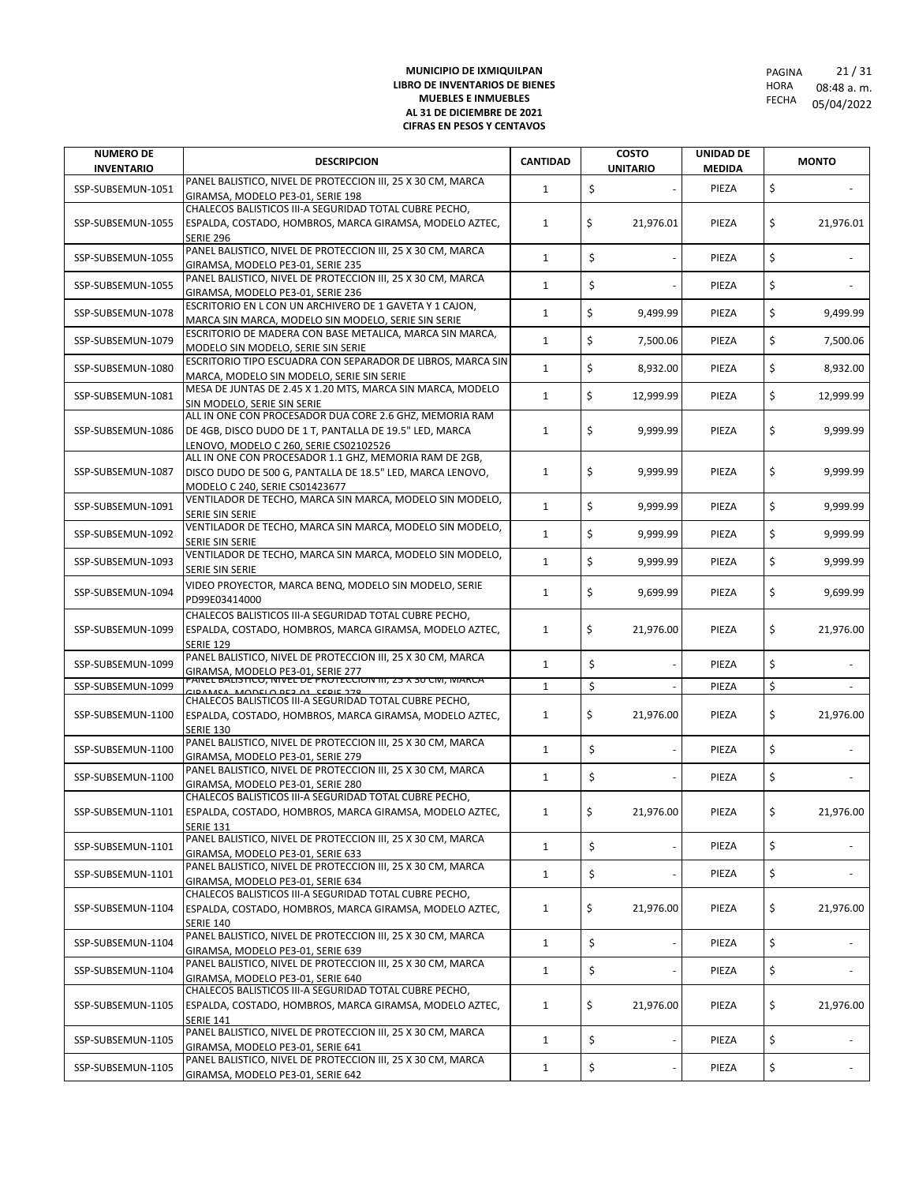**MUNICIPIO DE IXMIQUILPAN**
**LIBRO DE INVENTARIOS DE BIENES**
**MUEBLES E INMUEBLES**
**AL 31 DE DICIEMBRE DE 2021**
**CIFRAS EN PESOS Y CENTAVOS**

PAGINA 21 / 31
HORA 08:48 a. m.
FECHA 05/04/2022

| NUMERO DE INVENTARIO | DESCRIPCION | CANTIDAD | COSTO UNITARIO | UNIDAD DE MEDIDA | MONTO |
|---|---|---|---|---|---|
| SSP-SUBSEMUN-1051 | PANEL BALISTICO, NIVEL DE PROTECCION III, 25 X 30 CM, MARCA GIRAMSA, MODELO PE3-01, SERIE 198 | 1 | $ - | PIEZA | $ - |
| SSP-SUBSEMUN-1055 | CHALECOS BALISTICOS III-A SEGURIDAD TOTAL CUBRE PECHO, ESPALDA, COSTADO, HOMBROS, MARCA GIRAMSA, MODELO AZTEC, SERIE 296 | 1 | $ 21,976.01 | PIEZA | $ 21,976.01 |
| SSP-SUBSEMUN-1055 | PANEL BALISTICO, NIVEL DE PROTECCION III, 25 X 30 CM, MARCA GIRAMSA, MODELO PE3-01, SERIE 235 | 1 | $ - | PIEZA | $ - |
| SSP-SUBSEMUN-1055 | PANEL BALISTICO, NIVEL DE PROTECCION III, 25 X 30 CM, MARCA GIRAMSA, MODELO PE3-01, SERIE 236 | 1 | $ - | PIEZA | $ - |
| SSP-SUBSEMUN-1078 | ESCRITORIO EN L CON UN ARCHIVERO DE 1 GAVETA Y 1 CAJON, MARCA SIN MARCA, MODELO SIN MODELO, SERIE SIN SERIE | 1 | $ 9,499.99 | PIEZA | $ 9,499.99 |
| SSP-SUBSEMUN-1079 | ESCRITORIO DE MADERA CON BASE METALICA, MARCA SIN MARCA, MODELO SIN MODELO, SERIE SIN SERIE | 1 | $ 7,500.06 | PIEZA | $ 7,500.06 |
| SSP-SUBSEMUN-1080 | ESCRITORIO TIPO ESCUADRA CON SEPARADOR DE LIBROS, MARCA SIN MARCA, MODELO SIN MODELO, SERIE SIN SERIE | 1 | $ 8,932.00 | PIEZA | $ 8,932.00 |
| SSP-SUBSEMUN-1081 | MESA DE JUNTAS DE 2.45 X 1.20 MTS, MARCA SIN MARCA, MODELO SIN MODELO, SERIE SIN SERIE | 1 | $ 12,999.99 | PIEZA | $ 12,999.99 |
| SSP-SUBSEMUN-1086 | ALL IN ONE CON PROCESADOR DUA CORE 2.6 GHZ, MEMORIA RAM DE 4GB, DISCO DUDO DE 1 T, PANTALLA DE 19.5" LED, MARCA LENOVO, MODELO C 260, SERIE CS02102526 | 1 | $ 9,999.99 | PIEZA | $ 9,999.99 |
| SSP-SUBSEMUN-1087 | ALL IN ONE CON PROCESADOR 1.1 GHZ, MEMORIA RAM DE 2GB, DISCO DUDO DE 500 G, PANTALLA DE 18.5" LED, MARCA LENOVO, MODELO C 240, SERIE CS01423677 | 1 | $ 9,999.99 | PIEZA | $ 9,999.99 |
| SSP-SUBSEMUN-1091 | VENTILADOR DE TECHO, MARCA SIN MARCA, MODELO SIN MODELO, SERIE SIN SERIE | 1 | $ 9,999.99 | PIEZA | $ 9,999.99 |
| SSP-SUBSEMUN-1092 | VENTILADOR DE TECHO, MARCA SIN MARCA, MODELO SIN MODELO, SERIE SIN SERIE | 1 | $ 9,999.99 | PIEZA | $ 9,999.99 |
| SSP-SUBSEMUN-1093 | VENTILADOR DE TECHO, MARCA SIN MARCA, MODELO SIN MODELO, SERIE SIN SERIE | 1 | $ 9,999.99 | PIEZA | $ 9,999.99 |
| SSP-SUBSEMUN-1094 | VIDEO PROYECTOR, MARCA BENQ, MODELO SIN MODELO, SERIE PD99E03414000 | 1 | $ 9,699.99 | PIEZA | $ 9,699.99 |
| SSP-SUBSEMUN-1099 | CHALECOS BALISTICOS III-A SEGURIDAD TOTAL CUBRE PECHO, ESPALDA, COSTADO, HOMBROS, MARCA GIRAMSA, MODELO AZTEC, SERIE 129 | 1 | $ 21,976.00 | PIEZA | $ 21,976.00 |
| SSP-SUBSEMUN-1099 | PANEL BALISTICO, NIVEL DE PROTECCION III, 25 X 30 CM, MARCA GIRAMSA, MODELO PE3-01, SERIE 277 | 1 | $ - | PIEZA | $ - |
| SSP-SUBSEMUN-1099 | PANEL BALISTICO, NIVEL DE PROTECCION III, 25 X 30 CM, MARCA GIRAMSA, MODELO PE3-01, SERIE 278 | 1 | $ - | PIEZA | $ - |
| SSP-SUBSEMUN-1100 | CHALECOS BALISTICOS III-A SEGURIDAD TOTAL CUBRE PECHO, ESPALDA, COSTADO, HOMBROS, MARCA GIRAMSA, MODELO AZTEC, SERIE 130 | 1 | $ 21,976.00 | PIEZA | $ 21,976.00 |
| SSP-SUBSEMUN-1100 | PANEL BALISTICO, NIVEL DE PROTECCION III, 25 X 30 CM, MARCA GIRAMSA, MODELO PE3-01, SERIE 279 | 1 | $ - | PIEZA | $ - |
| SSP-SUBSEMUN-1100 | PANEL BALISTICO, NIVEL DE PROTECCION III, 25 X 30 CM, MARCA GIRAMSA, MODELO PE3-01, SERIE 280 | 1 | $ - | PIEZA | $ - |
| SSP-SUBSEMUN-1101 | CHALECOS BALISTICOS III-A SEGURIDAD TOTAL CUBRE PECHO, ESPALDA, COSTADO, HOMBROS, MARCA GIRAMSA, MODELO AZTEC, SERIE 131 | 1 | $ 21,976.00 | PIEZA | $ 21,976.00 |
| SSP-SUBSEMUN-1101 | PANEL BALISTICO, NIVEL DE PROTECCION III, 25 X 30 CM, MARCA GIRAMSA, MODELO PE3-01, SERIE 633 | 1 | $ - | PIEZA | $ - |
| SSP-SUBSEMUN-1101 | PANEL BALISTICO, NIVEL DE PROTECCION III, 25 X 30 CM, MARCA GIRAMSA, MODELO PE3-01, SERIE 634 | 1 | $ - | PIEZA | $ - |
| SSP-SUBSEMUN-1104 | CHALECOS BALISTICOS III-A SEGURIDAD TOTAL CUBRE PECHO, ESPALDA, COSTADO, HOMBROS, MARCA GIRAMSA, MODELO AZTEC, SERIE 140 | 1 | $ 21,976.00 | PIEZA | $ 21,976.00 |
| SSP-SUBSEMUN-1104 | PANEL BALISTICO, NIVEL DE PROTECCION III, 25 X 30 CM, MARCA GIRAMSA, MODELO PE3-01, SERIE 639 | 1 | $ - | PIEZA | $ - |
| SSP-SUBSEMUN-1104 | PANEL BALISTICO, NIVEL DE PROTECCION III, 25 X 30 CM, MARCA GIRAMSA, MODELO PE3-01, SERIE 640 | 1 | $ - | PIEZA | $ - |
| SSP-SUBSEMUN-1105 | CHALECOS BALISTICOS III-A SEGURIDAD TOTAL CUBRE PECHO, ESPALDA, COSTADO, HOMBROS, MARCA GIRAMSA, MODELO AZTEC, SERIE 141 | 1 | $ 21,976.00 | PIEZA | $ 21,976.00 |
| SSP-SUBSEMUN-1105 | PANEL BALISTICO, NIVEL DE PROTECCION III, 25 X 30 CM, MARCA GIRAMSA, MODELO PE3-01, SERIE 641 | 1 | $ - | PIEZA | $ - |
| SSP-SUBSEMUN-1105 | PANEL BALISTICO, NIVEL DE PROTECCION III, 25 X 30 CM, MARCA GIRAMSA, MODELO PE3-01, SERIE 642 | 1 | $ - | PIEZA | $ - |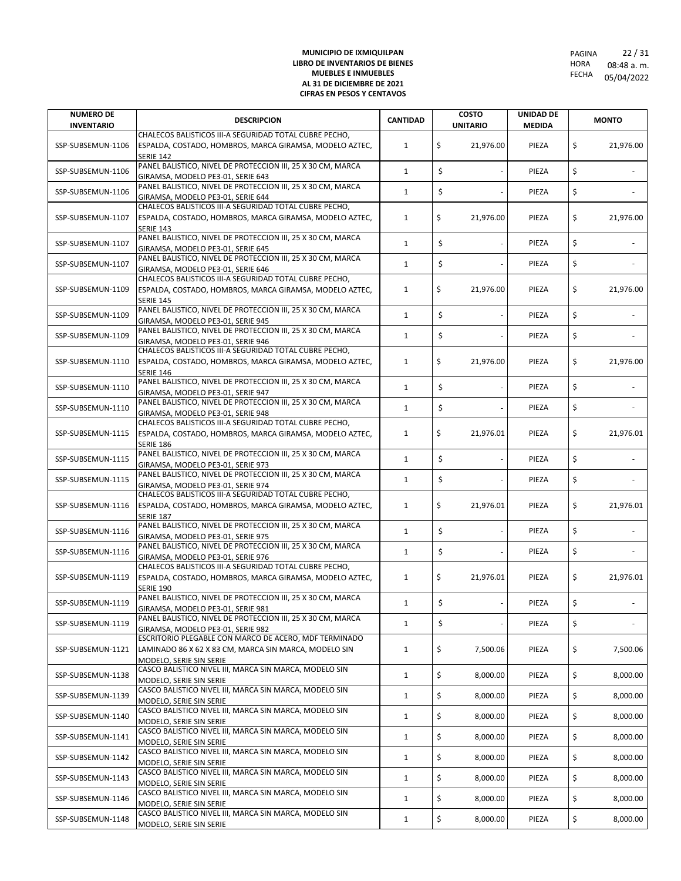**MUNICIPIO DE IXMIQUILPAN**
**LIBRO DE INVENTARIOS DE BIENES**
**MUEBLES E INMUEBLES**
**AL 31 DE DICIEMBRE DE 2021**
**CIFRAS EN PESOS Y CENTAVOS**

PAGINA 22 / 31
HORA 08:48 a. m.
FECHA 05/04/2022

| NUMERO DE INVENTARIO | DESCRIPCION | CANTIDAD | COSTO UNITARIO | UNIDAD DE MEDIDA | MONTO |
|---|---|---|---|---|---|
| SSP-SUBSEMUN-1106 | CHALECOS BALISTICOS III-A SEGURIDAD TOTAL CUBRE PECHO, ESPALDA, COSTADO, HOMBROS, MARCA GIRAMSA, MODELO AZTEC, SERIE 142 | 1 | $ 21,976.00 | PIEZA | $ 21,976.00 |
| SSP-SUBSEMUN-1106 | PANEL BALISTICO, NIVEL DE PROTECCION III, 25 X 30 CM, MARCA GIRAMSA, MODELO PE3-01, SERIE 643 | 1 | $ - | PIEZA | $ - |
| SSP-SUBSEMUN-1106 | PANEL BALISTICO, NIVEL DE PROTECCION III, 25 X 30 CM, MARCA GIRAMSA, MODELO PE3-01, SERIE 644 | 1 | $ - | PIEZA | $ - |
| SSP-SUBSEMUN-1107 | CHALECOS BALISTICOS III-A SEGURIDAD TOTAL CUBRE PECHO, ESPALDA, COSTADO, HOMBROS, MARCA GIRAMSA, MODELO AZTEC, SERIE 143 | 1 | $ 21,976.00 | PIEZA | $ 21,976.00 |
| SSP-SUBSEMUN-1107 | PANEL BALISTICO, NIVEL DE PROTECCION III, 25 X 30 CM, MARCA GIRAMSA, MODELO PE3-01, SERIE 645 | 1 | $ - | PIEZA | $ - |
| SSP-SUBSEMUN-1107 | PANEL BALISTICO, NIVEL DE PROTECCION III, 25 X 30 CM, MARCA GIRAMSA, MODELO PE3-01, SERIE 646 | 1 | $ - | PIEZA | $ - |
| SSP-SUBSEMUN-1109 | CHALECOS BALISTICOS III-A SEGURIDAD TOTAL CUBRE PECHO, ESPALDA, COSTADO, HOMBROS, MARCA GIRAMSA, MODELO AZTEC, SERIE 145 | 1 | $ 21,976.00 | PIEZA | $ 21,976.00 |
| SSP-SUBSEMUN-1109 | PANEL BALISTICO, NIVEL DE PROTECCION III, 25 X 30 CM, MARCA GIRAMSA, MODELO PE3-01, SERIE 945 | 1 | $ - | PIEZA | $ - |
| SSP-SUBSEMUN-1109 | PANEL BALISTICO, NIVEL DE PROTECCION III, 25 X 30 CM, MARCA GIRAMSA, MODELO PE3-01, SERIE 946 | 1 | $ - | PIEZA | $ - |
| SSP-SUBSEMUN-1110 | CHALECOS BALISTICOS III-A SEGURIDAD TOTAL CUBRE PECHO, ESPALDA, COSTADO, HOMBROS, MARCA GIRAMSA, MODELO AZTEC, SERIE 146 | 1 | $ 21,976.00 | PIEZA | $ 21,976.00 |
| SSP-SUBSEMUN-1110 | PANEL BALISTICO, NIVEL DE PROTECCION III, 25 X 30 CM, MARCA GIRAMSA, MODELO PE3-01, SERIE 947 | 1 | $ - | PIEZA | $ - |
| SSP-SUBSEMUN-1110 | PANEL BALISTICO, NIVEL DE PROTECCION III, 25 X 30 CM, MARCA GIRAMSA, MODELO PE3-01, SERIE 948 | 1 | $ - | PIEZA | $ - |
| SSP-SUBSEMUN-1115 | CHALECOS BALISTICOS III-A SEGURIDAD TOTAL CUBRE PECHO, ESPALDA, COSTADO, HOMBROS, MARCA GIRAMSA, MODELO AZTEC, SERIE 186 | 1 | $ 21,976.01 | PIEZA | $ 21,976.01 |
| SSP-SUBSEMUN-1115 | PANEL BALISTICO, NIVEL DE PROTECCION III, 25 X 30 CM, MARCA GIRAMSA, MODELO PE3-01, SERIE 973 | 1 | $ - | PIEZA | $ - |
| SSP-SUBSEMUN-1115 | PANEL BALISTICO, NIVEL DE PROTECCION III, 25 X 30 CM, MARCA GIRAMSA, MODELO PE3-01, SERIE 974 | 1 | $ - | PIEZA | $ - |
| SSP-SUBSEMUN-1116 | CHALECOS BALISTICOS III-A SEGURIDAD TOTAL CUBRE PECHO, ESPALDA, COSTADO, HOMBROS, MARCA GIRAMSA, MODELO AZTEC, SERIE 187 | 1 | $ 21,976.01 | PIEZA | $ 21,976.01 |
| SSP-SUBSEMUN-1116 | PANEL BALISTICO, NIVEL DE PROTECCION III, 25 X 30 CM, MARCA GIRAMSA, MODELO PE3-01, SERIE 975 | 1 | $ - | PIEZA | $ - |
| SSP-SUBSEMUN-1116 | PANEL BALISTICO, NIVEL DE PROTECCION III, 25 X 30 CM, MARCA GIRAMSA, MODELO PE3-01, SERIE 976 | 1 | $ - | PIEZA | $ - |
| SSP-SUBSEMUN-1119 | CHALECOS BALISTICOS III-A SEGURIDAD TOTAL CUBRE PECHO, ESPALDA, COSTADO, HOMBROS, MARCA GIRAMSA, MODELO AZTEC, SERIE 190 | 1 | $ 21,976.01 | PIEZA | $ 21,976.01 |
| SSP-SUBSEMUN-1119 | PANEL BALISTICO, NIVEL DE PROTECCION III, 25 X 30 CM, MARCA GIRAMSA, MODELO PE3-01, SERIE 981 | 1 | $ - | PIEZA | $ - |
| SSP-SUBSEMUN-1119 | PANEL BALISTICO, NIVEL DE PROTECCION III, 25 X 30 CM, MARCA GIRAMSA, MODELO PE3-01, SERIE 982 | 1 | $ - | PIEZA | $ - |
| SSP-SUBSEMUN-1121 | ESCRITORIO PLEGABLE CON MARCO DE ACERO, MDF TERMINADO LAMINADO 86 X 62 X 83 CM, MARCA SIN MARCA, MODELO SIN MODELO, SERIE SIN SERIE | 1 | $ 7,500.06 | PIEZA | $ 7,500.06 |
| SSP-SUBSEMUN-1138 | CASCO BALISTICO NIVEL III, MARCA SIN MARCA, MODELO SIN MODELO, SERIE SIN SERIE | 1 | $ 8,000.00 | PIEZA | $ 8,000.00 |
| SSP-SUBSEMUN-1139 | CASCO BALISTICO NIVEL III, MARCA SIN MARCA, MODELO SIN MODELO, SERIE SIN SERIE | 1 | $ 8,000.00 | PIEZA | $ 8,000.00 |
| SSP-SUBSEMUN-1140 | CASCO BALISTICO NIVEL III, MARCA SIN MARCA, MODELO SIN MODELO, SERIE SIN SERIE | 1 | $ 8,000.00 | PIEZA | $ 8,000.00 |
| SSP-SUBSEMUN-1141 | CASCO BALISTICO NIVEL III, MARCA SIN MARCA, MODELO SIN MODELO, SERIE SIN SERIE | 1 | $ 8,000.00 | PIEZA | $ 8,000.00 |
| SSP-SUBSEMUN-1142 | CASCO BALISTICO NIVEL III, MARCA SIN MARCA, MODELO SIN MODELO, SERIE SIN SERIE | 1 | $ 8,000.00 | PIEZA | $ 8,000.00 |
| SSP-SUBSEMUN-1143 | CASCO BALISTICO NIVEL III, MARCA SIN MARCA, MODELO SIN MODELO, SERIE SIN SERIE | 1 | $ 8,000.00 | PIEZA | $ 8,000.00 |
| SSP-SUBSEMUN-1146 | CASCO BALISTICO NIVEL III, MARCA SIN MARCA, MODELO SIN MODELO, SERIE SIN SERIE | 1 | $ 8,000.00 | PIEZA | $ 8,000.00 |
| SSP-SUBSEMUN-1148 | CASCO BALISTICO NIVEL III, MARCA SIN MARCA, MODELO SIN MODELO, SERIE SIN SERIE | 1 | $ 8,000.00 | PIEZA | $ 8,000.00 |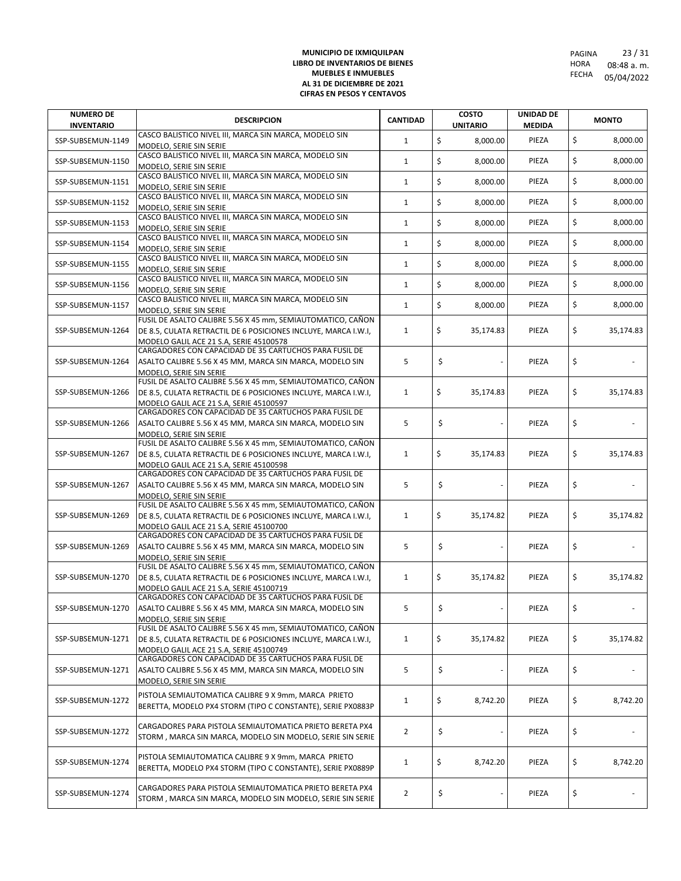**MUNICIPIO DE IXMIQUILPAN**
**LIBRO DE INVENTARIOS DE BIENES MUEBLES E INMUEBLES**
**AL 31 DE DICIEMBRE DE 2021**
**CIFRAS EN PESOS Y CENTAVOS**

PAGINA 23 / 31
HORA 08:48 a. m.
FECHA 05/04/2022

| NUMERO DE INVENTARIO | DESCRIPCION | CANTIDAD | COSTO UNITARIO | UNIDAD DE MEDIDA | MONTO |
|---|---|---|---|---|---|
| SSP-SUBSEMUN-1149 | CASCO BALISTICO NIVEL III, MARCA SIN MARCA, MODELO SIN MODELO, SERIE SIN SERIE | 1 | $ 8,000.00 | PIEZA | $ 8,000.00 |
| SSP-SUBSEMUN-1150 | CASCO BALISTICO NIVEL III, MARCA SIN MARCA, MODELO SIN MODELO, SERIE SIN SERIE | 1 | $ 8,000.00 | PIEZA | $ 8,000.00 |
| SSP-SUBSEMUN-1151 | CASCO BALISTICO NIVEL III, MARCA SIN MARCA, MODELO SIN MODELO, SERIE SIN SERIE | 1 | $ 8,000.00 | PIEZA | $ 8,000.00 |
| SSP-SUBSEMUN-1152 | CASCO BALISTICO NIVEL III, MARCA SIN MARCA, MODELO SIN MODELO, SERIE SIN SERIE | 1 | $ 8,000.00 | PIEZA | $ 8,000.00 |
| SSP-SUBSEMUN-1153 | CASCO BALISTICO NIVEL III, MARCA SIN MARCA, MODELO SIN MODELO, SERIE SIN SERIE | 1 | $ 8,000.00 | PIEZA | $ 8,000.00 |
| SSP-SUBSEMUN-1154 | CASCO BALISTICO NIVEL III, MARCA SIN MARCA, MODELO SIN MODELO, SERIE SIN SERIE | 1 | $ 8,000.00 | PIEZA | $ 8,000.00 |
| SSP-SUBSEMUN-1155 | CASCO BALISTICO NIVEL III, MARCA SIN MARCA, MODELO SIN MODELO, SERIE SIN SERIE | 1 | $ 8,000.00 | PIEZA | $ 8,000.00 |
| SSP-SUBSEMUN-1156 | CASCO BALISTICO NIVEL III, MARCA SIN MARCA, MODELO SIN MODELO, SERIE SIN SERIE | 1 | $ 8,000.00 | PIEZA | $ 8,000.00 |
| SSP-SUBSEMUN-1157 | CASCO BALISTICO NIVEL III, MARCA SIN MARCA, MODELO SIN MODELO, SERIE SIN SERIE | 1 | $ 8,000.00 | PIEZA | $ 8,000.00 |
| SSP-SUBSEMUN-1264 | FUSIL DE ASALTO CALIBRE 5.56 X 45 mm, SEMIAUTOMATICO, CAÑON DE 8.5, CULATA RETRACTIL DE 6 POSICIONES INCLUYE, MARCA I.W.I, MODELO GALIL ACE 21 S.A, SERIE 45100578 | 1 | $ 35,174.83 | PIEZA | $ 35,174.83 |
| SSP-SUBSEMUN-1264 | CARGADORES CON CAPACIDAD DE 35 CARTUCHOS PARA FUSIL DE ASALTO CALIBRE 5.56 X 45 MM, MARCA SIN MARCA, MODELO SIN MODELO, SERIE SIN SERIE | 5 | $ - | PIEZA | $ - |
| SSP-SUBSEMUN-1266 | FUSIL DE ASALTO CALIBRE 5.56 X 45 mm, SEMIAUTOMATICO, CAÑON DE 8.5, CULATA RETRACTIL DE 6 POSICIONES INCLUYE, MARCA I.W.I, MODELO GALIL ACE 21 S.A, SERIE 45100597 | 1 | $ 35,174.83 | PIEZA | $ 35,174.83 |
| SSP-SUBSEMUN-1266 | CARGADORES CON CAPACIDAD DE 35 CARTUCHOS PARA FUSIL DE ASALTO CALIBRE 5.56 X 45 MM, MARCA SIN MARCA, MODELO SIN MODELO, SERIE SIN SERIE | 5 | $ - | PIEZA | $ - |
| SSP-SUBSEMUN-1267 | FUSIL DE ASALTO CALIBRE 5.56 X 45 mm, SEMIAUTOMATICO, CAÑON DE 8.5, CULATA RETRACTIL DE 6 POSICIONES INCLUYE, MARCA I.W.I, MODELO GALIL ACE 21 S.A, SERIE 45100598 | 1 | $ 35,174.83 | PIEZA | $ 35,174.83 |
| SSP-SUBSEMUN-1267 | CARGADORES CON CAPACIDAD DE 35 CARTUCHOS PARA FUSIL DE ASALTO CALIBRE 5.56 X 45 MM, MARCA SIN MARCA, MODELO SIN MODELO, SERIE SIN SERIE | 5 | $ - | PIEZA | $ - |
| SSP-SUBSEMUN-1269 | FUSIL DE ASALTO CALIBRE 5.56 X 45 mm, SEMIAUTOMATICO, CAÑON DE 8.5, CULATA RETRACTIL DE 6 POSICIONES INCLUYE, MARCA I.W.I, MODELO GALIL ACE 21 S.A, SERIE 45100700 | 1 | $ 35,174.82 | PIEZA | $ 35,174.82 |
| SSP-SUBSEMUN-1269 | CARGADORES CON CAPACIDAD DE 35 CARTUCHOS PARA FUSIL DE ASALTO CALIBRE 5.56 X 45 MM, MARCA SIN MARCA, MODELO SIN MODELO, SERIE SIN SERIE | 5 | $ - | PIEZA | $ - |
| SSP-SUBSEMUN-1270 | FUSIL DE ASALTO CALIBRE 5.56 X 45 mm, SEMIAUTOMATICO, CAÑON DE 8.5, CULATA RETRACTIL DE 6 POSICIONES INCLUYE, MARCA I.W.I, MODELO GALIL ACE 21 S.A, SERIE 45100719 | 1 | $ 35,174.82 | PIEZA | $ 35,174.82 |
| SSP-SUBSEMUN-1270 | CARGADORES CON CAPACIDAD DE 35 CARTUCHOS PARA FUSIL DE ASALTO CALIBRE 5.56 X 45 MM, MARCA SIN MARCA, MODELO SIN MODELO, SERIE SIN SERIE | 5 | $ - | PIEZA | $ - |
| SSP-SUBSEMUN-1271 | FUSIL DE ASALTO CALIBRE 5.56 X 45 mm, SEMIAUTOMATICO, CAÑON DE 8.5, CULATA RETRACTIL DE 6 POSICIONES INCLUYE, MARCA I.W.I, MODELO GALIL ACE 21 S.A, SERIE 45100749 | 1 | $ 35,174.82 | PIEZA | $ 35,174.82 |
| SSP-SUBSEMUN-1271 | CARGADORES CON CAPACIDAD DE 35 CARTUCHOS PARA FUSIL DE ASALTO CALIBRE 5.56 X 45 MM, MARCA SIN MARCA, MODELO SIN MODELO, SERIE SIN SERIE | 5 | $ - | PIEZA | $ - |
| SSP-SUBSEMUN-1272 | PISTOLA SEMIAUTOMATICA CALIBRE 9 X 9mm, MARCA PRIETO BERETTA, MODELO PX4 STORM (TIPO C CONSTANTE), SERIE PX0883P | 1 | $ 8,742.20 | PIEZA | $ 8,742.20 |
| SSP-SUBSEMUN-1272 | CARGADORES PARA PISTOLA SEMIAUTOMATICA PRIETO BERETA PX4 STORM , MARCA SIN MARCA, MODELO SIN MODELO, SERIE SIN SERIE | 2 | $ - | PIEZA | $ - |
| SSP-SUBSEMUN-1274 | PISTOLA SEMIAUTOMATICA CALIBRE 9 X 9mm, MARCA PRIETO BERETTA, MODELO PX4 STORM (TIPO C CONSTANTE), SERIE PX0889P | 1 | $ 8,742.20 | PIEZA | $ 8,742.20 |
| SSP-SUBSEMUN-1274 | CARGADORES PARA PISTOLA SEMIAUTOMATICA PRIETO BERETA PX4 STORM , MARCA SIN MARCA, MODELO SIN MODELO, SERIE SIN SERIE | 2 | $ - | PIEZA | $ - |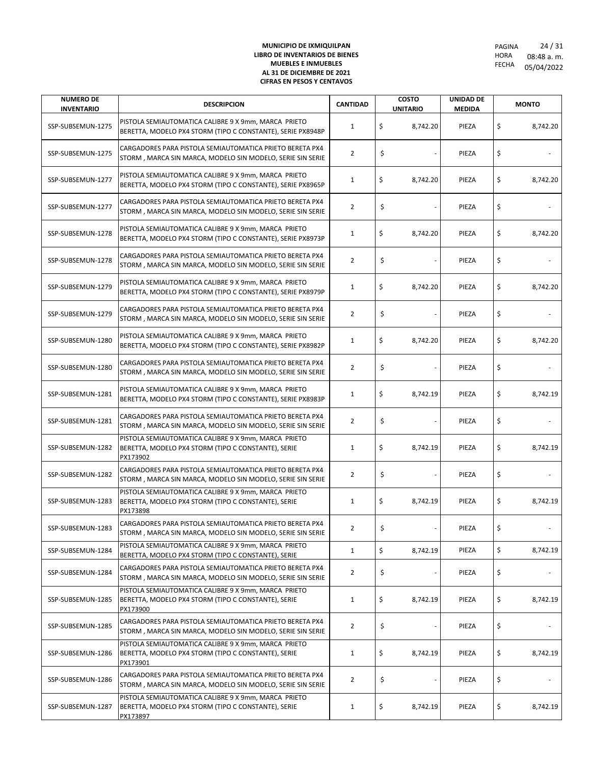**MUNICIPIO DE IXMIQUILPAN**
**LIBRO DE INVENTARIOS DE BIENES MUEBLES E INMUEBLES**
**AL 31 DE DICIEMBRE DE 2021**
**CIFRAS EN PESOS Y CENTAVOS**

PAGINA 24 / 31
HORA 08:48 a. m.
FECHA 05/04/2022

| NUMERO DE INVENTARIO | DESCRIPCION | CANTIDAD | COSTO UNITARIO | UNIDAD DE MEDIDA | MONTO |
|---|---|---|---|---|---|
| SSP-SUBSEMUN-1275 | PISTOLA SEMIAUTOMATICA CALIBRE 9 X 9mm, MARCA PRIETO BERETTA, MODELO PX4 STORM (TIPO C CONSTANTE), SERIE PX8948P | 1 | $ 8,742.20 | PIEZA | $ 8,742.20 |
| SSP-SUBSEMUN-1275 | CARGADORES PARA PISTOLA SEMIAUTOMATICA PRIETO BERETA PX4 STORM , MARCA SIN MARCA, MODELO SIN MODELO, SERIE SIN SERIE | 2 | $ - | PIEZA | $ - |
| SSP-SUBSEMUN-1277 | PISTOLA SEMIAUTOMATICA CALIBRE 9 X 9mm, MARCA PRIETO BERETTA, MODELO PX4 STORM (TIPO C CONSTANTE), SERIE PX8965P | 1 | $ 8,742.20 | PIEZA | $ 8,742.20 |
| SSP-SUBSEMUN-1277 | CARGADORES PARA PISTOLA SEMIAUTOMATICA PRIETO BERETA PX4 STORM , MARCA SIN MARCA, MODELO SIN MODELO, SERIE SIN SERIE | 2 | $ - | PIEZA | $ - |
| SSP-SUBSEMUN-1278 | PISTOLA SEMIAUTOMATICA CALIBRE 9 X 9mm, MARCA PRIETO BERETTA, MODELO PX4 STORM (TIPO C CONSTANTE), SERIE PX8973P | 1 | $ 8,742.20 | PIEZA | $ 8,742.20 |
| SSP-SUBSEMUN-1278 | CARGADORES PARA PISTOLA SEMIAUTOMATICA PRIETO BERETA PX4 STORM , MARCA SIN MARCA, MODELO SIN MODELO, SERIE SIN SERIE | 2 | $ - | PIEZA | $ - |
| SSP-SUBSEMUN-1279 | PISTOLA SEMIAUTOMATICA CALIBRE 9 X 9mm, MARCA PRIETO BERETTA, MODELO PX4 STORM (TIPO C CONSTANTE), SERIE PX8979P | 1 | $ 8,742.20 | PIEZA | $ 8,742.20 |
| SSP-SUBSEMUN-1279 | CARGADORES PARA PISTOLA SEMIAUTOMATICA PRIETO BERETA PX4 STORM , MARCA SIN MARCA, MODELO SIN MODELO, SERIE SIN SERIE | 2 | $ - | PIEZA | $ - |
| SSP-SUBSEMUN-1280 | PISTOLA SEMIAUTOMATICA CALIBRE 9 X 9mm, MARCA PRIETO BERETTA, MODELO PX4 STORM (TIPO C CONSTANTE), SERIE PX8982P | 1 | $ 8,742.20 | PIEZA | $ 8,742.20 |
| SSP-SUBSEMUN-1280 | CARGADORES PARA PISTOLA SEMIAUTOMATICA PRIETO BERETA PX4 STORM , MARCA SIN MARCA, MODELO SIN MODELO, SERIE SIN SERIE | 2 | $ - | PIEZA | $ - |
| SSP-SUBSEMUN-1281 | PISTOLA SEMIAUTOMATICA CALIBRE 9 X 9mm, MARCA PRIETO BERETTA, MODELO PX4 STORM (TIPO C CONSTANTE), SERIE PX8983P | 1 | $ 8,742.19 | PIEZA | $ 8,742.19 |
| SSP-SUBSEMUN-1281 | CARGADORES PARA PISTOLA SEMIAUTOMATICA PRIETO BERETA PX4 STORM , MARCA SIN MARCA, MODELO SIN MODELO, SERIE SIN SERIE | 2 | $ - | PIEZA | $ - |
| SSP-SUBSEMUN-1282 | PISTOLA SEMIAUTOMATICA CALIBRE 9 X 9mm, MARCA PRIETO BERETTA, MODELO PX4 STORM (TIPO C CONSTANTE), SERIE PX173902 | 1 | $ 8,742.19 | PIEZA | $ 8,742.19 |
| SSP-SUBSEMUN-1282 | CARGADORES PARA PISTOLA SEMIAUTOMATICA PRIETO BERETA PX4 STORM , MARCA SIN MARCA, MODELO SIN MODELO, SERIE SIN SERIE | 2 | $ - | PIEZA | $ - |
| SSP-SUBSEMUN-1283 | PISTOLA SEMIAUTOMATICA CALIBRE 9 X 9mm, MARCA PRIETO BERETTA, MODELO PX4 STORM (TIPO C CONSTANTE), SERIE PX173898 | 1 | $ 8,742.19 | PIEZA | $ 8,742.19 |
| SSP-SUBSEMUN-1283 | CARGADORES PARA PISTOLA SEMIAUTOMATICA PRIETO BERETA PX4 STORM , MARCA SIN MARCA, MODELO SIN MODELO, SERIE SIN SERIE | 2 | $ - | PIEZA | $ - |
| SSP-SUBSEMUN-1284 | PISTOLA SEMIAUTOMATICA CALIBRE 9 X 9mm, MARCA PRIETO BERETTA, MODELO PX4 STORM (TIPO C CONSTANTE), SERIE | 1 | $ 8,742.19 | PIEZA | $ 8,742.19 |
| SSP-SUBSEMUN-1284 | CARGADORES PARA PISTOLA SEMIAUTOMATICA PRIETO BERETA PX4 STORM , MARCA SIN MARCA, MODELO SIN MODELO, SERIE SIN SERIE | 2 | $ - | PIEZA | $ - |
| SSP-SUBSEMUN-1285 | PISTOLA SEMIAUTOMATICA CALIBRE 9 X 9mm, MARCA PRIETO BERETTA, MODELO PX4 STORM (TIPO C CONSTANTE), SERIE PX173900 | 1 | $ 8,742.19 | PIEZA | $ 8,742.19 |
| SSP-SUBSEMUN-1285 | CARGADORES PARA PISTOLA SEMIAUTOMATICA PRIETO BERETA PX4 STORM , MARCA SIN MARCA, MODELO SIN MODELO, SERIE SIN SERIE | 2 | $ - | PIEZA | $ - |
| SSP-SUBSEMUN-1286 | PISTOLA SEMIAUTOMATICA CALIBRE 9 X 9mm, MARCA PRIETO BERETTA, MODELO PX4 STORM (TIPO C CONSTANTE), SERIE PX173901 | 1 | $ 8,742.19 | PIEZA | $ 8,742.19 |
| SSP-SUBSEMUN-1286 | CARGADORES PARA PISTOLA SEMIAUTOMATICA PRIETO BERETA PX4 STORM , MARCA SIN MARCA, MODELO SIN MODELO, SERIE SIN SERIE | 2 | $ - | PIEZA | $ - |
| SSP-SUBSEMUN-1287 | PISTOLA SEMIAUTOMATICA CALIBRE 9 X 9mm, MARCA PRIETO BERETTA, MODELO PX4 STORM (TIPO C CONSTANTE), SERIE PX173897 | 1 | $ 8,742.19 | PIEZA | $ 8,742.19 |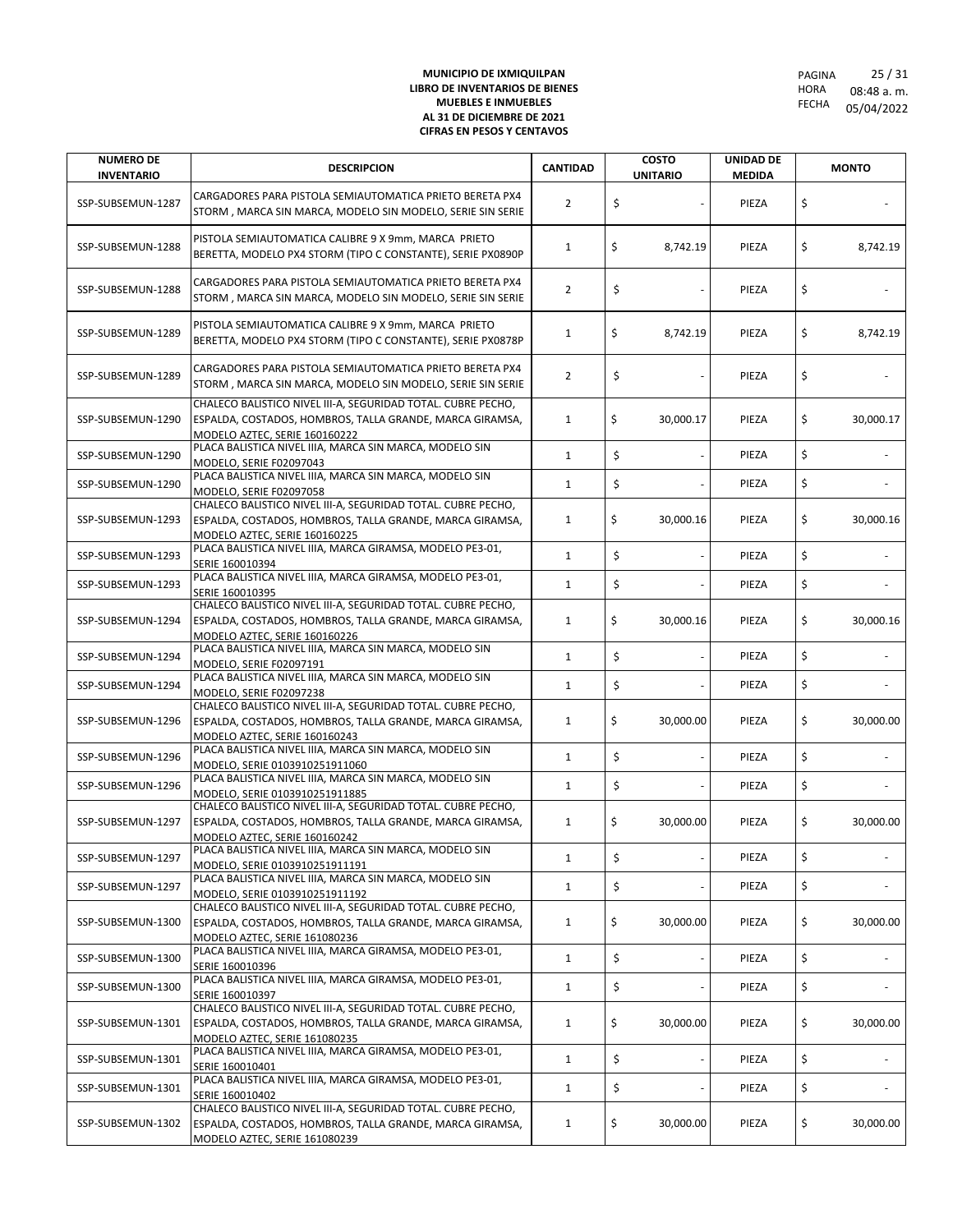**MUNICIPIO DE IXMIQUILPAN**
**LIBRO DE INVENTARIOS DE BIENES MUEBLES E INMUEBLES**
**AL 31 DE DICIEMBRE DE 2021**
**CIFRAS EN PESOS Y CENTAVOS**

PAGINA 25 / 31
HORA 08:48 a. m.
FECHA 05/04/2022

| NUMERO DE INVENTARIO | DESCRIPCION | CANTIDAD | COSTO UNITARIO | UNIDAD DE MEDIDA | MONTO |
|---|---|---|---|---|---|
| SSP-SUBSEMUN-1287 | CARGADORES PARA PISTOLA SEMIAUTOMATICA PRIETO BERETA PX4 STORM , MARCA SIN MARCA, MODELO SIN MODELO, SERIE SIN SERIE | 2 | $ - | PIEZA | $ - |
| SSP-SUBSEMUN-1288 | PISTOLA SEMIAUTOMATICA CALIBRE 9 X 9mm, MARCA PRIETO BERETTA, MODELO PX4 STORM (TIPO C CONSTANTE), SERIE PX0890P | 1 | $ 8,742.19 | PIEZA | $ 8,742.19 |
| SSP-SUBSEMUN-1288 | CARGADORES PARA PISTOLA SEMIAUTOMATICA PRIETO BERETA PX4 STORM , MARCA SIN MARCA, MODELO SIN MODELO, SERIE SIN SERIE | 2 | $ - | PIEZA | $ - |
| SSP-SUBSEMUN-1289 | PISTOLA SEMIAUTOMATICA CALIBRE 9 X 9mm, MARCA PRIETO BERETTA, MODELO PX4 STORM (TIPO C CONSTANTE), SERIE PX0878P | 1 | $ 8,742.19 | PIEZA | $ 8,742.19 |
| SSP-SUBSEMUN-1289 | CARGADORES PARA PISTOLA SEMIAUTOMATICA PRIETO BERETA PX4 STORM , MARCA SIN MARCA, MODELO SIN MODELO, SERIE SIN SERIE | 2 | $ - | PIEZA | $ - |
| SSP-SUBSEMUN-1290 | CHALECO BALISTICO NIVEL III-A, SEGURIDAD TOTAL. CUBRE PECHO, ESPALDA, COSTADOS, HOMBROS, TALLA GRANDE, MARCA GIRAMSA, MODELO AZTEC, SERIE 160160222 | 1 | $ 30,000.17 | PIEZA | $ 30,000.17 |
| SSP-SUBSEMUN-1290 | PLACA BALISTICA NIVEL IIIA, MARCA SIN MARCA, MODELO SIN MODELO, SERIE F02097043 | 1 | $ - | PIEZA | $ - |
| SSP-SUBSEMUN-1290 | PLACA BALISTICA NIVEL IIIA, MARCA SIN MARCA, MODELO SIN MODELO, SERIE F02097058 | 1 | $ - | PIEZA | $ - |
| SSP-SUBSEMUN-1293 | CHALECO BALISTICO NIVEL III-A, SEGURIDAD TOTAL. CUBRE PECHO, ESPALDA, COSTADOS, HOMBROS, TALLA GRANDE, MARCA GIRAMSA, MODELO AZTEC, SERIE 160160225 | 1 | $ 30,000.16 | PIEZA | $ 30,000.16 |
| SSP-SUBSEMUN-1293 | PLACA BALISTICA NIVEL IIIA, MARCA GIRAMSA, MODELO PE3-01, SERIE 160010394 | 1 | $ - | PIEZA | $ - |
| SSP-SUBSEMUN-1293 | PLACA BALISTICA NIVEL IIIA, MARCA GIRAMSA, MODELO PE3-01, SERIE 160010395 | 1 | $ - | PIEZA | $ - |
| SSP-SUBSEMUN-1294 | CHALECO BALISTICO NIVEL III-A, SEGURIDAD TOTAL. CUBRE PECHO, ESPALDA, COSTADOS, HOMBROS, TALLA GRANDE, MARCA GIRAMSA, MODELO AZTEC, SERIE 160160226 | 1 | $ 30,000.16 | PIEZA | $ 30,000.16 |
| SSP-SUBSEMUN-1294 | PLACA BALISTICA NIVEL IIIA, MARCA SIN MARCA, MODELO SIN MODELO, SERIE F02097191 | 1 | $ - | PIEZA | $ - |
| SSP-SUBSEMUN-1294 | PLACA BALISTICA NIVEL IIIA, MARCA SIN MARCA, MODELO SIN MODELO, SERIE F02097238 | 1 | $ - | PIEZA | $ - |
| SSP-SUBSEMUN-1296 | CHALECO BALISTICO NIVEL III-A, SEGURIDAD TOTAL. CUBRE PECHO, ESPALDA, COSTADOS, HOMBROS, TALLA GRANDE, MARCA GIRAMSA, MODELO AZTEC, SERIE 160160243 | 1 | $ 30,000.00 | PIEZA | $ 30,000.00 |
| SSP-SUBSEMUN-1296 | PLACA BALISTICA NIVEL IIIA, MARCA SIN MARCA, MODELO SIN MODELO, SERIE 0103910251911060 | 1 | $ - | PIEZA | $ - |
| SSP-SUBSEMUN-1296 | PLACA BALISTICA NIVEL IIIA, MARCA SIN MARCA, MODELO SIN MODELO, SERIE 0103910251911885 | 1 | $ - | PIEZA | $ - |
| SSP-SUBSEMUN-1297 | CHALECO BALISTICO NIVEL III-A, SEGURIDAD TOTAL. CUBRE PECHO, ESPALDA, COSTADOS, HOMBROS, TALLA GRANDE, MARCA GIRAMSA, MODELO AZTEC, SERIE 160160242 | 1 | $ 30,000.00 | PIEZA | $ 30,000.00 |
| SSP-SUBSEMUN-1297 | PLACA BALISTICA NIVEL IIIA, MARCA SIN MARCA, MODELO SIN MODELO, SERIE 0103910251911191 | 1 | $ - | PIEZA | $ - |
| SSP-SUBSEMUN-1297 | PLACA BALISTICA NIVEL IIIA, MARCA SIN MARCA, MODELO SIN MODELO, SERIE 0103910251911192 | 1 | $ - | PIEZA | $ - |
| SSP-SUBSEMUN-1300 | CHALECO BALISTICO NIVEL III-A, SEGURIDAD TOTAL. CUBRE PECHO, ESPALDA, COSTADOS, HOMBROS, TALLA GRANDE, MARCA GIRAMSA, MODELO AZTEC, SERIE 161080236 | 1 | $ 30,000.00 | PIEZA | $ 30,000.00 |
| SSP-SUBSEMUN-1300 | PLACA BALISTICA NIVEL IIIA, MARCA GIRAMSA, MODELO PE3-01, SERIE 160010396 | 1 | $ - | PIEZA | $ - |
| SSP-SUBSEMUN-1300 | PLACA BALISTICA NIVEL IIIA, MARCA GIRAMSA, MODELO PE3-01, SERIE 160010397 | 1 | $ - | PIEZA | $ - |
| SSP-SUBSEMUN-1301 | CHALECO BALISTICO NIVEL III-A, SEGURIDAD TOTAL. CUBRE PECHO, ESPALDA, COSTADOS, HOMBROS, TALLA GRANDE, MARCA GIRAMSA, MODELO AZTEC, SERIE 161080235 | 1 | $ 30,000.00 | PIEZA | $ 30,000.00 |
| SSP-SUBSEMUN-1301 | PLACA BALISTICA NIVEL IIIA, MARCA GIRAMSA, MODELO PE3-01, SERIE 160010401 | 1 | $ - | PIEZA | $ - |
| SSP-SUBSEMUN-1301 | PLACA BALISTICA NIVEL IIIA, MARCA GIRAMSA, MODELO PE3-01, SERIE 160010402 | 1 | $ - | PIEZA | $ - |
| SSP-SUBSEMUN-1302 | CHALECO BALISTICO NIVEL III-A, SEGURIDAD TOTAL. CUBRE PECHO, ESPALDA, COSTADOS, HOMBROS, TALLA GRANDE, MARCA GIRAMSA, MODELO AZTEC, SERIE 161080239 | 1 | $ 30,000.00 | PIEZA | $ 30,000.00 |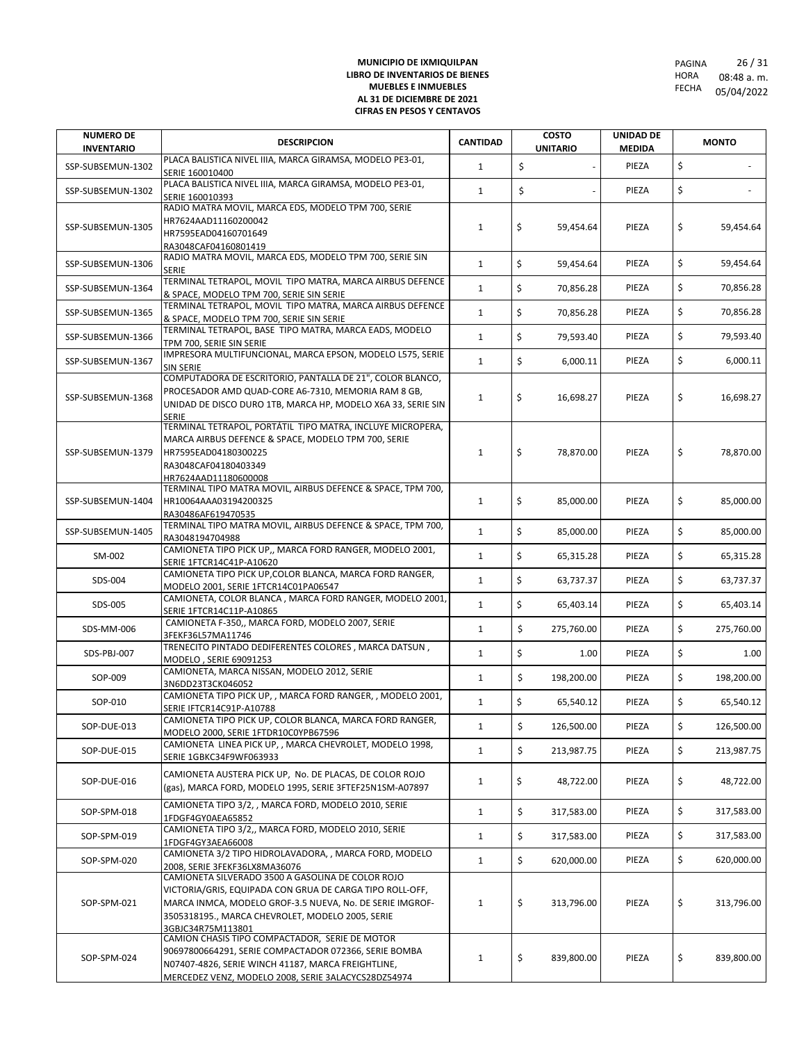**MUNICIPIO DE IXMIQUILPAN**
**LIBRO DE INVENTARIOS DE BIENES MUEBLES E INMUEBLES**
**AL 31 DE DICIEMBRE DE 2021**
**CIFRAS EN PESOS Y CENTAVOS**

PAGINA 26 / 31
HORA 08:48 a. m.
FECHA 05/04/2022

| NUMERO DE INVENTARIO | DESCRIPCION | CANTIDAD | COSTO UNITARIO | UNIDAD DE MEDIDA | MONTO |
|---|---|---|---|---|---|
| SSP-SUBSEMUN-1302 | PLACA BALISTICA NIVEL IIIA, MARCA GIRAMSA, MODELO PE3-01, SERIE 160010400 | 1 | $ - | PIEZA | $ - |
| SSP-SUBSEMUN-1302 | PLACA BALISTICA NIVEL IIIA, MARCA GIRAMSA, MODELO PE3-01, SERIE 160010393 | 1 | $ - | PIEZA | $ - |
| SSP-SUBSEMUN-1305 | RADIO MATRA MOVIL, MARCA EDS, MODELO TPM 700, SERIE HR7624AAD11160200042 HR7595EAD04160701649 RA3048CAF04160801419 | 1 | $ 59,454.64 | PIEZA | $ 59,454.64 |
| SSP-SUBSEMUN-1306 | RADIO MATRA MOVIL, MARCA EDS, MODELO TPM 700, SERIE SIN SERIE | 1 | $ 59,454.64 | PIEZA | $ 59,454.64 |
| SSP-SUBSEMUN-1364 | TERMINAL TETRAPOL, MOVIL TIPO MATRA, MARCA AIRBUS DEFENCE & SPACE, MODELO TPM 700, SERIE SIN SERIE | 1 | $ 70,856.28 | PIEZA | $ 70,856.28 |
| SSP-SUBSEMUN-1365 | TERMINAL TETRAPOL, MOVIL TIPO MATRA, MARCA AIRBUS DEFENCE & SPACE, MODELO TPM 700, SERIE SIN SERIE | 1 | $ 70,856.28 | PIEZA | $ 70,856.28 |
| SSP-SUBSEMUN-1366 | TERMINAL TETRAPOL, BASE TIPO MATRA, MARCA EADS, MODELO TPM 700, SERIE SIN SERIE | 1 | $ 79,593.40 | PIEZA | $ 79,593.40 |
| SSP-SUBSEMUN-1367 | IMPRESORA MULTIFUNCIONAL, MARCA EPSON, MODELO L575, SERIE SIN SERIE | 1 | $ 6,000.11 | PIEZA | $ 6,000.11 |
| SSP-SUBSEMUN-1368 | COMPUTADORA DE ESCRITORIO, PANTALLA DE 21", COLOR BLANCO, PROCESADOR AMD QUAD-CORE A6-7310, MEMORIA RAM 8 GB, UNIDAD DE DISCO DURO 1TB, MARCA HP, MODELO X6A 33, SERIE SIN SERIE | 1 | $ 16,698.27 | PIEZA | $ 16,698.27 |
| SSP-SUBSEMUN-1379 | TERMINAL TETRAPOL, PORTÁTIL TIPO MATRA, INCLUYE MICROPERA, MARCA AIRBUS DEFENCE & SPACE, MODELO TPM 700, SERIE HR7595EAD04180300225 RA3048CAF04180403349 HR7624AAD11180600008 | 1 | $ 78,870.00 | PIEZA | $ 78,870.00 |
| SSP-SUBSEMUN-1404 | TERMINAL TIPO MATRA MOVIL, AIRBUS DEFENCE & SPACE, TPM 700, HR10064AAA03194200325 RA30486AF619470535 | 1 | $ 85,000.00 | PIEZA | $ 85,000.00 |
| SSP-SUBSEMUN-1405 | TERMINAL TIPO MATRA MOVIL, AIRBUS DEFENCE & SPACE, TPM 700, RA3048194704988 | 1 | $ 85,000.00 | PIEZA | $ 85,000.00 |
| SM-002 | CAMIONETA TIPO PICK UP,, MARCA FORD RANGER, MODELO 2001, SERIE 1FTCR14C41P-A10620 | 1 | $ 65,315.28 | PIEZA | $ 65,315.28 |
| SDS-004 | CAMIONETA TIPO PICK UP,COLOR BLANCA, MARCA FORD RANGER, MODELO 2001, SERIE 1FTCR14C01PA06547 | 1 | $ 63,737.37 | PIEZA | $ 63,737.37 |
| SDS-005 | CAMIONETA, COLOR BLANCA , MARCA FORD RANGER, MODELO 2001, SERIE 1FTCR14C11P-A10865 | 1 | $ 65,403.14 | PIEZA | $ 65,403.14 |
| SDS-MM-006 | CAMIONETA F-350,, MARCA FORD, MODELO 2007, SERIE 3FEKF36L57MA11746 | 1 | $ 275,760.00 | PIEZA | $ 275,760.00 |
| SDS-PBJ-007 | TRENECITO PINTADO DEDIFERENTES COLORES , MARCA DATSUN , MODELO , SERIE 69091253 | 1 | $ 1.00 | PIEZA | $ 1.00 |
| SOP-009 | CAMIONETA, MARCA NISSAN, MODELO 2012, SERIE 3N6DD23T3CK046052 | 1 | $ 198,200.00 | PIEZA | $ 198,200.00 |
| SOP-010 | CAMIONETA TIPO PICK UP, , MARCA FORD RANGER, , MODELO 2001, SERIE IFTCR14C91P-A10788 | 1 | $ 65,540.12 | PIEZA | $ 65,540.12 |
| SOP-DUE-013 | CAMIONETA TIPO PICK UP, COLOR BLANCA, MARCA FORD RANGER, MODELO 2000, SERIE 1FTDR10C0YPB67596 | 1 | $ 126,500.00 | PIEZA | $ 126,500.00 |
| SOP-DUE-015 | CAMIONETA LINEA PICK UP, , MARCA CHEVROLET, MODELO 1998, SERIE 1GBKC34F9WF063933 | 1 | $ 213,987.75 | PIEZA | $ 213,987.75 |
| SOP-DUE-016 | CAMIONETA AUSTERA PICK UP, No. DE PLACAS, DE COLOR ROJO (gas), MARCA FORD, MODELO 1995, SERIE 3FTEF25N1SM-A07897 | 1 | $ 48,722.00 | PIEZA | $ 48,722.00 |
| SOP-SPM-018 | CAMIONETA TIPO 3/2, , MARCA FORD, MODELO 2010, SERIE 1FDGF4GY0AEA65852 | 1 | $ 317,583.00 | PIEZA | $ 317,583.00 |
| SOP-SPM-019 | CAMIONETA TIPO 3/2,, MARCA FORD, MODELO 2010, SERIE 1FDGF4GY3AEA66008 | 1 | $ 317,583.00 | PIEZA | $ 317,583.00 |
| SOP-SPM-020 | CAMIONETA 3/2 TIPO HIDROLAVADORA, , MARCA FORD, MODELO 2008, SERIE 3FEKF36LX8MA36076 | 1 | $ 620,000.00 | PIEZA | $ 620,000.00 |
| SOP-SPM-021 | CAMIONETA SILVERADO 3500 A GASOLINA DE COLOR ROJO VICTORIA/GRIS, EQUIPADA CON GRUA DE CARGA TIPO ROLL-OFF, MARCA INMCA, MODELO GROF-3.5 NUEVA, No. DE SERIE IMGROF-3505318195., MARCA CHEVROLET, MODELO 2005, SERIE 3GBJC34R75M113801 | 1 | $ 313,796.00 | PIEZA | $ 313,796.00 |
| SOP-SPM-024 | CAMION CHASIS TIPO COMPACTADOR, SERIE DE MOTOR 90697800664291, SERIE COMPACTADOR 072366, SERIE BOMBA N07407-4826, SERIE WINCH 41187, MARCA FREIGHTLINE, MERCEDEZ VENZ, MODELO 2008, SERIE 3ALACYCS28DZ54974 | 1 | $ 839,800.00 | PIEZA | $ 839,800.00 |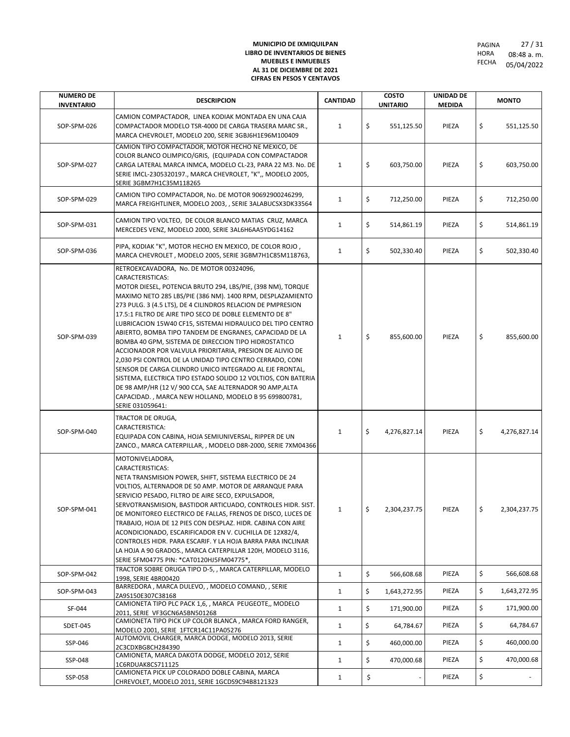**MUNICIPIO DE IXMIQUILPAN**
**LIBRO DE INVENTARIOS DE BIENES**
**MUEBLES E INMUEBLES**
**AL 31 DE DICIEMBRE DE 2021**
**CIFRAS EN PESOS Y CENTAVOS**

PAGINA 27 / 31
HORA 08:48 a. m.
FECHA 05/04/2022

| NUMERO DE INVENTARIO | DESCRIPCION | CANTIDAD | COSTO UNITARIO | UNIDAD DE MEDIDA | MONTO |
|---|---|---|---|---|---|
| SOP-SPM-026 | CAMION COMPACTADOR, LINEA KODIAK MONTADA EN UNA CAJA COMPACTADOR MODELO TSR-4000 DE CARGA TRASERA MARC SR., MARCA CHEVROLET, MODELO 200, SERIE 3GBJ6H1E96M100409 | 1 | $ 551,125.50 | PIEZA | $ 551,125.50 |
| SOP-SPM-027 | CAMION TIPO COMPACTADOR, MOTOR HECHO NE MEXICO, DE COLOR BLANCO OLIMPICO/GRIS, (EQUIPADA CON COMPACTADOR CARGA LATERAL MARCA INMCA, MODELO CL-23, PARA 22 M3. No. DE SERIE IMCL-2305320197., MARCA CHEVROLET, "K",, MODELO 2005, SERIE 3GBM7H1C35M118265 | 1 | $ 603,750.00 | PIEZA | $ 603,750.00 |
| SOP-SPM-029 | CAMION TIPO COMPACTADOR, No. DE MOTOR 90692900246299, MARCA FREIGHTLINER, MODELO 2003, , SERIE 3ALABUCSX3DK33564 | 1 | $ 712,250.00 | PIEZA | $ 712,250.00 |
| SOP-SPM-031 | CAMION TIPO VOLTEO, DE COLOR BLANCO MATIAS CRUZ, MARCA MERCEDES VENZ, MODELO 2000, SERIE 3AL6H6AA5YDG14162 | 1 | $ 514,861.19 | PIEZA | $ 514,861.19 |
| SOP-SPM-036 | PIPA, KODIAK "K", MOTOR HECHO EN MEXICO, DE COLOR ROJO , MARCA CHEVROLET , MODELO 2005, SERIE 3GBM7H1C85M118763, | 1 | $ 502,330.40 | PIEZA | $ 502,330.40 |
| SOP-SPM-039 | RETROEXCAVADORA, No. DE MOTOR 00324096, CARACTERISTICAS: MOTOR DIESEL, POTENCIA BRUTO 294, LBS/PIE, (398 NM), TORQUE MAXIMO NETO 285 LBS/PIE (386 NM). 1400 RPM, DESPLAZAMIENTO 273 PULG. 3 (4.5 LTS), DE 4 CILINDROS RELACION DE PMPRESION 17.5:1 FILTRO DE AIRE TIPO SECO DE DOBLE ELEMENTO DE 8" LUBRICACION 15W40 CF15, SISTEMAI HIDRAULICO DEL TIPO CENTRO ABIERTO, BOMBA TIPO TANDEM DE ENGRANES, CAPACIDAD DE LA BOMBA 40 GPM, SISTEMA DE DIRECCION TIPO HIDROSTATICO ACCIONADOR POR VALVULA PRIORITARIA, PRESION DE ALIVIO DE 2,030 PSI CONTROL DE LA UNIDAD TIPO CENTRO CERRADO, CONI SENSOR DE CARGA CILINDRO UNICO INTEGRADO AL EJE FRONTAL, SISTEMA, ELECTRICA TIPO ESTADO SOLIDO 12 VOLTIOS, CON BATERIA DE 98 AMP/HR (12 V/ 900 CCA, SAE ALTERNADOR 90 AMP,ALTA CAPACIDAD. , MARCA NEW HOLLAND, MODELO B 95 699800781, SERIE 031059641: | 1 | $ 855,600.00 | PIEZA | $ 855,600.00 |
| SOP-SPM-040 | TRACTOR DE ORUGA, CARACTERISTICA: EQUIPADA CON CABINA, HOJA SEMIUNIVERSAL, RIPPER DE UN ZANCO., MARCA CATERPILLAR, , MODELO D8R-2000, SERIE 7XM04366 | 1 | $ 4,276,827.14 | PIEZA | $ 4,276,827.14 |
| SOP-SPM-041 | MOTONIVELADORA, CARACTERISTICAS: NETA TRANSMISION POWER, SHIFT, SISTEMA ELECTRICO DE 24 VOLTIOS, ALTERNADOR DE 50 AMP. MOTOR DE ARRANQUE PARA SERVICIO PESADO, FILTRO DE AIRE SECO, EXPULSADOR, SERVOTRANSMISION, BASTIDOR ARTICUADO, CONTROLES HIDR. SIST. DE MONITOREO ELECTRICO DE FALLAS, FRENOS DE DISCO, LUCES DE TRABAJO, HOJA DE 12 PIES CON DESPLAZ. HIDR. CABINA CON AIRE ACONDICIONADO, ESCARIFICADOR EN V. CUCHILLA DE 12X82/4, CONTROLES HIDR. PARA ESCARIF. Y LA HOJA BARRA PARA INCLINAR LA HOJA A 90 GRADOS., MARCA CATERPILLAR 120H, MODELO 3116, SERIE 5FM04775 PIN: *CAT0120HJ5FM04775*, | 1 | $ 2,304,237.75 | PIEZA | $ 2,304,237.75 |
| SOP-SPM-042 | TRACTOR SOBRE ORUGA TIPO D-5, , MARCA CATERPILLAR, MODELO 1998, SERIE 4BR00420 | 1 | $ 566,608.68 | PIEZA | $ 566,608.68 |
| SOP-SPM-043 | BARREDORA , MARCA DULEVO, , MODELO COMAND, , SERIE ZA9S150E307C38168 | 1 | $ 1,643,272.95 | PIEZA | $ 1,643,272.95 |
| SF-044 | CAMIONETA TIPO PLC PACK 1,6, , MARCA PEUGEOTE,, MODELO 2011, SERIE VF3GCN6A5BN501268 | 1 | $ 171,900.00 | PIEZA | $ 171,900.00 |
| SDET-045 | CAMIONETA TIPO PICK UP COLOR BLANCA , MARCA FORD RANGER, MODELO 2001, SERIE 1FTCR14C11PA05276 | 1 | $ 64,784.67 | PIEZA | $ 64,784.67 |
| SSP-046 | AUTOMOVIL CHARGER, MARCA DODGE, MODELO 2013, SERIE 2C3CDXBG8CH284390 | 1 | $ 460,000.00 | PIEZA | $ 460,000.00 |
| SSP-048 | CAMIONETA, MARCA DAKOTA DODGE, MODELO 2012, SERIE 1C6RDUAK8CS711125 | 1 | $ 470,000.68 | PIEZA | $ 470,000.68 |
| SSP-058 | CAMIONETA PICK UP COLORADO DOBLE CABINA, MARCA CHREVOLET, MODELO 2011, SERIE 1GCDS9C94B8121323 | 1 | $ - | PIEZA | $ - |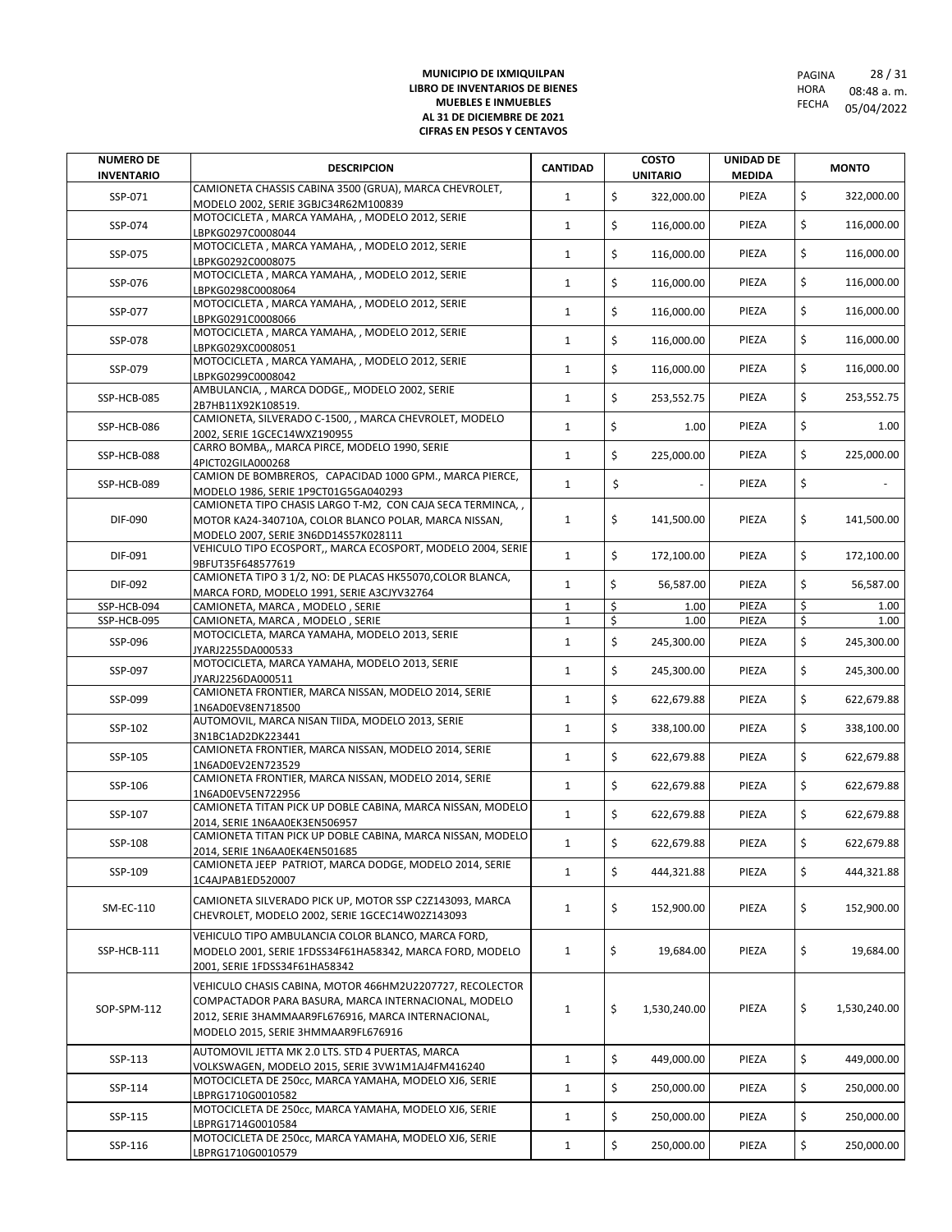**MUNICIPIO DE IXMIQUILPAN**
**LIBRO DE INVENTARIOS DE BIENES MUEBLES E INMUEBLES**
**AL 31 DE DICIEMBRE DE 2021**
**CIFRAS EN PESOS Y CENTAVOS**

PAGINA 28 / 31
HORA 08:48 a. m.
FECHA 05/04/2022

| NUMERO DE INVENTARIO | DESCRIPCION | CANTIDAD | COSTO UNITARIO | UNIDAD DE MEDIDA | MONTO |
|---|---|---|---|---|---|
| SSP-071 | CAMIONETA CHASSIS CABINA 3500 (GRUA), MARCA CHEVROLET, MODELO 2002, SERIE 3GBJC34R62M100839 | 1 | $ 322,000.00 | PIEZA | $ 322,000.00 |
| SSP-074 | MOTOCICLETA , MARCA YAMAHA, , MODELO 2012, SERIE LBPKG0297C0008044 | 1 | $ 116,000.00 | PIEZA | $ 116,000.00 |
| SSP-075 | MOTOCICLETA , MARCA YAMAHA, , MODELO 2012, SERIE LBPKG0292C0008075 | 1 | $ 116,000.00 | PIEZA | $ 116,000.00 |
| SSP-076 | MOTOCICLETA , MARCA YAMAHA, , MODELO 2012, SERIE LBPKG0298C0008064 | 1 | $ 116,000.00 | PIEZA | $ 116,000.00 |
| SSP-077 | MOTOCICLETA , MARCA YAMAHA, , MODELO 2012, SERIE LBPKG0291C0008066 | 1 | $ 116,000.00 | PIEZA | $ 116,000.00 |
| SSP-078 | MOTOCICLETA , MARCA YAMAHA, , MODELO 2012, SERIE LBPKG029XC0008051 | 1 | $ 116,000.00 | PIEZA | $ 116,000.00 |
| SSP-079 | MOTOCICLETA , MARCA YAMAHA, , MODELO 2012, SERIE LBPKG0299C0008042 | 1 | $ 116,000.00 | PIEZA | $ 116,000.00 |
| SSP-HCB-085 | AMBULANCIA, , MARCA DODGE,, MODELO 2002, SERIE 2B7HB11X92K108519. | 1 | $ 253,552.75 | PIEZA | $ 253,552.75 |
| SSP-HCB-086 | CAMIONETA, SILVERADO C-1500, , MARCA CHEVROLET, MODELO 2002, SERIE 1GCEC14WXZ190955 | 1 | $ 1.00 | PIEZA | $ 1.00 |
| SSP-HCB-088 | CARRO BOMBA,, MARCA PIRCE, MODELO 1990, SERIE 4PICT02GILA000268 | 1 | $ 225,000.00 | PIEZA | $ 225,000.00 |
| SSP-HCB-089 | CAMION DE BOMBREROS, CAPACIDAD 1000 GPM., MARCA PIERCE, MODELO 1986, SERIE 1P9CT01G5GA040293 | 1 | $ - | PIEZA | $ - |
| DIF-090 | CAMIONETA TIPO CHASIS LARGO T-M2, CON CAJA SECA TERMINCA, , MOTOR KA24-340710A, COLOR BLANCO POLAR, MARCA NISSAN, MODELO 2007, SERIE 3N6DD14S57K028111 | 1 | $ 141,500.00 | PIEZA | $ 141,500.00 |
| DIF-091 | VEHICULO TIPO ECOSPORT,, MARCA ECOSPORT, MODELO 2004, SERIE 9BFUT35F648577619 | 1 | $ 172,100.00 | PIEZA | $ 172,100.00 |
| DIF-092 | CAMIONETA TIPO 3 1/2, NO: DE PLACAS HK55070,COLOR BLANCA, MARCA FORD, MODELO 1991, SERIE A3CJYV32764 | 1 | $ 56,587.00 | PIEZA | $ 56,587.00 |
| SSP-HCB-094 | CAMIONETA, MARCA , MODELO , SERIE | 1 | $ 1.00 | PIEZA | $ 1.00 |
| SSP-HCB-095 | CAMIONETA, MARCA , MODELO , SERIE | 1 | $ 1.00 | PIEZA | $ 1.00 |
| SSP-096 | MOTOCICLETA, MARCA YAMAHA, MODELO 2013, SERIE JYARJ2255DA000533 | 1 | $ 245,300.00 | PIEZA | $ 245,300.00 |
| SSP-097 | MOTOCICLETA, MARCA YAMAHA, MODELO 2013, SERIE JYARJ2256DA000511 | 1 | $ 245,300.00 | PIEZA | $ 245,300.00 |
| SSP-099 | CAMIONETA FRONTIER, MARCA NISSAN, MODELO 2014, SERIE 1N6AD0EV8EN718500 | 1 | $ 622,679.88 | PIEZA | $ 622,679.88 |
| SSP-102 | AUTOMOVIL, MARCA NISAN TIIDA, MODELO 2013, SERIE 3N1BC1AD2DK223441 | 1 | $ 338,100.00 | PIEZA | $ 338,100.00 |
| SSP-105 | CAMIONETA FRONTIER, MARCA NISSAN, MODELO 2014, SERIE 1N6AD0EV2EN723529 | 1 | $ 622,679.88 | PIEZA | $ 622,679.88 |
| SSP-106 | CAMIONETA FRONTIER, MARCA NISSAN, MODELO 2014, SERIE 1N6AD0EV5EN722956 | 1 | $ 622,679.88 | PIEZA | $ 622,679.88 |
| SSP-107 | CAMIONETA TITAN PICK UP DOBLE CABINA, MARCA NISSAN, MODELO 2014, SERIE 1N6AA0EK3EN506957 | 1 | $ 622,679.88 | PIEZA | $ 622,679.88 |
| SSP-108 | CAMIONETA TITAN PICK UP DOBLE CABINA, MARCA NISSAN, MODELO 2014, SERIE 1N6AA0EK4EN501685 | 1 | $ 622,679.88 | PIEZA | $ 622,679.88 |
| SSP-109 | CAMIONETA JEEP PATRIOT, MARCA DODGE, MODELO 2014, SERIE 1C4AJPAB1ED520007 | 1 | $ 444,321.88 | PIEZA | $ 444,321.88 |
| SM-EC-110 | CAMIONETA SILVERADO PICK UP, MOTOR SSP C2Z143093, MARCA CHEVROLET, MODELO 2002, SERIE 1GCEC14W02Z143093 | 1 | $ 152,900.00 | PIEZA | $ 152,900.00 |
| SSP-HCB-111 | VEHICULO TIPO AMBULANCIA COLOR BLANCO, MARCA FORD, MODELO 2001, SERIE 1FDSS34F61HA58342, MARCA FORD, MODELO 2001, SERIE 1FDSS34F61HA58342 | 1 | $ 19,684.00 | PIEZA | $ 19,684.00 |
| SOP-SPM-112 | VEHICULO CHASIS CABINA, MOTOR 466HM2U2207727, RECOLECTOR COMPACTADOR PARA BASURA, MARCA INTERNACIONAL, MODELO 2012, SERIE 3HAMMAAR9FL676916, MARCA INTERNACIONAL, MODELO 2015, SERIE 3HMMAAR9FL676916 | 1 | $ 1,530,240.00 | PIEZA | $ 1,530,240.00 |
| SSP-113 | AUTOMOVIL JETTA MK 2.0 LTS. STD 4 PUERTAS, MARCA VOLKSWAGEN, MODELO 2015, SERIE 3VW1M1AJ4FM416240 | 1 | $ 449,000.00 | PIEZA | $ 449,000.00 |
| SSP-114 | MOTOCICLETA DE 250cc, MARCA YAMAHA, MODELO XJ6, SERIE LBPRG1710G0010582 | 1 | $ 250,000.00 | PIEZA | $ 250,000.00 |
| SSP-115 | MOTOCICLETA DE 250cc, MARCA YAMAHA, MODELO XJ6, SERIE LBPRG1714G0010584 | 1 | $ 250,000.00 | PIEZA | $ 250,000.00 |
| SSP-116 | MOTOCICLETA DE 250cc, MARCA YAMAHA, MODELO XJ6, SERIE LBPRG1710G0010579 | 1 | $ 250,000.00 | PIEZA | $ 250,000.00 |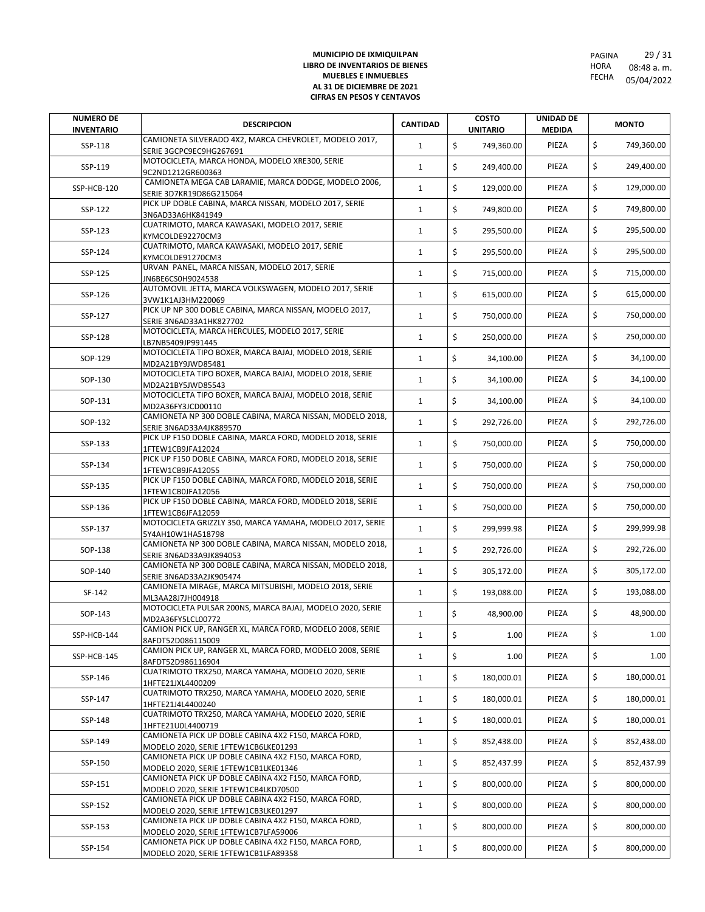**MUNICIPIO DE IXMIQUILPAN**
**LIBRO DE INVENTARIOS DE BIENES**
**MUEBLES E INMUEBLES**
**AL 31 DE DICIEMBRE DE 2021**
**CIFRAS EN PESOS Y CENTAVOS**

PAGINA 29 / 31
HORA 08:48 a. m.
FECHA 05/04/2022

| NUMERO DE INVENTARIO | DESCRIPCION | CANTIDAD | COSTO UNITARIO | UNIDAD DE MEDIDA | MONTO |
|---|---|---|---|---|---|
| SSP-118 | CAMIONETA SILVERADO 4X2, MARCA CHEVROLET, MODELO 2017, SERIE 3GCPC9EC9HG267691 | 1 | $ 749,360.00 | PIEZA | $ 749,360.00 |
| SSP-119 | MOTOCICLETA, MARCA HONDA, MODELO XRE300, SERIE 9C2ND1212GR600363 | 1 | $ 249,400.00 | PIEZA | $ 249,400.00 |
| SSP-HCB-120 | CAMIONETA MEGA CAB LARAMIE, MARCA DODGE, MODELO 2006, SERIE 3D7KR19D86G215064 | 1 | $ 129,000.00 | PIEZA | $ 129,000.00 |
| SSP-122 | PICK UP DOBLE CABINA, MARCA NISSAN, MODELO 2017, SERIE 3N6AD33A6HK841949 | 1 | $ 749,800.00 | PIEZA | $ 749,800.00 |
| SSP-123 | CUATRIMOTO, MARCA KAWASAKI, MODELO 2017, SERIE KYMCOLDE92270CM3 | 1 | $ 295,500.00 | PIEZA | $ 295,500.00 |
| SSP-124 | CUATRIMOTO, MARCA KAWASAKI, MODELO 2017, SERIE KYMCOLDE91270CM3 | 1 | $ 295,500.00 | PIEZA | $ 295,500.00 |
| SSP-125 | URVAN PANEL, MARCA NISSAN, MODELO 2017, SERIE JN6BE6CS0H9024538 | 1 | $ 715,000.00 | PIEZA | $ 715,000.00 |
| SSP-126 | AUTOMOVIL JETTA, MARCA VOLKSWAGEN, MODELO 2017, SERIE 3VW1K1AJ3HM220069 | 1 | $ 615,000.00 | PIEZA | $ 615,000.00 |
| SSP-127 | PICK UP NP 300 DOBLE CABINA, MARCA NISSAN, MODELO 2017, SERIE 3N6AD33A1HK827702 | 1 | $ 750,000.00 | PIEZA | $ 750,000.00 |
| SSP-128 | MOTOCICLETA, MARCA HERCULES, MODELO 2017, SERIE LB7NB5409JP991445 | 1 | $ 250,000.00 | PIEZA | $ 250,000.00 |
| SOP-129 | MOTOCICLETA TIPO BOXER, MARCA BAJAJ, MODELO 2018, SERIE MD2A21BY9JWD85481 | 1 | $ 34,100.00 | PIEZA | $ 34,100.00 |
| SOP-130 | MOTOCICLETA TIPO BOXER, MARCA BAJAJ, MODELO 2018, SERIE MD2A21BY5JWD85543 | 1 | $ 34,100.00 | PIEZA | $ 34,100.00 |
| SOP-131 | MOTOCICLETA TIPO BOXER, MARCA BAJAJ, MODELO 2018, SERIE MD2A36FY3JCD00110 | 1 | $ 34,100.00 | PIEZA | $ 34,100.00 |
| SOP-132 | CAMIONETA NP 300 DOBLE CABINA, MARCA NISSAN, MODELO 2018, SERIE 3N6AD33A4JK889570 | 1 | $ 292,726.00 | PIEZA | $ 292,726.00 |
| SSP-133 | PICK UP F150 DOBLE CABINA, MARCA FORD, MODELO 2018, SERIE 1FTEW1CB9JFA12024 | 1 | $ 750,000.00 | PIEZA | $ 750,000.00 |
| SSP-134 | PICK UP F150 DOBLE CABINA, MARCA FORD, MODELO 2018, SERIE 1FTEW1CB9JFA12055 | 1 | $ 750,000.00 | PIEZA | $ 750,000.00 |
| SSP-135 | PICK UP F150 DOBLE CABINA, MARCA FORD, MODELO 2018, SERIE 1FTEW1CB0JFA12056 | 1 | $ 750,000.00 | PIEZA | $ 750,000.00 |
| SSP-136 | PICK UP F150 DOBLE CABINA, MARCA FORD, MODELO 2018, SERIE 1FTEW1CB6JFA12059 | 1 | $ 750,000.00 | PIEZA | $ 750,000.00 |
| SSP-137 | MOTOCICLETA GRIZZLY 350, MARCA YAMAHA, MODELO 2017, SERIE 5Y4AH10W1HA518798 | 1 | $ 299,999.98 | PIEZA | $ 299,999.98 |
| SOP-138 | CAMIONETA NP 300 DOBLE CABINA, MARCA NISSAN, MODELO 2018, SERIE 3N6AD33A9JK894053 | 1 | $ 292,726.00 | PIEZA | $ 292,726.00 |
| SOP-140 | CAMIONETA NP 300 DOBLE CABINA, MARCA NISSAN, MODELO 2018, SERIE 3N6AD33A2JK905474 | 1 | $ 305,172.00 | PIEZA | $ 305,172.00 |
| SF-142 | CAMIONETA MIRAGE, MARCA MITSUBISHI, MODELO 2018, SERIE ML3AA28J7JH004918 | 1 | $ 193,088.00 | PIEZA | $ 193,088.00 |
| SOP-143 | MOTOCICLETA PULSAR 200NS, MARCA BAJAJ, MODELO 2020, SERIE MD2A36FY5LCL00772 | 1 | $ 48,900.00 | PIEZA | $ 48,900.00 |
| SSP-HCB-144 | CAMION PICK UP, RANGER XL, MARCA FORD, MODELO 2008, SERIE 8AFDT52D086115009 | 1 | $ 1.00 | PIEZA | $ 1.00 |
| SSP-HCB-145 | CAMION PICK UP, RANGER XL, MARCA FORD, MODELO 2008, SERIE 8AFDT52D986116904 | 1 | $ 1.00 | PIEZA | $ 1.00 |
| SSP-146 | CUATRIMOTO TRX250, MARCA YAMAHA, MODELO 2020, SERIE 1HFTE21JXL4400209 | 1 | $ 180,000.01 | PIEZA | $ 180,000.01 |
| SSP-147 | CUATRIMOTO TRX250, MARCA YAMAHA, MODELO 2020, SERIE 1HFTE21J4L4400240 | 1 | $ 180,000.01 | PIEZA | $ 180,000.01 |
| SSP-148 | CUATRIMOTO TRX250, MARCA YAMAHA, MODELO 2020, SERIE 1HFTE21U0L4400719 | 1 | $ 180,000.01 | PIEZA | $ 180,000.01 |
| SSP-149 | CAMIONETA PICK UP DOBLE CABINA 4X2 F150, MARCA FORD, MODELO 2020, SERIE 1FTEW1CB6LKE01293 | 1 | $ 852,438.00 | PIEZA | $ 852,438.00 |
| SSP-150 | CAMIONETA PICK UP DOBLE CABINA 4X2 F150, MARCA FORD, MODELO 2020, SERIE 1FTEW1CB1LKE01346 | 1 | $ 852,437.99 | PIEZA | $ 852,437.99 |
| SSP-151 | CAMIONETA PICK UP DOBLE CABINA 4X2 F150, MARCA FORD, MODELO 2020, SERIE 1FTEW1CB4LKD70500 | 1 | $ 800,000.00 | PIEZA | $ 800,000.00 |
| SSP-152 | CAMIONETA PICK UP DOBLE CABINA 4X2 F150, MARCA FORD, MODELO 2020, SERIE 1FTEW1CB3LKE01297 | 1 | $ 800,000.00 | PIEZA | $ 800,000.00 |
| SSP-153 | CAMIONETA PICK UP DOBLE CABINA 4X2 F150, MARCA FORD, MODELO 2020, SERIE 1FTEW1CB7LFA59006 | 1 | $ 800,000.00 | PIEZA | $ 800,000.00 |
| SSP-154 | CAMIONETA PICK UP DOBLE CABINA 4X2 F150, MARCA FORD, MODELO 2020, SERIE 1FTEW1CB1LFA89358 | 1 | $ 800,000.00 | PIEZA | $ 800,000.00 |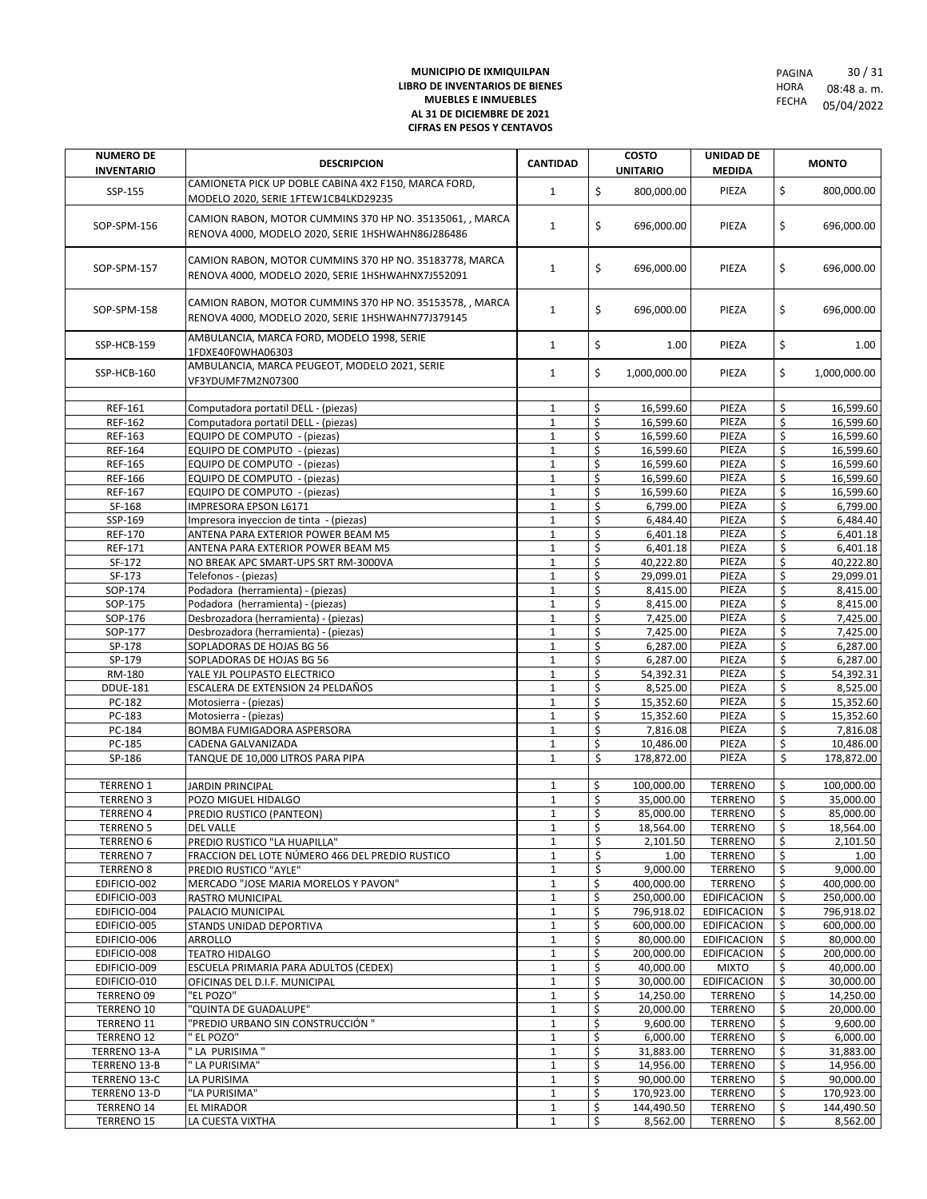**MUNICIPIO DE IXMIQUILPAN**
**LIBRO DE INVENTARIOS DE BIENES**
**MUEBLES E INMUEBLES**
**AL 31 DE DICIEMBRE DE 2021**
**CIFRAS EN PESOS Y CENTAVOS**

PAGINA 30 / 31
HORA 08:48 a. m.
FECHA 05/04/2022

| NUMERO DE INVENTARIO | DESCRIPCION | CANTIDAD | COSTO UNITARIO | UNIDAD DE MEDIDA | MONTO |
|---|---|---|---|---|---|
| SSP-155 | CAMIONETA PICK UP DOBLE CABINA 4X2 F150, MARCA FORD, MODELO 2020, SERIE 1FTEW1CB4LKD29235 | 1 | $ 800,000.00 | PIEZA | $ 800,000.00 |
| SOP-SPM-156 | CAMION RABON, MOTOR CUMMINS 370 HP NO. 35135061, , MARCA RENOVA 4000, MODELO 2020, SERIE 1HSHWAHN86J286486 | 1 | $ 696,000.00 | PIEZA | $ 696,000.00 |
| SOP-SPM-157 | CAMION RABON, MOTOR CUMMINS 370 HP NO. 35183778, MARCA RENOVA 4000, MODELO 2020, SERIE 1HSHWAHNX7J552091 | 1 | $ 696,000.00 | PIEZA | $ 696,000.00 |
| SOP-SPM-158 | CAMION RABON, MOTOR CUMMINS 370 HP NO. 35153578, , MARCA RENOVA 4000, MODELO 2020, SERIE 1HSHWAHN77J379145 | 1 | $ 696,000.00 | PIEZA | $ 696,000.00 |
| SSP-HCB-159 | AMBULANCIA, MARCA FORD, MODELO 1998, SERIE 1FDXE40F0WHA06303 | 1 | $ 1.00 | PIEZA | $ 1.00 |
| SSP-HCB-160 | AMBULANCIA, MARCA PEUGEOT, MODELO 2021, SERIE VF3YDUMF7M2N07300 | 1 | $ 1,000,000.00 | PIEZA | $ 1,000,000.00 |
| | | | | | |
| REF-161 | Computadora portatil DELL - (piezas) | 1 | $ 16,599.60 | PIEZA | $ 16,599.60 |
| REF-162 | Computadora portatil DELL - (piezas) | 1 | $ 16,599.60 | PIEZA | $ 16,599.60 |
| REF-163 | EQUIPO DE COMPUTO - (piezas) | 1 | $ 16,599.60 | PIEZA | $ 16,599.60 |
| REF-164 | EQUIPO DE COMPUTO - (piezas) | 1 | $ 16,599.60 | PIEZA | $ 16,599.60 |
| REF-165 | EQUIPO DE COMPUTO - (piezas) | 1 | $ 16,599.60 | PIEZA | $ 16,599.60 |
| REF-166 | EQUIPO DE COMPUTO - (piezas) | 1 | $ 16,599.60 | PIEZA | $ 16,599.60 |
| REF-167 | EQUIPO DE COMPUTO - (piezas) | 1 | $ 16,599.60 | PIEZA | $ 16,599.60 |
| SF-168 | IMPRESORA EPSON L6171 | 1 | $ 6,799.00 | PIEZA | $ 6,799.00 |
| SSP-169 | Impresora inyeccion de tinta - (piezas) | 1 | $ 6,484.40 | PIEZA | $ 6,484.40 |
| REF-170 | ANTENA PARA EXTERIOR POWER BEAM M5 | 1 | $ 6,401.18 | PIEZA | $ 6,401.18 |
| REF-171 | ANTENA PARA EXTERIOR POWER BEAM M5 | 1 | $ 6,401.18 | PIEZA | $ 6,401.18 |
| SF-172 | NO BREAK APC SMART-UPS SRT RM-3000VA | 1 | $ 40,222.80 | PIEZA | $ 40,222.80 |
| SF-173 | Telefonos - (piezas) | 1 | $ 29,099.01 | PIEZA | $ 29,099.01 |
| SOP-174 | Podadora (herramienta) - (piezas) | 1 | $ 8,415.00 | PIEZA | $ 8,415.00 |
| SOP-175 | Podadora (herramienta) - (piezas) | 1 | $ 8,415.00 | PIEZA | $ 8,415.00 |
| SOP-176 | Desbrozadora (herramienta) - (piezas) | 1 | $ 7,425.00 | PIEZA | $ 7,425.00 |
| SOP-177 | Desbrozadora (herramienta) - (piezas) | 1 | $ 7,425.00 | PIEZA | $ 7,425.00 |
| SP-178 | SOPLADORAS DE HOJAS BG 56 | 1 | $ 6,287.00 | PIEZA | $ 6,287.00 |
| SP-179 | SOPLADORAS DE HOJAS BG 56 | 1 | $ 6,287.00 | PIEZA | $ 6,287.00 |
| RM-180 | YALE YJL POLIPASTO ELECTRICO | 1 | $ 54,392.31 | PIEZA | $ 54,392.31 |
| DDUE-181 | ESCALERA DE EXTENSION 24 PELDAÑOS | 1 | $ 8,525.00 | PIEZA | $ 8,525.00 |
| PC-182 | Motosierra - (piezas) | 1 | $ 15,352.60 | PIEZA | $ 15,352.60 |
| PC-183 | Motosierra - (piezas) | 1 | $ 15,352.60 | PIEZA | $ 15,352.60 |
| PC-184 | BOMBA FUMIGADORA ASPERSORA | 1 | $ 7,816.08 | PIEZA | $ 7,816.08 |
| PC-185 | CADENA GALVANIZADA | 1 | $ 10,486.00 | PIEZA | $ 10,486.00 |
| SP-186 | TANQUE DE 10,000 LITROS PARA PIPA | 1 | $ 178,872.00 | PIEZA | $ 178,872.00 |
| | | | | | |
| TERRENO 1 | JARDIN PRINCIPAL | 1 | $ 100,000.00 | TERRENO | $ 100,000.00 |
| TERRENO 3 | POZO MIGUEL HIDALGO | 1 | $ 35,000.00 | TERRENO | $ 35,000.00 |
| TERRENO 4 | PREDIO RUSTICO (PANTEON) | 1 | $ 85,000.00 | TERRENO | $ 85,000.00 |
| TERRENO 5 | DEL VALLE | 1 | $ 18,564.00 | TERRENO | $ 18,564.00 |
| TERRENO 6 | PREDIO RUSTICO "LA HUAPILLA" | 1 | $ 2,101.50 | TERRENO | $ 2,101.50 |
| TERRENO 7 | FRACCION DEL LOTE NÚMERO 466 DEL PREDIO RUSTICO | 1 | $ 1.00 | TERRENO | $ 1.00 |
| TERRENO 8 | PREDIO RUSTICO "AYLE" | 1 | $ 9,000.00 | TERRENO | $ 9,000.00 |
| EDIFICIO-002 | MERCADO "JOSE MARIA MORELOS Y PAVON" | 1 | $ 400,000.00 | TERRENO | $ 400,000.00 |
| EDIFICIO-003 | RASTRO MUNICIPAL | 1 | $ 250,000.00 | EDIFICACION | $ 250,000.00 |
| EDIFICIO-004 | PALACIO MUNICIPAL | 1 | $ 796,918.02 | EDIFICACION | $ 796,918.02 |
| EDIFICIO-005 | STANDS UNIDAD DEPORTIVA | 1 | $ 600,000.00 | EDIFICACION | $ 600,000.00 |
| EDIFICIO-006 | ARROLLO | 1 | $ 80,000.00 | EDIFICACION | $ 80,000.00 |
| EDIFICIO-008 | TEATRO HIDALGO | 1 | $ 200,000.00 | EDIFICACION | $ 200,000.00 |
| EDIFICIO-009 | ESCUELA PRIMARIA PARA ADULTOS (CEDEX) | 1 | $ 40,000.00 | MIXTO | $ 40,000.00 |
| EDIFICIO-010 | OFICINAS DEL D.I.F. MUNICIPAL | 1 | $ 30,000.00 | EDIFICACION | $ 30,000.00 |
| TERRENO 09 | "EL POZO" | 1 | $ 14,250.00 | TERRENO | $ 14,250.00 |
| TERRENO 10 | "QUINTA DE GUADALUPE" | 1 | $ 20,000.00 | TERRENO | $ 20,000.00 |
| TERRENO 11 | "PREDIO URBANO SIN CONSTRUCCIÓN " | 1 | $ 9,600.00 | TERRENO | $ 9,600.00 |
| TERRENO 12 | " EL POZO" | 1 | $ 6,000.00 | TERRENO | $ 6,000.00 |
| TERRENO 13-A | " LA PURISIMA " | 1 | $ 31,883.00 | TERRENO | $ 31,883.00 |
| TERRENO 13-B | " LA PURISIMA" | 1 | $ 14,956.00 | TERRENO | $ 14,956.00 |
| TERRENO 13-C | LA PURISIMA | 1 | $ 90,000.00 | TERRENO | $ 90,000.00 |
| TERRENO 13-D | "LA PURISIMA" | 1 | $ 170,923.00 | TERRENO | $ 170,923.00 |
| TERRENO 14 | EL MIRADOR | 1 | $ 144,490.50 | TERRENO | $ 144,490.50 |
| TERRENO 15 | LA CUESTA VIXTHA | 1 | $ 8,562.00 | TERRENO | $ 8,562.00 |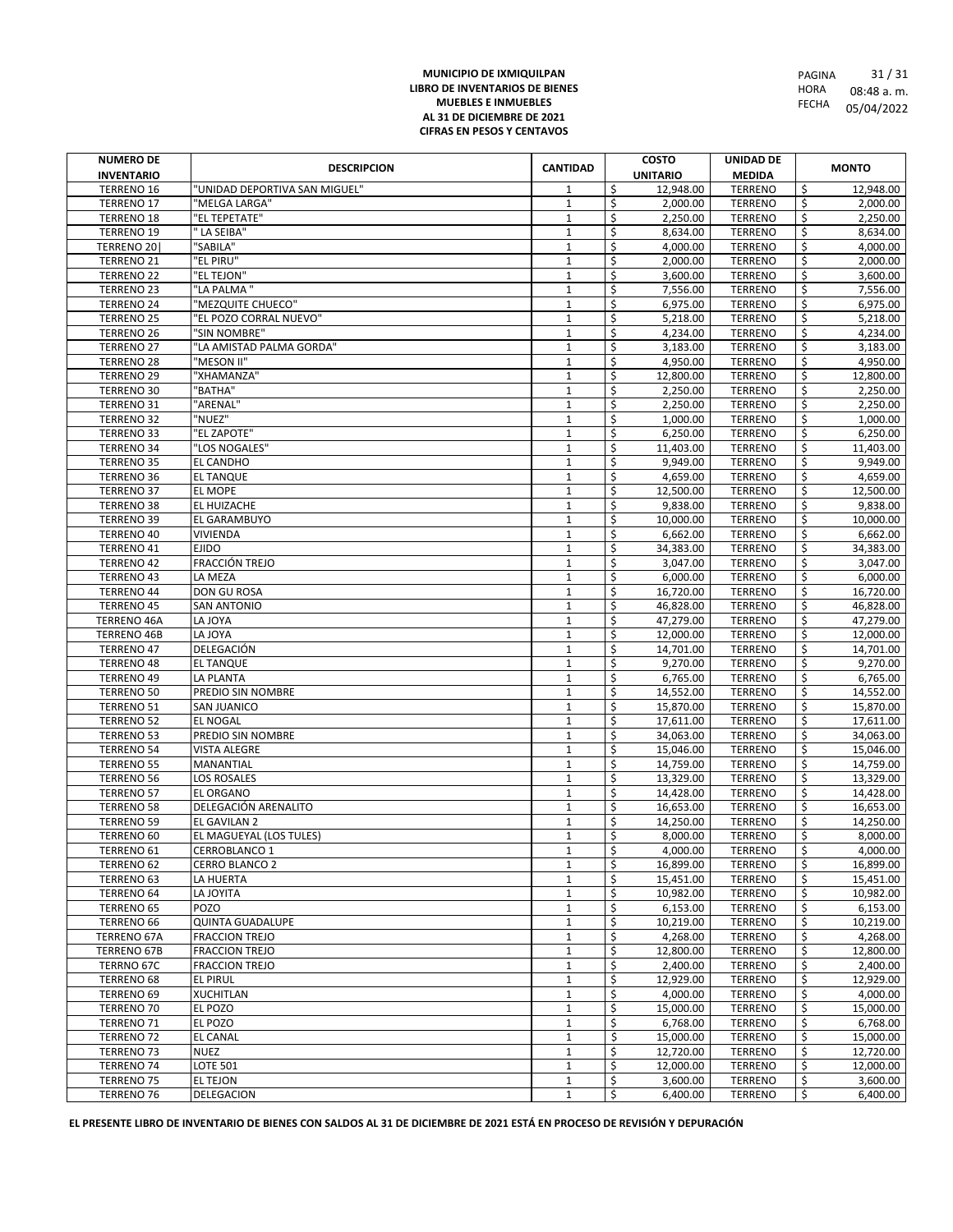**MUNICIPIO DE IXMIQUILPAN**
**LIBRO DE INVENTARIOS DE BIENES**
**MUEBLES E INMUEBLES**
**AL 31 DE DICIEMBRE DE 2021**
**CIFRAS EN PESOS Y CENTAVOS**

PAGINA 31 / 31
HORA 08:48 a. m.
FECHA 05/04/2022

| NUMERO DE INVENTARIO | DESCRIPCION | CANTIDAD | COSTO UNITARIO | UNIDAD DE MEDIDA | MONTO |
|---|---|---|---|---|---|
| TERRENO 16 | "UNIDAD DEPORTIVA SAN MIGUEL" | 1 | $ 12,948.00 | TERRENO | $ 12,948.00 |
| TERRENO 17 | "MELGA LARGA" | 1 | $ 2,000.00 | TERRENO | $ 2,000.00 |
| TERRENO 18 | "EL TEPETATE" | 1 | $ 2,250.00 | TERRENO | $ 2,250.00 |
| TERRENO 19 | " LA SEIBA" | 1 | $ 8,634.00 | TERRENO | $ 8,634.00 |
| TERRENO 20\| | "SABILA" | 1 | $ 4,000.00 | TERRENO | $ 4,000.00 |
| TERRENO 21 | "EL PIRU" | 1 | $ 2,000.00 | TERRENO | $ 2,000.00 |
| TERRENO 22 | "EL TEJON" | 1 | $ 3,600.00 | TERRENO | $ 3,600.00 |
| TERRENO 23 | "LA PALMA " | 1 | $ 7,556.00 | TERRENO | $ 7,556.00 |
| TERRENO 24 | "MEZQUITE CHUECO" | 1 | $ 6,975.00 | TERRENO | $ 6,975.00 |
| TERRENO 25 | "EL POZO CORRAL NUEVO" | 1 | $ 5,218.00 | TERRENO | $ 5,218.00 |
| TERRENO 26 | "SIN NOMBRE" | 1 | $ 4,234.00 | TERRENO | $ 4,234.00 |
| TERRENO 27 | "LA AMISTAD PALMA GORDA" | 1 | $ 3,183.00 | TERRENO | $ 3,183.00 |
| TERRENO 28 | "MESON II" | 1 | $ 4,950.00 | TERRENO | $ 4,950.00 |
| TERRENO 29 | "XHAMANZA" | 1 | $ 12,800.00 | TERRENO | $ 12,800.00 |
| TERRENO 30 | "BATHA" | 1 | $ 2,250.00 | TERRENO | $ 2,250.00 |
| TERRENO 31 | "ARENAL" | 1 | $ 2,250.00 | TERRENO | $ 2,250.00 |
| TERRENO 32 | "NUEZ" | 1 | $ 1,000.00 | TERRENO | $ 1,000.00 |
| TERRENO 33 | "EL ZAPOTE" | 1 | $ 6,250.00 | TERRENO | $ 6,250.00 |
| TERRENO 34 | "LOS NOGALES" | 1 | $ 11,403.00 | TERRENO | $ 11,403.00 |
| TERRENO 35 | EL CANDHO | 1 | $ 9,949.00 | TERRENO | $ 9,949.00 |
| TERRENO 36 | EL TANQUE | 1 | $ 4,659.00 | TERRENO | $ 4,659.00 |
| TERRENO 37 | EL MOPE | 1 | $ 12,500.00 | TERRENO | $ 12,500.00 |
| TERRENO 38 | EL HUIZACHE | 1 | $ 9,838.00 | TERRENO | $ 9,838.00 |
| TERRENO 39 | EL GARAMBUYO | 1 | $ 10,000.00 | TERRENO | $ 10,000.00 |
| TERRENO 40 | VIVIENDA | 1 | $ 6,662.00 | TERRENO | $ 6,662.00 |
| TERRENO 41 | EJIDO | 1 | $ 34,383.00 | TERRENO | $ 34,383.00 |
| TERRENO 42 | FRACCIÓN TREJO | 1 | $ 3,047.00 | TERRENO | $ 3,047.00 |
| TERRENO 43 | LA MEZA | 1 | $ 6,000.00 | TERRENO | $ 6,000.00 |
| TERRENO 44 | DON GU ROSA | 1 | $ 16,720.00 | TERRENO | $ 16,720.00 |
| TERRENO 45 | SAN ANTONIO | 1 | $ 46,828.00 | TERRENO | $ 46,828.00 |
| TERRENO 46A | LA JOYA | 1 | $ 47,279.00 | TERRENO | $ 47,279.00 |
| TERRENO 46B | LA JOYA | 1 | $ 12,000.00 | TERRENO | $ 12,000.00 |
| TERRENO 47 | DELEGACIÓN | 1 | $ 14,701.00 | TERRENO | $ 14,701.00 |
| TERRENO 48 | EL TANQUE | 1 | $ 9,270.00 | TERRENO | $ 9,270.00 |
| TERRENO 49 | LA PLANTA | 1 | $ 6,765.00 | TERRENO | $ 6,765.00 |
| TERRENO 50 | PREDIO SIN NOMBRE | 1 | $ 14,552.00 | TERRENO | $ 14,552.00 |
| TERRENO 51 | SAN JUANICO | 1 | $ 15,870.00 | TERRENO | $ 15,870.00 |
| TERRENO 52 | EL NOGAL | 1 | $ 17,611.00 | TERRENO | $ 17,611.00 |
| TERRENO 53 | PREDIO SIN NOMBRE | 1 | $ 34,063.00 | TERRENO | $ 34,063.00 |
| TERRENO 54 | VISTA ALEGRE | 1 | $ 15,046.00 | TERRENO | $ 15,046.00 |
| TERRENO 55 | MANANTIAL | 1 | $ 14,759.00 | TERRENO | $ 14,759.00 |
| TERRENO 56 | LOS ROSALES | 1 | $ 13,329.00 | TERRENO | $ 13,329.00 |
| TERRENO 57 | EL ORGANO | 1 | $ 14,428.00 | TERRENO | $ 14,428.00 |
| TERRENO 58 | DELEGACIÓN ARENALITO | 1 | $ 16,653.00 | TERRENO | $ 16,653.00 |
| TERRENO 59 | EL GAVILAN 2 | 1 | $ 14,250.00 | TERRENO | $ 14,250.00 |
| TERRENO 60 | EL MAGUEYAL (LOS TULES) | 1 | $ 8,000.00 | TERRENO | $ 8,000.00 |
| TERRENO 61 | CERROBLANCO 1 | 1 | $ 4,000.00 | TERRENO | $ 4,000.00 |
| TERRENO 62 | CERRO BLANCO 2 | 1 | $ 16,899.00 | TERRENO | $ 16,899.00 |
| TERRENO 63 | LA HUERTA | 1 | $ 15,451.00 | TERRENO | $ 15,451.00 |
| TERRENO 64 | LA JOYITA | 1 | $ 10,982.00 | TERRENO | $ 10,982.00 |
| TERRENO 65 | POZO | 1 | $ 6,153.00 | TERRENO | $ 6,153.00 |
| TERRENO 66 | QUINTA GUADALUPE | 1 | $ 10,219.00 | TERRENO | $ 10,219.00 |
| TERRENO 67A | FRACCION TREJO | 1 | $ 4,268.00 | TERRENO | $ 4,268.00 |
| TERRENO 67B | FRACCION TREJO | 1 | $ 12,800.00 | TERRENO | $ 12,800.00 |
| TERRNO 67C | FRACCION TREJO | 1 | $ 2,400.00 | TERRENO | $ 2,400.00 |
| TERRENO 68 | EL PIRUL | 1 | $ 12,929.00 | TERRENO | $ 12,929.00 |
| TERRENO 69 | XUCHITLAN | 1 | $ 4,000.00 | TERRENO | $ 4,000.00 |
| TERRENO 70 | EL POZO | 1 | $ 15,000.00 | TERRENO | $ 15,000.00 |
| TERRENO 71 | EL POZO | 1 | $ 6,768.00 | TERRENO | $ 6,768.00 |
| TERRENO 72 | EL CANAL | 1 | $ 15,000.00 | TERRENO | $ 15,000.00 |
| TERRENO 73 | NUEZ | 1 | $ 12,720.00 | TERRENO | $ 12,720.00 |
| TERRENO 74 | LOTE 501 | 1 | $ 12,000.00 | TERRENO | $ 12,000.00 |
| TERRENO 75 | EL TEJON | 1 | $ 3,600.00 | TERRENO | $ 3,600.00 |
| TERRENO 76 | DELEGACION | 1 | $ 6,400.00 | TERRENO | $ 6,400.00 |

**EL PRESENTE LIBRO DE INVENTARIO DE BIENES CON SALDOS AL 31 DE DICIEMBRE DE 2021 ESTÁ EN PROCESO DE REVISIÓN Y DEPURACIÓN**